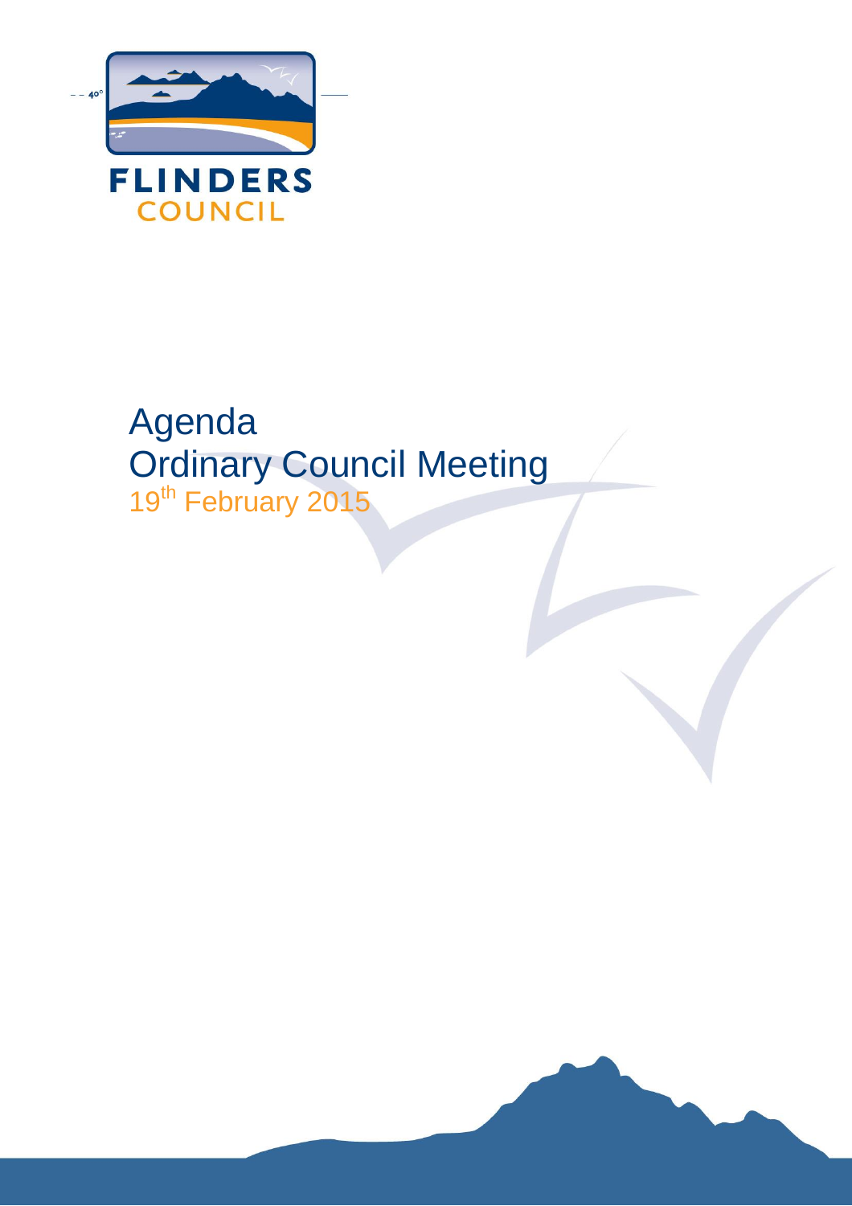FLINDERS COUNCIL

# Agenda
# Ordinary Council Meeting
## 19th February 2015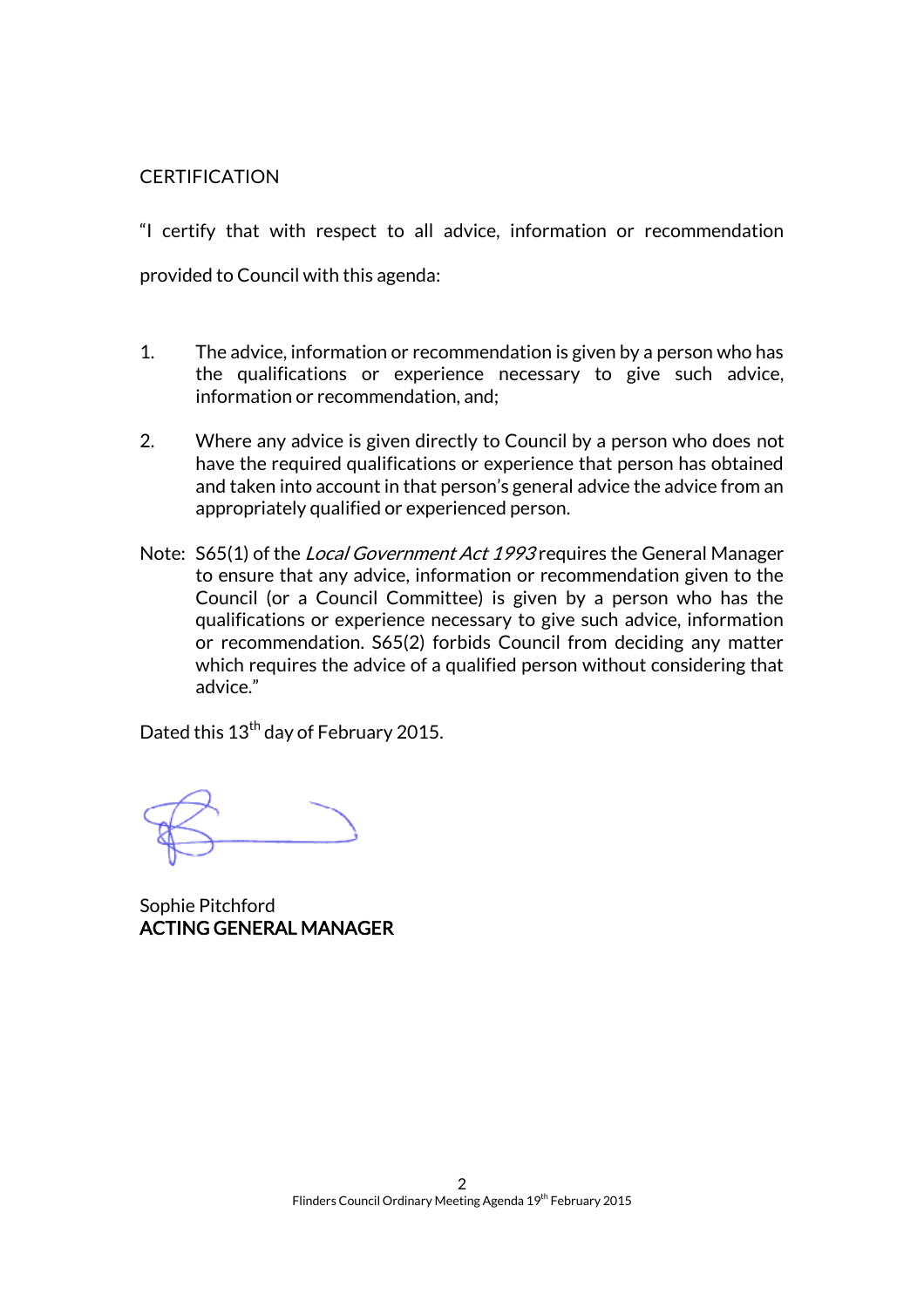## CERTIFICATION

"I certify that with respect to all advice, information or recommendation provided to Council with this agenda:

1. The advice, information or recommendation is given by a person who has the qualifications or experience necessary to give such advice, information or recommendation, and;

2. Where any advice is given directly to Council by a person who does not have the required qualifications or experience that person has obtained and taken into account in that person's general advice the advice from an appropriately qualified or experienced person.

Note: S65(1) of the *Local Government Act 1993* requires the General Manager to ensure that any advice, information or recommendation given to the Council (or a Council Committee) is given by a person who has the qualifications or experience necessary to give such advice, information or recommendation. S65(2) forbids Council from deciding any matter which requires the advice of a qualified person without considering that advice."

Dated this 13th day of February 2015.

Sophie Pitchford
**ACTING GENERAL MANAGER**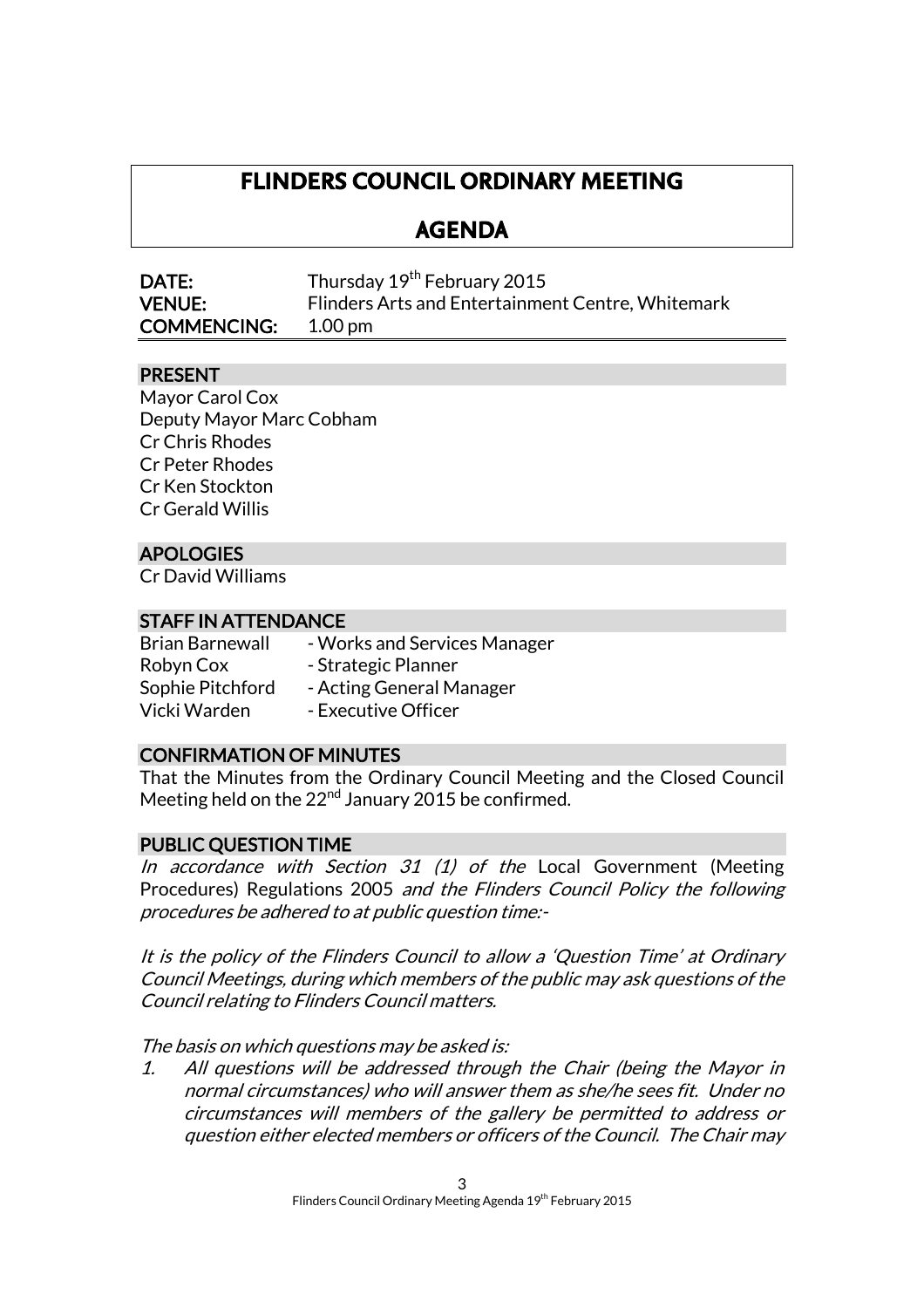# FLINDERS COUNCIL ORDINARY MEETING

# AGENDA

| | |
|---|---|
| **DATE:** | Thursday 19th February 2015 |
| **VENUE:** | Flinders Arts and Entertainment Centre, Whitemark |
| **COMMENCING:** | 1.00 pm |

## PRESENT

Mayor Carol Cox
Deputy Mayor Marc Cobham
Cr Chris Rhodes
Cr Peter Rhodes
Cr Ken Stockton
Cr Gerald Willis

## APOLOGIES

Cr David Williams

## STAFF IN ATTENDANCE

| | |
|---|---|
| Brian Barnewall | - Works and Services Manager |
| Robyn Cox | - Strategic Planner |
| Sophie Pitchford | - Acting General Manager |
| Vicki Warden | - Executive Officer |

## CONFIRMATION OF MINUTES

That the Minutes from the Ordinary Council Meeting and the Closed Council Meeting held on the 22nd January 2015 be confirmed.

## PUBLIC QUESTION TIME

*In accordance with Section 31 (1) of the* Local Government (Meeting Procedures) Regulations 2005 *and the Flinders Council Policy the following procedures be adhered to at public question time:-*

*It is the policy of the Flinders Council to allow a 'Question Time' at Ordinary Council Meetings, during which members of the public may ask questions of the Council relating to Flinders Council matters.*

*The basis on which questions may be asked is:*

1. *All questions will be addressed through the Chair (being the Mayor in normal circumstances) who will answer them as she/he sees fit. Under no circumstances will members of the gallery be permitted to address or question either elected members or officers of the Council. The Chair may*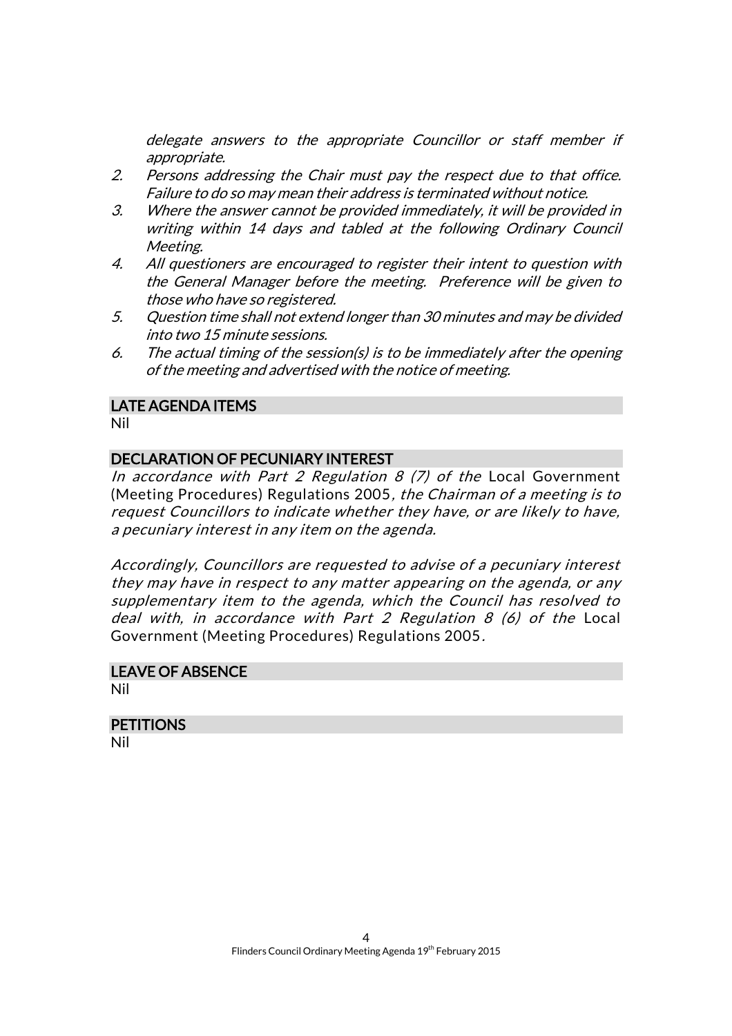*delegate answers to the appropriate Councillor or staff member if appropriate.*

2. *Persons addressing the Chair must pay the respect due to that office. Failure to do so may mean their address is terminated without notice.*
3. *Where the answer cannot be provided immediately, it will be provided in writing within 14 days and tabled at the following Ordinary Council Meeting.*
4. *All questioners are encouraged to register their intent to question with the General Manager before the meeting. Preference will be given to those who have so registered.*
5. *Question time shall not extend longer than 30 minutes and may be divided into two 15 minute sessions.*
6. *The actual timing of the session(s) is to be immediately after the opening of the meeting and advertised with the notice of meeting.*

## LATE AGENDA ITEMS

Nil

## DECLARATION OF PECUNIARY INTEREST

*In accordance with Part 2 Regulation 8 (7) of the* Local Government (Meeting Procedures) Regulations 2005*, the Chairman of a meeting is to request Councillors to indicate whether they have, or are likely to have, a pecuniary interest in any item on the agenda.*

*Accordingly, Councillors are requested to advise of a pecuniary interest they may have in respect to any matter appearing on the agenda, or any supplementary item to the agenda, which the Council has resolved to deal with, in accordance with Part 2 Regulation 8 (6) of the* Local Government (Meeting Procedures) Regulations 2005*.*

## LEAVE OF ABSENCE

Nil

## PETITIONS

Nil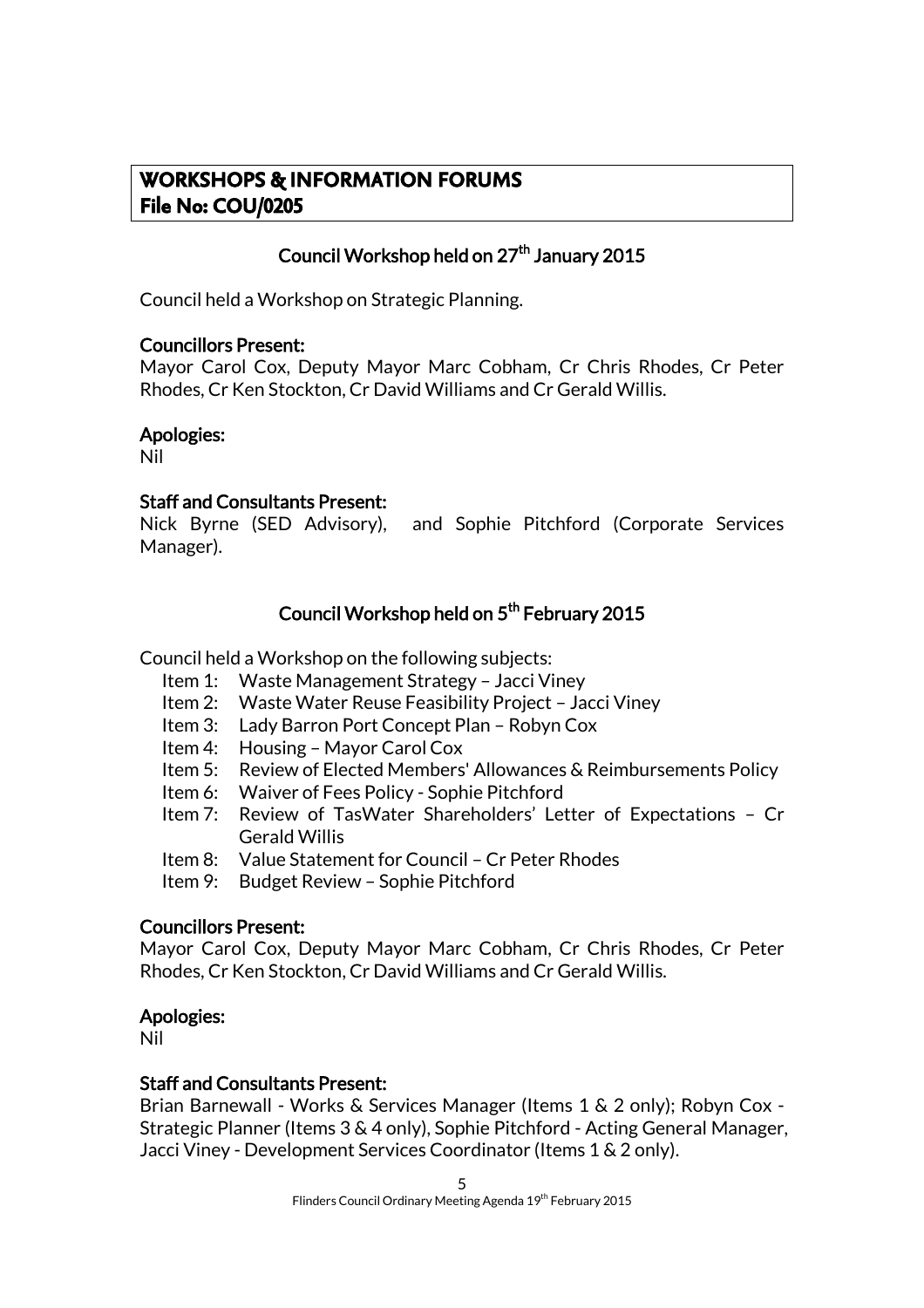## WORKSHOPS & INFORMATION FORUMS
## File No: COU/0205

### Council Workshop held on 27th January 2015

Council held a Workshop on Strategic Planning.

**Councillors Present:**
Mayor Carol Cox, Deputy Mayor Marc Cobham, Cr Chris Rhodes, Cr Peter Rhodes, Cr Ken Stockton, Cr David Williams and Cr Gerald Willis.

**Apologies:**
Nil

**Staff and Consultants Present:**
Nick Byrne (SED Advisory), and Sophie Pitchford (Corporate Services Manager).

### Council Workshop held on 5th February 2015

Council held a Workshop on the following subjects:

- Item 1: Waste Management Strategy – Jacci Viney
- Item 2: Waste Water Reuse Feasibility Project – Jacci Viney
- Item 3: Lady Barron Port Concept Plan – Robyn Cox
- Item 4: Housing – Mayor Carol Cox
- Item 5: Review of Elected Members' Allowances & Reimbursements Policy
- Item 6: Waiver of Fees Policy - Sophie Pitchford
- Item 7: Review of TasWater Shareholders' Letter of Expectations – Cr Gerald Willis
- Item 8: Value Statement for Council – Cr Peter Rhodes
- Item 9: Budget Review – Sophie Pitchford

**Councillors Present:**
Mayor Carol Cox, Deputy Mayor Marc Cobham, Cr Chris Rhodes, Cr Peter Rhodes, Cr Ken Stockton, Cr David Williams and Cr Gerald Willis.

**Apologies:**
Nil

**Staff and Consultants Present:**
Brian Barnewall - Works & Services Manager (Items 1 & 2 only); Robyn Cox - Strategic Planner (Items 3 & 4 only), Sophie Pitchford - Acting General Manager, Jacci Viney - Development Services Coordinator (Items 1 & 2 only).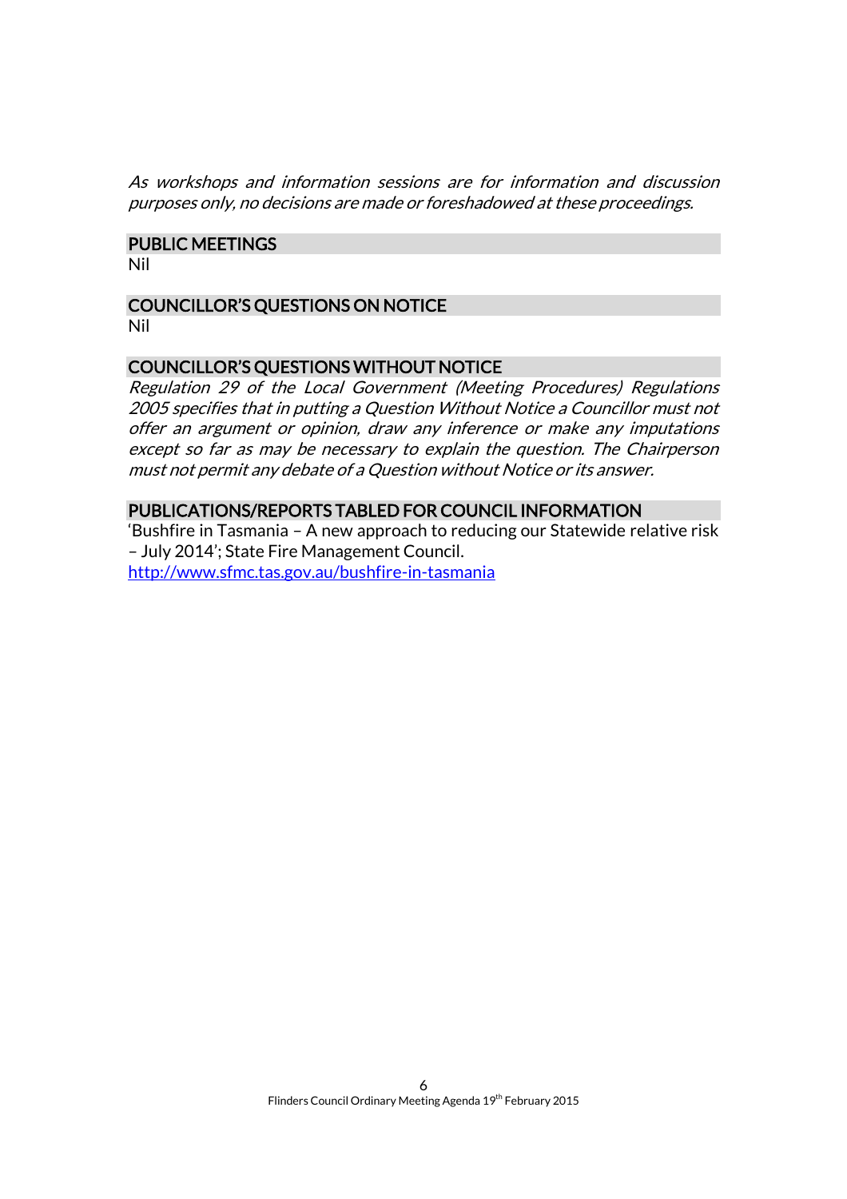*As workshops and information sessions are for information and discussion purposes only, no decisions are made or foreshadowed at these proceedings.*

## PUBLIC MEETINGS

Nil

## COUNCILLOR'S QUESTIONS ON NOTICE

Nil

## COUNCILLOR'S QUESTIONS WITHOUT NOTICE

*Regulation 29 of the Local Government (Meeting Procedures) Regulations 2005 specifies that in putting a Question Without Notice a Councillor must not offer an argument or opinion, draw any inference or make any imputations except so far as may be necessary to explain the question. The Chairperson must not permit any debate of a Question without Notice or its answer.*

## PUBLICATIONS/REPORTS TABLED FOR COUNCIL INFORMATION

'Bushfire in Tasmania – A new approach to reducing our Statewide relative risk – July 2014'; State Fire Management Council.
http://www.sfmc.tas.gov.au/bushfire-in-tasmania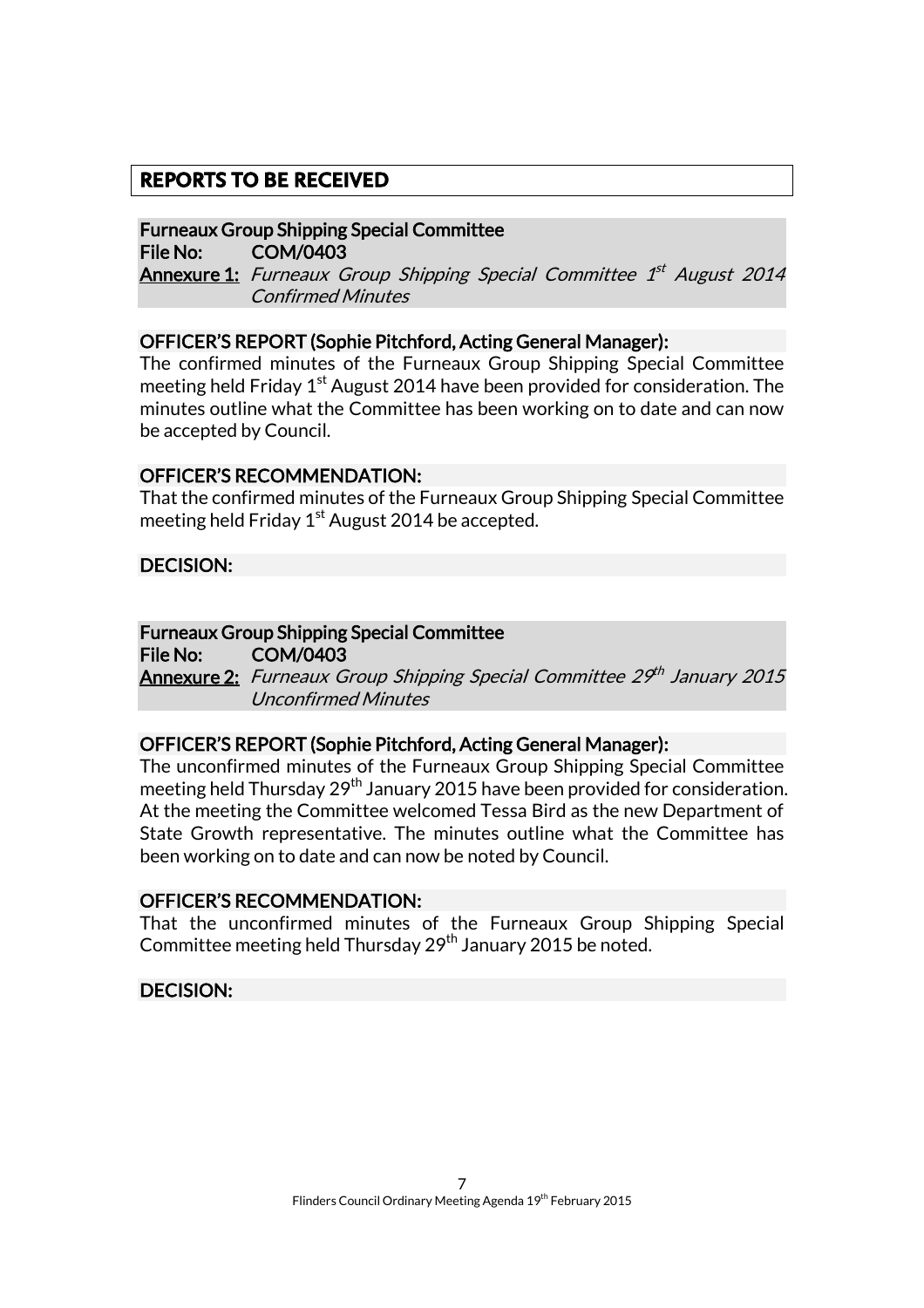## REPORTS TO BE RECEIVED

**Furneaux Group Shipping Special Committee**
**File No: COM/0403**
**Annexure 1:** *Furneaux Group Shipping Special Committee 1st August 2014 Confirmed Minutes*

**OFFICER'S REPORT (Sophie Pitchford, Acting General Manager):**
The confirmed minutes of the Furneaux Group Shipping Special Committee meeting held Friday 1st August 2014 have been provided for consideration. The minutes outline what the Committee has been working on to date and can now be accepted by Council.

**OFFICER'S RECOMMENDATION:**
That the confirmed minutes of the Furneaux Group Shipping Special Committee meeting held Friday 1st August 2014 be accepted.

**DECISION:**

**Furneaux Group Shipping Special Committee**
**File No: COM/0403**
**Annexure 2:** *Furneaux Group Shipping Special Committee 29th January 2015 Unconfirmed Minutes*

**OFFICER'S REPORT (Sophie Pitchford, Acting General Manager):**
The unconfirmed minutes of the Furneaux Group Shipping Special Committee meeting held Thursday 29th January 2015 have been provided for consideration. At the meeting the Committee welcomed Tessa Bird as the new Department of State Growth representative. The minutes outline what the Committee has been working on to date and can now be noted by Council.

**OFFICER'S RECOMMENDATION:**
That the unconfirmed minutes of the Furneaux Group Shipping Special Committee meeting held Thursday 29th January 2015 be noted.

**DECISION:**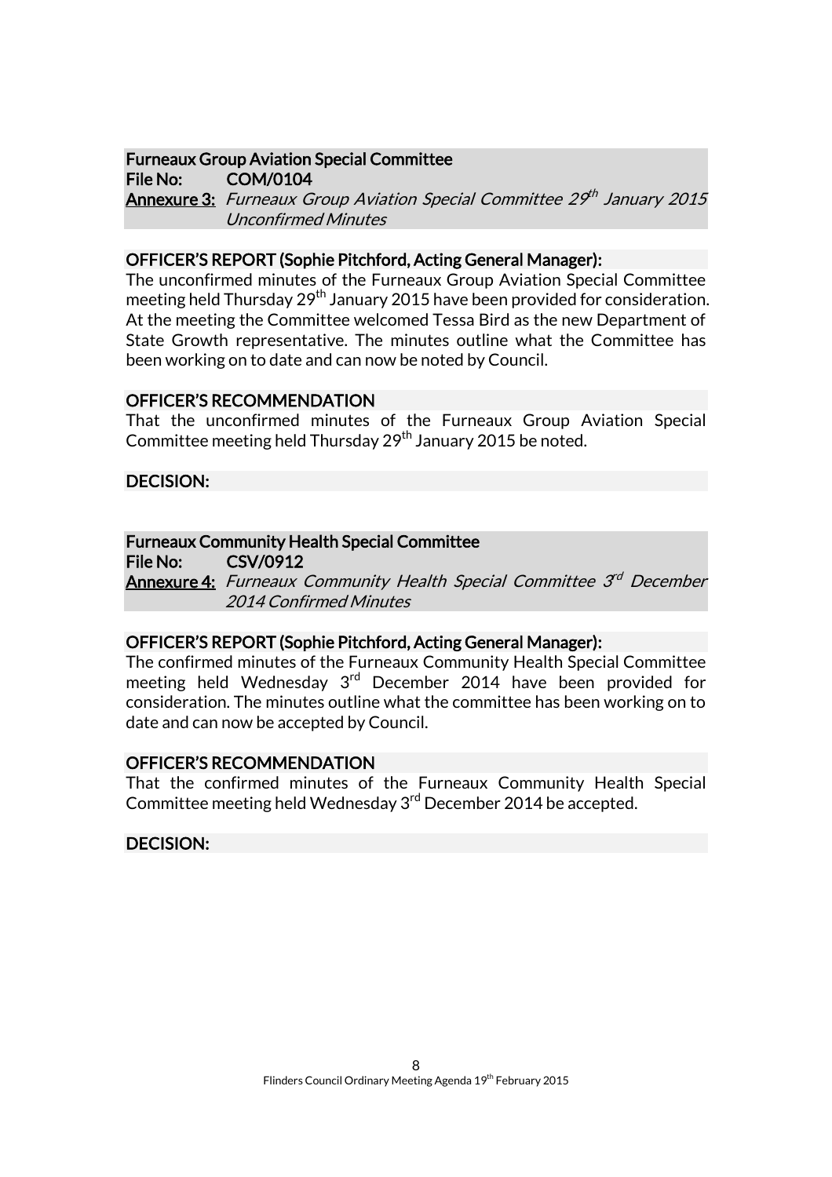## Furneaux Group Aviation Special Committee

**File No:** COM/0104

**Annexure 3:** *Furneaux Group Aviation Special Committee 29th January 2015 Unconfirmed Minutes*

### OFFICER'S REPORT (Sophie Pitchford, Acting General Manager):

The unconfirmed minutes of the Furneaux Group Aviation Special Committee meeting held Thursday 29th January 2015 have been provided for consideration. At the meeting the Committee welcomed Tessa Bird as the new Department of State Growth representative. The minutes outline what the Committee has been working on to date and can now be noted by Council.

### OFFICER'S RECOMMENDATION

That the unconfirmed minutes of the Furneaux Group Aviation Special Committee meeting held Thursday 29th January 2015 be noted.

### DECISION:

## Furneaux Community Health Special Committee

**File No:** CSV/0912

**Annexure 4:** *Furneaux Community Health Special Committee 3rd December 2014 Confirmed Minutes*

### OFFICER'S REPORT (Sophie Pitchford, Acting General Manager):

The confirmed minutes of the Furneaux Community Health Special Committee meeting held Wednesday 3rd December 2014 have been provided for consideration. The minutes outline what the committee has been working on to date and can now be accepted by Council.

### OFFICER'S RECOMMENDATION

That the confirmed minutes of the Furneaux Community Health Special Committee meeting held Wednesday 3rd December 2014 be accepted.

### DECISION: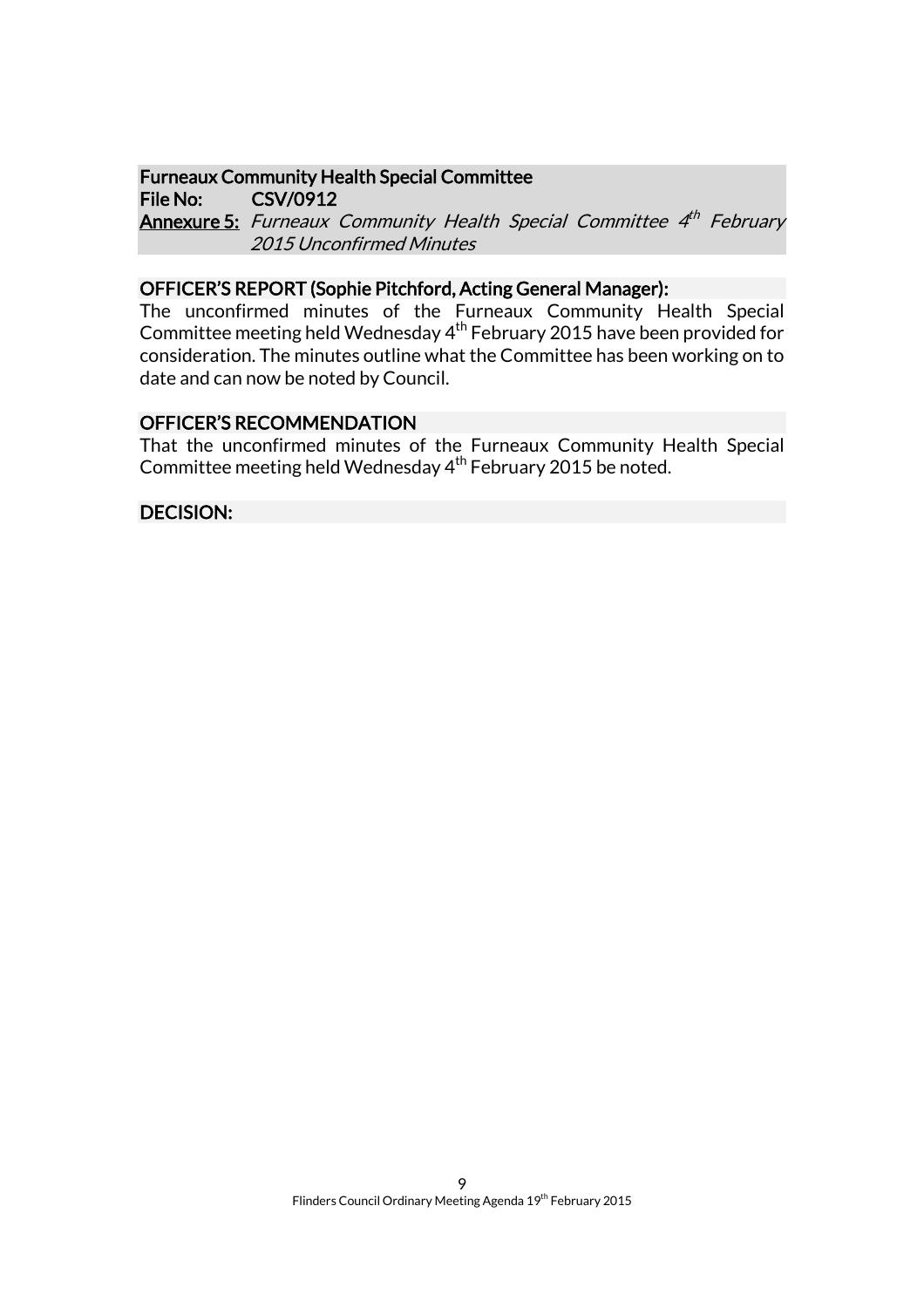## Furneaux Community Health Special Committee

**File No:** CSV/0912

**Annexure 5:** *Furneaux Community Health Special Committee 4th February 2015 Unconfirmed Minutes*

### OFFICER'S REPORT (Sophie Pitchford, Acting General Manager):

The unconfirmed minutes of the Furneaux Community Health Special Committee meeting held Wednesday 4th February 2015 have been provided for consideration. The minutes outline what the Committee has been working on to date and can now be noted by Council.

### OFFICER'S RECOMMENDATION

That the unconfirmed minutes of the Furneaux Community Health Special Committee meeting held Wednesday 4th February 2015 be noted.

### DECISION: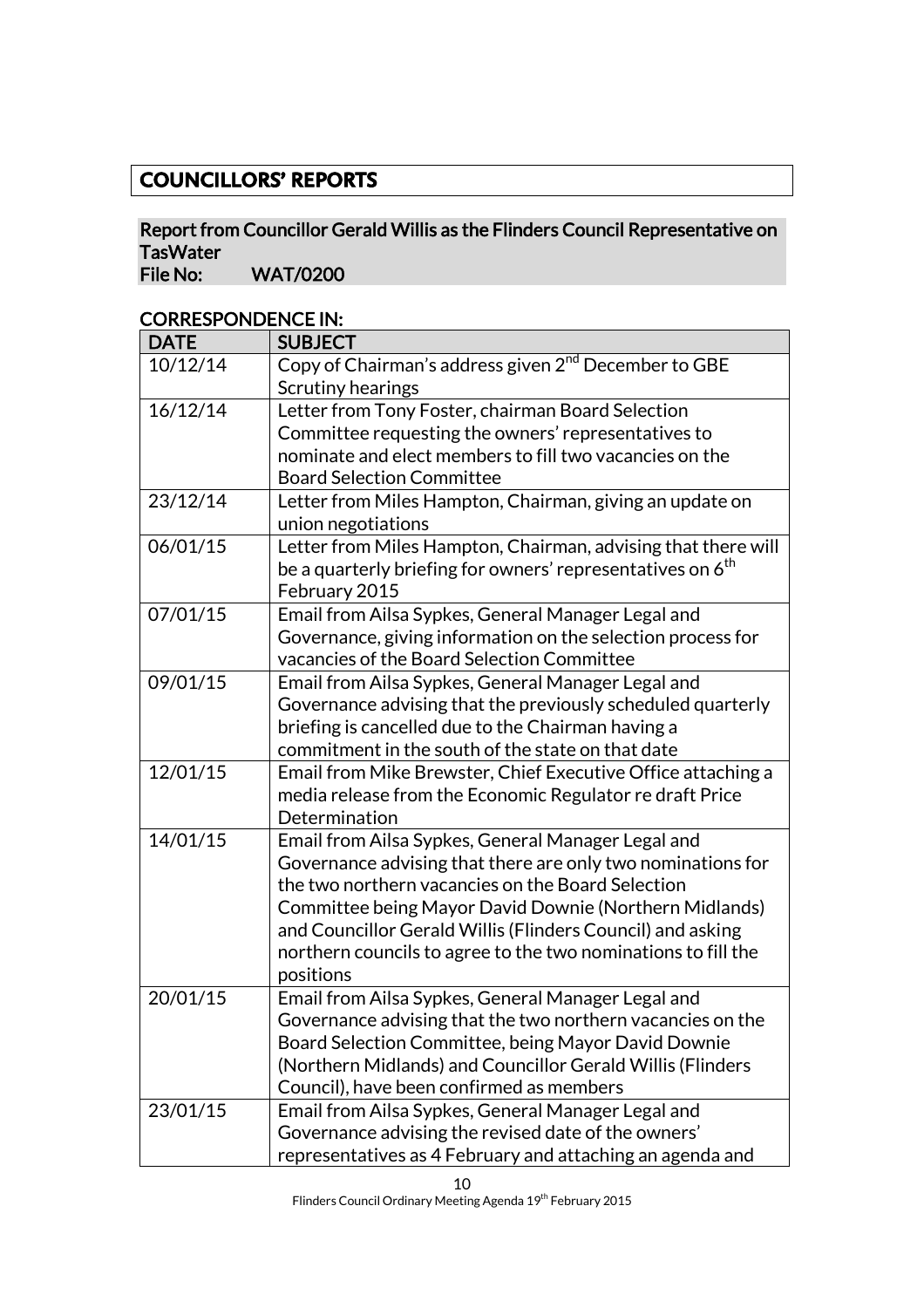# COUNCILLORS' REPORTS

**Report from Councillor Gerald Willis as the Flinders Council Representative on TasWater**
**File No: WAT/0200**

## CORRESPONDENCE IN:

| DATE | SUBJECT |
|---|---|
| 10/12/14 | Copy of Chairman's address given 2nd December to GBE Scrutiny hearings |
| 16/12/14 | Letter from Tony Foster, chairman Board Selection Committee requesting the owners' representatives to nominate and elect members to fill two vacancies on the Board Selection Committee |
| 23/12/14 | Letter from Miles Hampton, Chairman, giving an update on union negotiations |
| 06/01/15 | Letter from Miles Hampton, Chairman, advising that there will be a quarterly briefing for owners' representatives on 6th February 2015 |
| 07/01/15 | Email from Ailsa Sypkes, General Manager Legal and Governance, giving information on the selection process for vacancies of the Board Selection Committee |
| 09/01/15 | Email from Ailsa Sypkes, General Manager Legal and Governance advising that the previously scheduled quarterly briefing is cancelled due to the Chairman having a commitment in the south of the state on that date |
| 12/01/15 | Email from Mike Brewster, Chief Executive Office attaching a media release from the Economic Regulator re draft Price Determination |
| 14/01/15 | Email from Ailsa Sypkes, General Manager Legal and Governance advising that there are only two nominations for the two northern vacancies on the Board Selection Committee being Mayor David Downie (Northern Midlands) and Councillor Gerald Willis (Flinders Council) and asking northern councils to agree to the two nominations to fill the positions |
| 20/01/15 | Email from Ailsa Sypkes, General Manager Legal and Governance advising that the two northern vacancies on the Board Selection Committee, being Mayor David Downie (Northern Midlands) and Councillor Gerald Willis (Flinders Council), have been confirmed as members |
| 23/01/15 | Email from Ailsa Sypkes, General Manager Legal and Governance advising the revised date of the owners' representatives as 4 February and attaching an agenda and |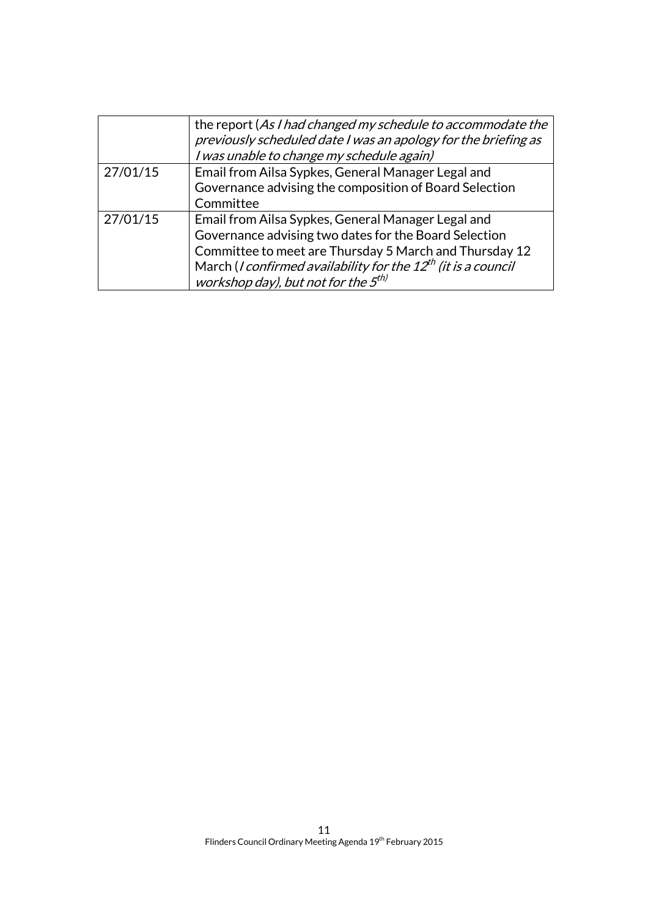| | |
|---|---|
| | the report (*As I had changed my schedule to accommodate the previously scheduled date I was an apology for the briefing as I was unable to change my schedule again)* |
| 27/01/15 | Email from Ailsa Sypkes, General Manager Legal and Governance advising the composition of Board Selection Committee |
| 27/01/15 | Email from Ailsa Sypkes, General Manager Legal and Governance advising two dates for the Board Selection Committee to meet are Thursday 5 March and Thursday 12 March (*I confirmed availability for the 12th (it is a council workshop day), but not for the 5th)* |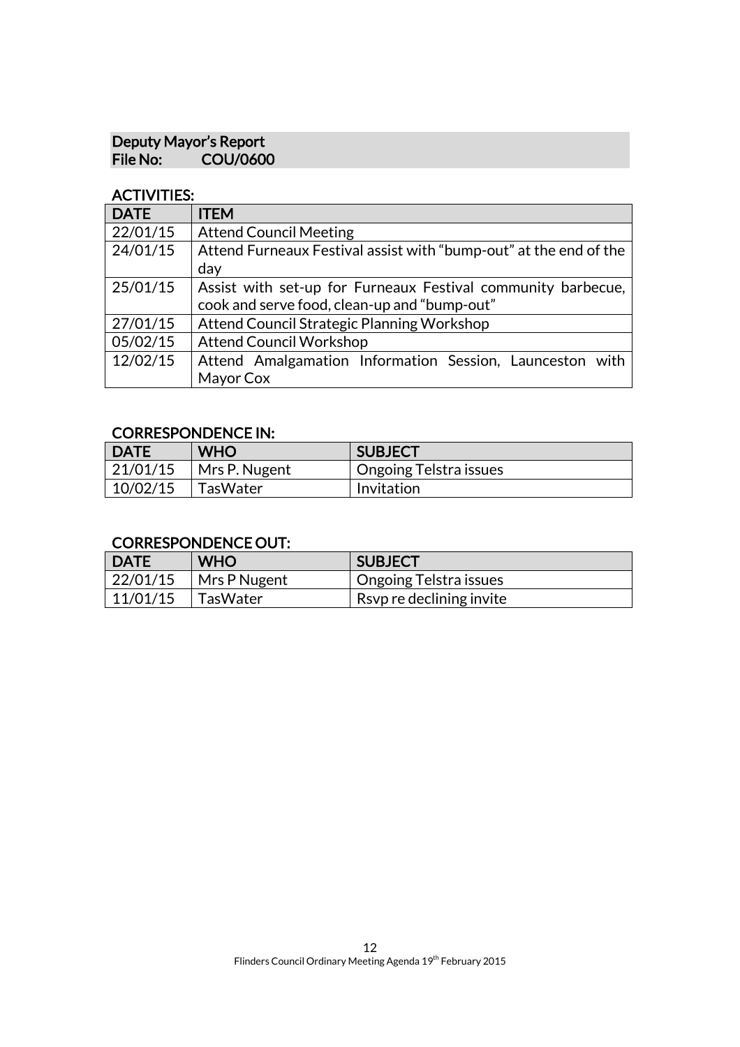## Deputy Mayor's Report
**File No: COU/0600**

### ACTIVITIES:

| DATE | ITEM |
| --- | --- |
| 22/01/15 | Attend Council Meeting |
| 24/01/15 | Attend Furneaux Festival assist with "bump-out" at the end of the day |
| 25/01/15 | Assist with set-up for Furneaux Festival community barbecue, cook and serve food, clean-up and "bump-out" |
| 27/01/15 | Attend Council Strategic Planning Workshop |
| 05/02/15 | Attend Council Workshop |
| 12/02/15 | Attend Amalgamation Information Session, Launceston with Mayor Cox |

### CORRESPONDENCE IN:

| DATE | WHO | SUBJECT |
| --- | --- | --- |
| 21/01/15 | Mrs P. Nugent | Ongoing Telstra issues |
| 10/02/15 | TasWater | Invitation |

### CORRESPONDENCE OUT:

| DATE | WHO | SUBJECT |
| --- | --- | --- |
| 22/01/15 | Mrs P Nugent | Ongoing Telstra issues |
| 11/01/15 | TasWater | Rsvp re declining invite |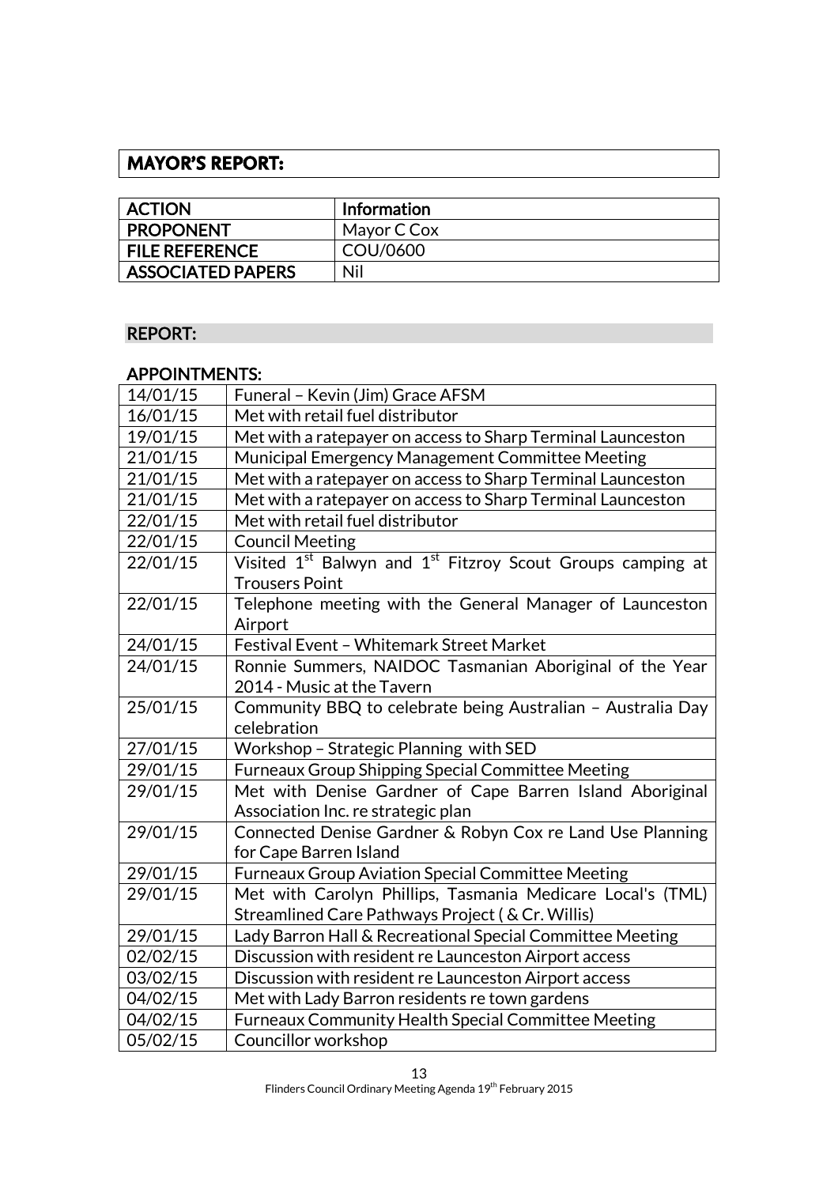## MAYOR'S REPORT:

| ACTION | Information |
|---|---|
| PROPONENT | Mayor C Cox |
| FILE REFERENCE | COU/0600 |
| ASSOCIATED PAPERS | Nil |

### REPORT:

### APPOINTMENTS:

| | |
|---|---|
| 14/01/15 | Funeral – Kevin (Jim) Grace AFSM |
| 16/01/15 | Met with retail fuel distributor |
| 19/01/15 | Met with a ratepayer on access to Sharp Terminal Launceston |
| 21/01/15 | Municipal Emergency Management Committee Meeting |
| 21/01/15 | Met with a ratepayer on access to Sharp Terminal Launceston |
| 21/01/15 | Met with a ratepayer on access to Sharp Terminal Launceston |
| 22/01/15 | Met with retail fuel distributor |
| 22/01/15 | Council Meeting |
| 22/01/15 | Visited 1st Balwyn and 1st Fitzroy Scout Groups camping at Trousers Point |
| 22/01/15 | Telephone meeting with the General Manager of Launceston Airport |
| 24/01/15 | Festival Event – Whitemark Street Market |
| 24/01/15 | Ronnie Summers, NAIDOC Tasmanian Aboriginal of the Year 2014 - Music at the Tavern |
| 25/01/15 | Community BBQ to celebrate being Australian – Australia Day celebration |
| 27/01/15 | Workshop – Strategic Planning with SED |
| 29/01/15 | Furneaux Group Shipping Special Committee Meeting |
| 29/01/15 | Met with Denise Gardner of Cape Barren Island Aboriginal Association Inc. re strategic plan |
| 29/01/15 | Connected Denise Gardner & Robyn Cox re Land Use Planning for Cape Barren Island |
| 29/01/15 | Furneaux Group Aviation Special Committee Meeting |
| 29/01/15 | Met with Carolyn Phillips, Tasmania Medicare Local's (TML) Streamlined Care Pathways Project ( & Cr. Willis) |
| 29/01/15 | Lady Barron Hall & Recreational Special Committee Meeting |
| 02/02/15 | Discussion with resident re Launceston Airport access |
| 03/02/15 | Discussion with resident re Launceston Airport access |
| 04/02/15 | Met with Lady Barron residents re town gardens |
| 04/02/15 | Furneaux Community Health Special Committee Meeting |
| 05/02/15 | Councillor workshop |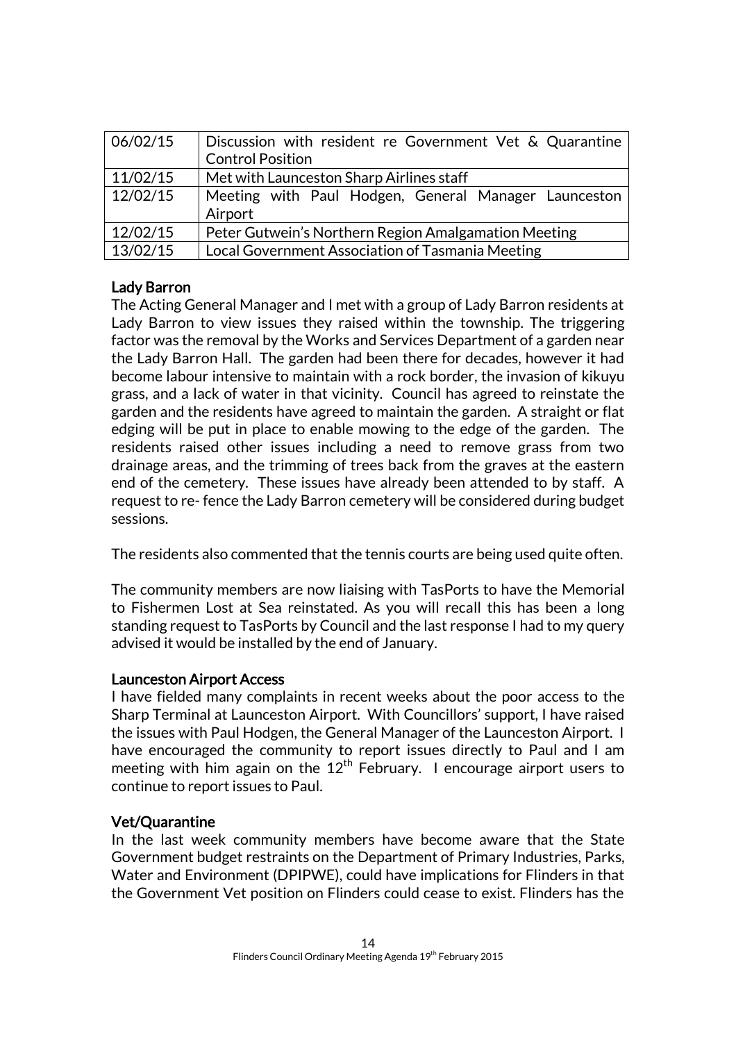| | |
|---|---|
| 06/02/15 | Discussion with resident re Government Vet & Quarantine Control Position |
| 11/02/15 | Met with Launceston Sharp Airlines staff |
| 12/02/15 | Meeting with Paul Hodgen, General Manager Launceston Airport |
| 12/02/15 | Peter Gutwein's Northern Region Amalgamation Meeting |
| 13/02/15 | Local Government Association of Tasmania Meeting |

**Lady Barron**

The Acting General Manager and I met with a group of Lady Barron residents at Lady Barron to view issues they raised within the township. The triggering factor was the removal by the Works and Services Department of a garden near the Lady Barron Hall. The garden had been there for decades, however it had become labour intensive to maintain with a rock border, the invasion of kikuyu grass, and a lack of water in that vicinity. Council has agreed to reinstate the garden and the residents have agreed to maintain the garden. A straight or flat edging will be put in place to enable mowing to the edge of the garden. The residents raised other issues including a need to remove grass from two drainage areas, and the trimming of trees back from the graves at the eastern end of the cemetery. These issues have already been attended to by staff. A request to re- fence the Lady Barron cemetery will be considered during budget sessions.

The residents also commented that the tennis courts are being used quite often.

The community members are now liaising with TasPorts to have the Memorial to Fishermen Lost at Sea reinstated. As you will recall this has been a long standing request to TasPorts by Council and the last response I had to my query advised it would be installed by the end of January.

**Launceston Airport Access**

I have fielded many complaints in recent weeks about the poor access to the Sharp Terminal at Launceston Airport. With Councillors' support, I have raised the issues with Paul Hodgen, the General Manager of the Launceston Airport. I have encouraged the community to report issues directly to Paul and I am meeting with him again on the 12th February. I encourage airport users to continue to report issues to Paul.

**Vet/Quarantine**

In the last week community members have become aware that the State Government budget restraints on the Department of Primary Industries, Parks, Water and Environment (DPIPWE), could have implications for Flinders in that the Government Vet position on Flinders could cease to exist. Flinders has the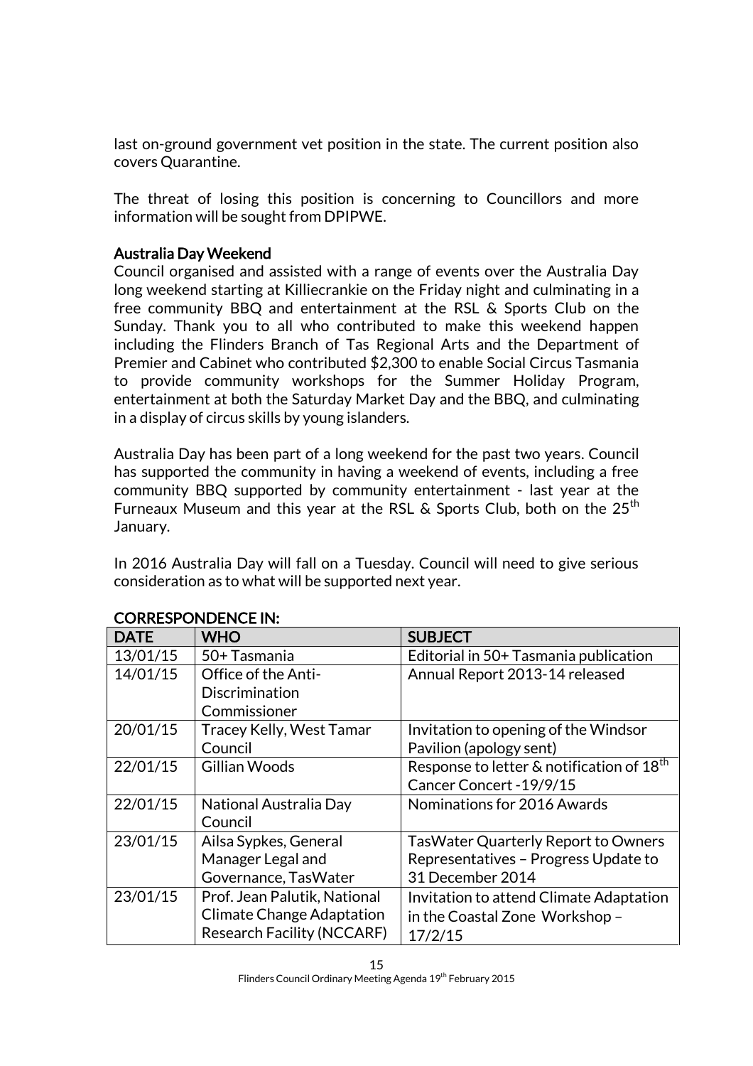last on-ground government vet position in the state. The current position also covers Quarantine.

The threat of losing this position is concerning to Councillors and more information will be sought from DPIPWE.

### Australia Day Weekend

Council organised and assisted with a range of events over the Australia Day long weekend starting at Killiecrankie on the Friday night and culminating in a free community BBQ and entertainment at the RSL & Sports Club on the Sunday. Thank you to all who contributed to make this weekend happen including the Flinders Branch of Tas Regional Arts and the Department of Premier and Cabinet who contributed $2,300 to enable Social Circus Tasmania to provide community workshops for the Summer Holiday Program, entertainment at both the Saturday Market Day and the BBQ, and culminating in a display of circus skills by young islanders.

Australia Day has been part of a long weekend for the past two years. Council has supported the community in having a weekend of events, including a free community BBQ supported by community entertainment - last year at the Furneaux Museum and this year at the RSL & Sports Club, both on the 25th January.

In 2016 Australia Day will fall on a Tuesday. Council will need to give serious consideration as to what will be supported next year.

### CORRESPONDENCE IN:

| DATE | WHO | SUBJECT |
|---|---|---|
| 13/01/15 | 50+ Tasmania | Editorial in 50+ Tasmania publication |
| 14/01/15 | Office of the Anti-Discrimination Commissioner | Annual Report 2013-14 released |
| 20/01/15 | Tracey Kelly, West Tamar Council | Invitation to opening of the Windsor Pavilion (apology sent) |
| 22/01/15 | Gillian Woods | Response to letter & notification of 18th Cancer Concert -19/9/15 |
| 22/01/15 | National Australia Day Council | Nominations for 2016 Awards |
| 23/01/15 | Ailsa Sypkes, General Manager Legal and Governance, TasWater | TasWater Quarterly Report to Owners Representatives – Progress Update to 31 December 2014 |
| 23/01/15 | Prof. Jean Palutik, National Climate Change Adaptation Research Facility (NCCARF) | Invitation to attend Climate Adaptation in the Coastal Zone Workshop – 17/2/15 |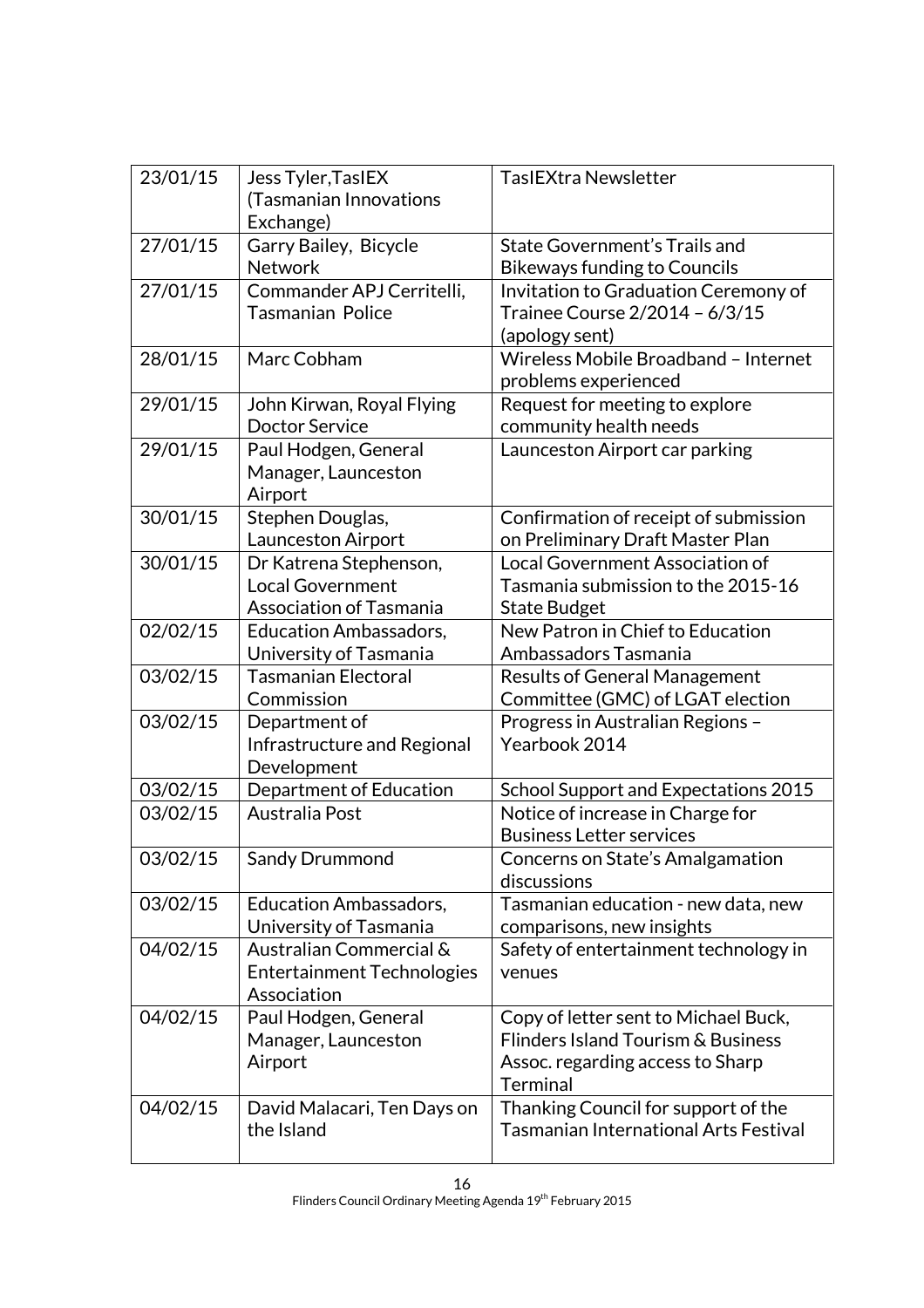| 23/01/15 | Jess Tyler,TasIEX (Tasmanian Innovations Exchange) | TasIEXtra Newsletter |
|---|---|---|
| 27/01/15 | Garry Bailey, Bicycle Network | State Government's Trails and Bikeways funding to Councils |
| 27/01/15 | Commander APJ Cerritelli, Tasmanian Police | Invitation to Graduation Ceremony of Trainee Course 2/2014 – 6/3/15 (apology sent) |
| 28/01/15 | Marc Cobham | Wireless Mobile Broadband – Internet problems experienced |
| 29/01/15 | John Kirwan, Royal Flying Doctor Service | Request for meeting to explore community health needs |
| 29/01/15 | Paul Hodgen, General Manager, Launceston Airport | Launceston Airport car parking |
| 30/01/15 | Stephen Douglas, Launceston Airport | Confirmation of receipt of submission on Preliminary Draft Master Plan |
| 30/01/15 | Dr Katrena Stephenson, Local Government Association of Tasmania | Local Government Association of Tasmania submission to the 2015-16 State Budget |
| 02/02/15 | Education Ambassadors, University of Tasmania | New Patron in Chief to Education Ambassadors Tasmania |
| 03/02/15 | Tasmanian Electoral Commission | Results of General Management Committee (GMC) of LGAT election |
| 03/02/15 | Department of Infrastructure and Regional Development | Progress in Australian Regions – Yearbook 2014 |
| 03/02/15 | Department of Education | School Support and Expectations 2015 |
| 03/02/15 | Australia Post | Notice of increase in Charge for Business Letter services |
| 03/02/15 | Sandy Drummond | Concerns on State's Amalgamation discussions |
| 03/02/15 | Education Ambassadors, University of Tasmania | Tasmanian education - new data, new comparisons, new insights |
| 04/02/15 | Australian Commercial & Entertainment Technologies Association | Safety of entertainment technology in venues |
| 04/02/15 | Paul Hodgen, General Manager, Launceston Airport | Copy of letter sent to Michael Buck, Flinders Island Tourism & Business Assoc. regarding access to Sharp Terminal |
| 04/02/15 | David Malacari, Ten Days on the Island | Thanking Council for support of the Tasmanian International Arts Festival |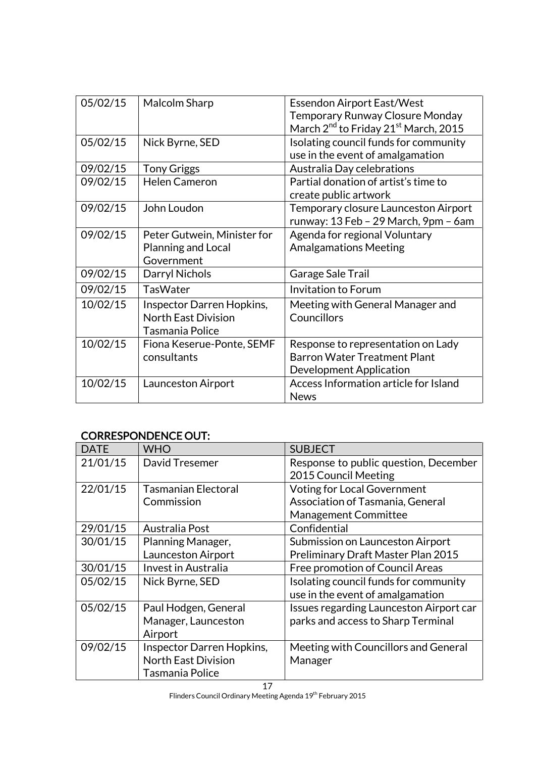| | | |
|---|---|---|
| 05/02/15 | Malcolm Sharp | Essendon Airport East/West Temporary Runway Closure Monday March 2nd to Friday 21st March, 2015 |
| 05/02/15 | Nick Byrne, SED | Isolating council funds for community use in the event of amalgamation |
| 09/02/15 | Tony Griggs | Australia Day celebrations |
| 09/02/15 | Helen Cameron | Partial donation of artist's time to create public artwork |
| 09/02/15 | John Loudon | Temporary closure Launceston Airport runway: 13 Feb – 29 March, 9pm – 6am |
| 09/02/15 | Peter Gutwein, Minister for Planning and Local Government | Agenda for regional Voluntary Amalgamations Meeting |
| 09/02/15 | Darryl Nichols | Garage Sale Trail |
| 09/02/15 | TasWater | Invitation to Forum |
| 10/02/15 | Inspector Darren Hopkins, North East Division Tasmania Police | Meeting with General Manager and Councillors |
| 10/02/15 | Fiona Keserue-Ponte, SEMF consultants | Response to representation on Lady Barron Water Treatment Plant Development Application |
| 10/02/15 | Launceston Airport | Access Information article for Island News |

## CORRESPONDENCE OUT:

| DATE | WHO | SUBJECT |
|---|---|---|
| 21/01/15 | David Tresemer | Response to public question, December 2015 Council Meeting |
| 22/01/15 | Tasmanian Electoral Commission | Voting for Local Government Association of Tasmania, General Management Committee |
| 29/01/15 | Australia Post | Confidential |
| 30/01/15 | Planning Manager, Launceston Airport | Submission on Launceston Airport Preliminary Draft Master Plan 2015 |
| 30/01/15 | Invest in Australia | Free promotion of Council Areas |
| 05/02/15 | Nick Byrne, SED | Isolating council funds for community use in the event of amalgamation |
| 05/02/15 | Paul Hodgen, General Manager, Launceston Airport | Issues regarding Launceston Airport car parks and access to Sharp Terminal |
| 09/02/15 | Inspector Darren Hopkins, North East Division Tasmania Police | Meeting with Councillors and General Manager |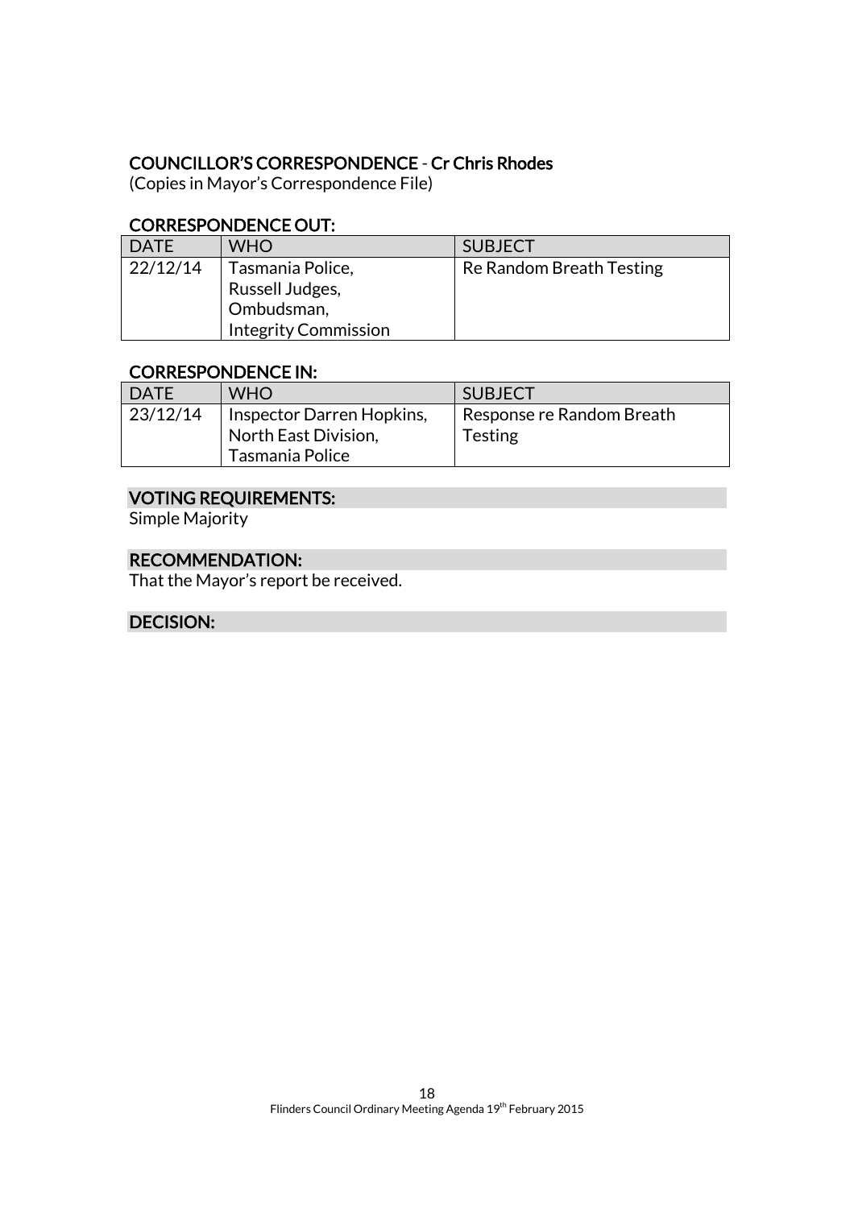## COUNCILLOR'S CORRESPONDENCE - Cr Chris Rhodes

(Copies in Mayor's Correspondence File)

### CORRESPONDENCE OUT:

| DATE | WHO | SUBJECT |
|---|---|---|
| 22/12/14 | Tasmania Police, Russell Judges, Ombudsman, Integrity Commission | Re Random Breath Testing |

### CORRESPONDENCE IN:

| DATE | WHO | SUBJECT |
|---|---|---|
| 23/12/14 | Inspector Darren Hopkins, North East Division, Tasmania Police | Response re Random Breath Testing |

### VOTING REQUIREMENTS:

Simple Majority

### RECOMMENDATION:

That the Mayor's report be received.

### DECISION: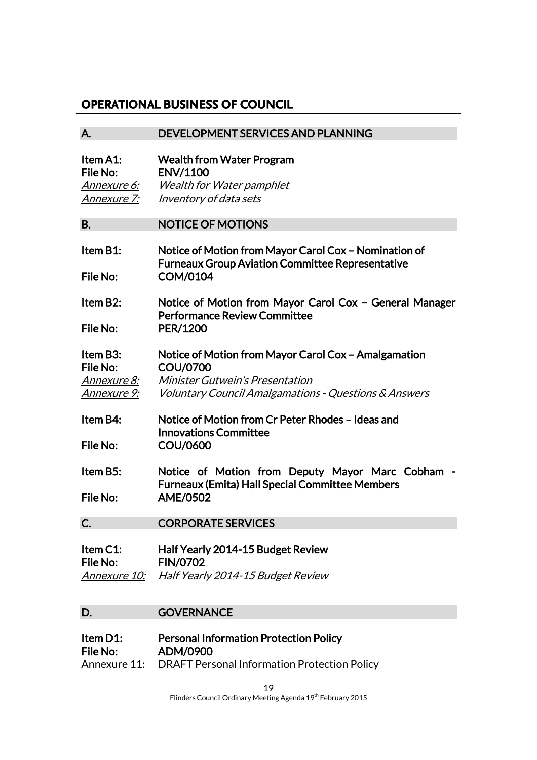# OPERATIONAL BUSINESS OF COUNCIL

## A. DEVELOPMENT SERVICES AND PLANNING

**Item A1:** **Wealth from Water Program**
**File No:** **ENV/1100**
_Annexure 6:_ *Wealth for Water pamphlet*
_Annexure 7:_ *Inventory of data sets*

## B. NOTICE OF MOTIONS

**Item B1:** **Notice of Motion from Mayor Carol Cox – Nomination of Furneaux Group Aviation Committee Representative**
**File No:** **COM/0104**

**Item B2:** **Notice of Motion from Mayor Carol Cox – General Manager Performance Review Committee**
**File No:** **PER/1200**

**Item B3:** **Notice of Motion from Mayor Carol Cox – Amalgamation**
**File No:** **COU/0700**
_Annexure 8:_ *Minister Gutwein's Presentation*
_Annexure 9:_ *Voluntary Council Amalgamations - Questions & Answers*

**Item B4:** **Notice of Motion from Cr Peter Rhodes – Ideas and Innovations Committee**
**File No:** **COU/0600**

**Item B5:** **Notice of Motion from Deputy Mayor Marc Cobham - Furneaux (Emita) Hall Special Committee Members**
**File No:** **AME/0502**

## C. CORPORATE SERVICES

**Item C1**: **Half Yearly 2014-15 Budget Review**
**File No:** **FIN/0702**
_Annexure 10:_ *Half Yearly 2014-15 Budget Review*

## D. GOVERNANCE

**Item D1:** **Personal Information Protection Policy**
**File No:** **ADM/0900**
Annexure 11: DRAFT Personal Information Protection Policy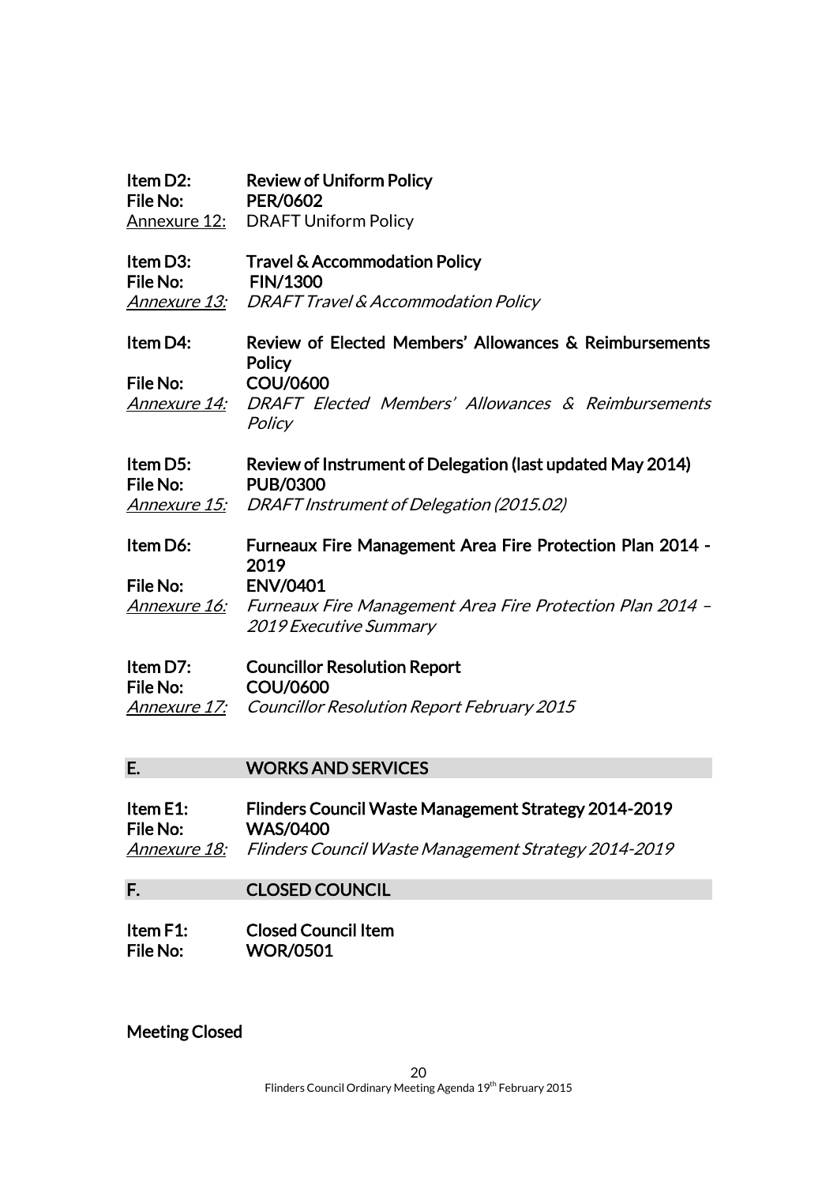**Item D2:** **Review of Uniform Policy**
**File No:** **PER/0602**
Annexure 12: DRAFT Uniform Policy

**Item D3:** **Travel & Accommodation Policy**
**File No:** **FIN/1300**
*Annexure 13: DRAFT Travel & Accommodation Policy*

**Item D4:** **Review of Elected Members' Allowances & Reimbursements Policy**
**File No:** **COU/0600**
*Annexure 14: DRAFT Elected Members' Allowances & Reimbursements Policy*

**Item D5:** **Review of Instrument of Delegation (last updated May 2014)**
**File No:** **PUB/0300**
*Annexure 15: DRAFT Instrument of Delegation (2015.02)*

**Item D6:** **Furneaux Fire Management Area Fire Protection Plan 2014 - 2019**
**File No:** **ENV/0401**
*Annexure 16: Furneaux Fire Management Area Fire Protection Plan 2014 – 2019 Executive Summary*

**Item D7:** **Councillor Resolution Report**
**File No:** **COU/0600**
*Annexure 17: Councillor Resolution Report February 2015*

## E. WORKS AND SERVICES

**Item E1:** **Flinders Council Waste Management Strategy 2014-2019**
**File No:** **WAS/0400**
*Annexure 18: Flinders Council Waste Management Strategy 2014-2019*

## F. CLOSED COUNCIL

**Item F1:** **Closed Council Item**
**File No:** **WOR/0501**

**Meeting Closed**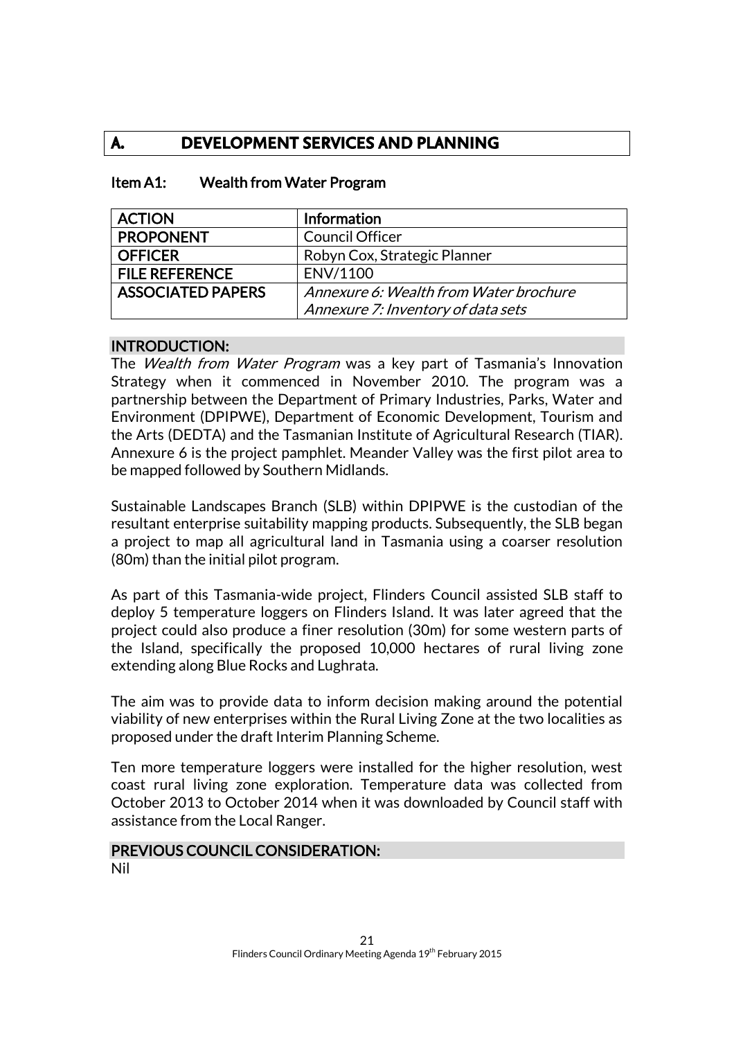# A. DEVELOPMENT SERVICES AND PLANNING

## Item A1: Wealth from Water Program

| ACTION | Information |
|---|---|
| PROPONENT | Council Officer |
| OFFICER | Robyn Cox, Strategic Planner |
| FILE REFERENCE | ENV/1100 |
| ASSOCIATED PAPERS | *Annexure 6: Wealth from Water brochure*<br>*Annexure 7: Inventory of data sets* |

### INTRODUCTION:

The *Wealth from Water Program* was a key part of Tasmania's Innovation Strategy when it commenced in November 2010. The program was a partnership between the Department of Primary Industries, Parks, Water and Environment (DPIPWE), Department of Economic Development, Tourism and the Arts (DEDTA) and the Tasmanian Institute of Agricultural Research (TIAR). Annexure 6 is the project pamphlet. Meander Valley was the first pilot area to be mapped followed by Southern Midlands.

Sustainable Landscapes Branch (SLB) within DPIPWE is the custodian of the resultant enterprise suitability mapping products. Subsequently, the SLB began a project to map all agricultural land in Tasmania using a coarser resolution (80m) than the initial pilot program.

As part of this Tasmania-wide project, Flinders Council assisted SLB staff to deploy 5 temperature loggers on Flinders Island. It was later agreed that the project could also produce a finer resolution (30m) for some western parts of the Island, specifically the proposed 10,000 hectares of rural living zone extending along Blue Rocks and Lughrata.

The aim was to provide data to inform decision making around the potential viability of new enterprises within the Rural Living Zone at the two localities as proposed under the draft Interim Planning Scheme.

Ten more temperature loggers were installed for the higher resolution, west coast rural living zone exploration. Temperature data was collected from October 2013 to October 2014 when it was downloaded by Council staff with assistance from the Local Ranger.

### PREVIOUS COUNCIL CONSIDERATION:

Nil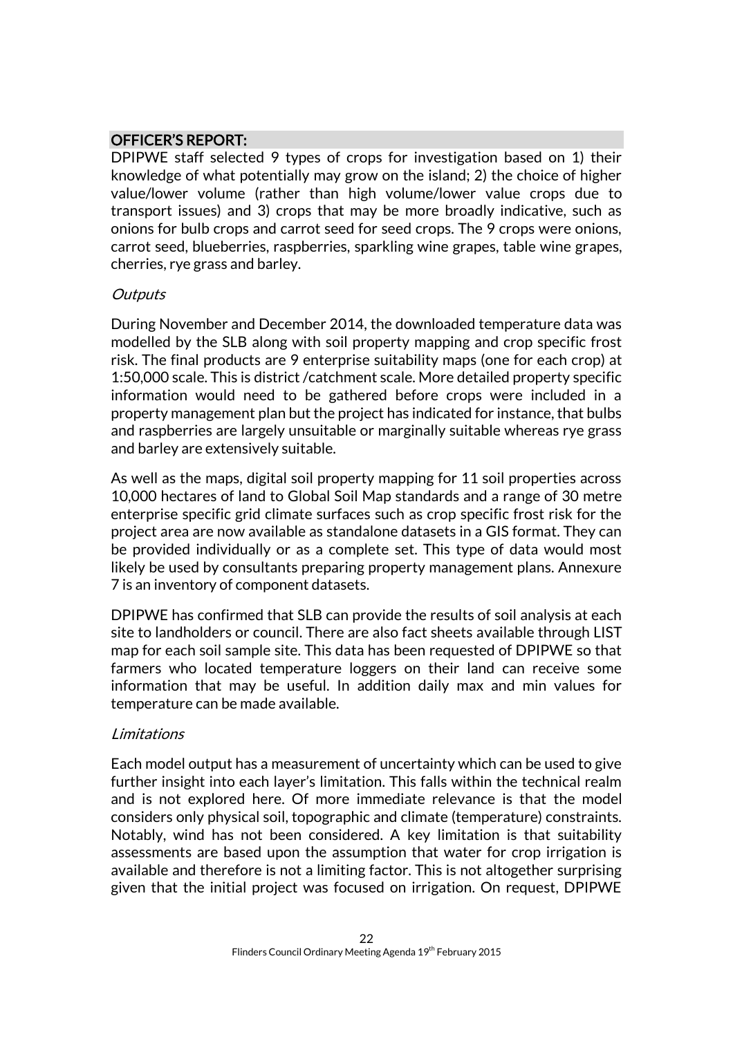## OFFICER'S REPORT:

DPIPWE staff selected 9 types of crops for investigation based on 1) their knowledge of what potentially may grow on the island; 2) the choice of higher value/lower volume (rather than high volume/lower value crops due to transport issues) and 3) crops that may be more broadly indicative, such as onions for bulb crops and carrot seed for seed crops. The 9 crops were onions, carrot seed, blueberries, raspberries, sparkling wine grapes, table wine grapes, cherries, rye grass and barley.

*Outputs*

During November and December 2014, the downloaded temperature data was modelled by the SLB along with soil property mapping and crop specific frost risk. The final products are 9 enterprise suitability maps (one for each crop) at 1:50,000 scale. This is district /catchment scale. More detailed property specific information would need to be gathered before crops were included in a property management plan but the project has indicated for instance, that bulbs and raspberries are largely unsuitable or marginally suitable whereas rye grass and barley are extensively suitable.

As well as the maps, digital soil property mapping for 11 soil properties across 10,000 hectares of land to Global Soil Map standards and a range of 30 metre enterprise specific grid climate surfaces such as crop specific frost risk for the project area are now available as standalone datasets in a GIS format. They can be provided individually or as a complete set. This type of data would most likely be used by consultants preparing property management plans. Annexure 7 is an inventory of component datasets.

DPIPWE has confirmed that SLB can provide the results of soil analysis at each site to landholders or council. There are also fact sheets available through LIST map for each soil sample site. This data has been requested of DPIPWE so that farmers who located temperature loggers on their land can receive some information that may be useful. In addition daily max and min values for temperature can be made available.

*Limitations*

Each model output has a measurement of uncertainty which can be used to give further insight into each layer's limitation. This falls within the technical realm and is not explored here. Of more immediate relevance is that the model considers only physical soil, topographic and climate (temperature) constraints. Notably, wind has not been considered. A key limitation is that suitability assessments are based upon the assumption that water for crop irrigation is available and therefore is not a limiting factor. This is not altogether surprising given that the initial project was focused on irrigation. On request, DPIPWE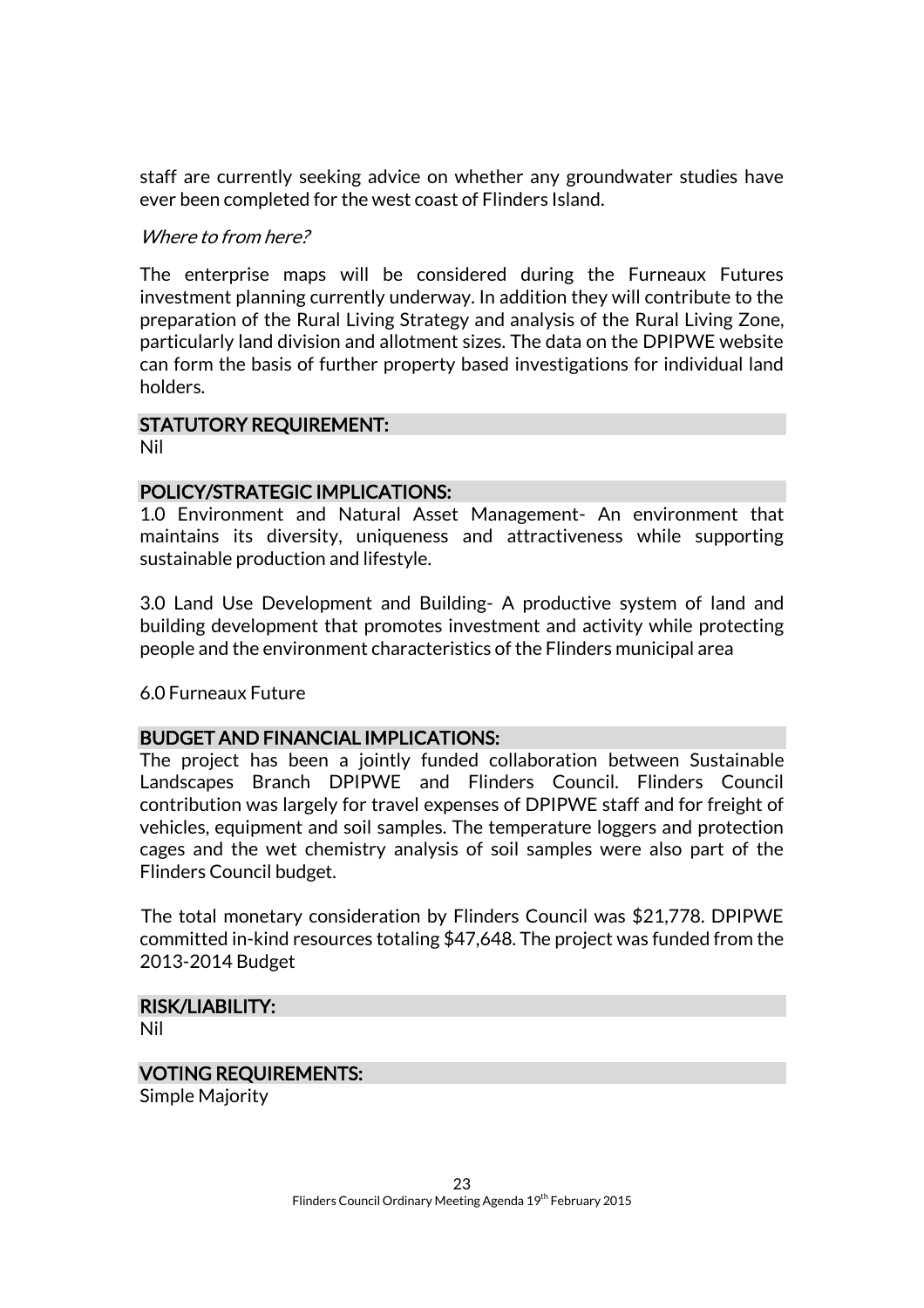staff are currently seeking advice on whether any groundwater studies have ever been completed for the west coast of Flinders Island.

*Where to from here?*

The enterprise maps will be considered during the Furneaux Futures investment planning currently underway. In addition they will contribute to the preparation of the Rural Living Strategy and analysis of the Rural Living Zone, particularly land division and allotment sizes. The data on the DPIPWE website can form the basis of further property based investigations for individual land holders.

## STATUTORY REQUIREMENT:

Nil

## POLICY/STRATEGIC IMPLICATIONS:

1.0 Environment and Natural Asset Management- An environment that maintains its diversity, uniqueness and attractiveness while supporting sustainable production and lifestyle.

3.0 Land Use Development and Building- A productive system of land and building development that promotes investment and activity while protecting people and the environment characteristics of the Flinders municipal area

6.0 Furneaux Future

## BUDGET AND FINANCIAL IMPLICATIONS:

The project has been a jointly funded collaboration between Sustainable Landscapes Branch DPIPWE and Flinders Council. Flinders Council contribution was largely for travel expenses of DPIPWE staff and for freight of vehicles, equipment and soil samples. The temperature loggers and protection cages and the wet chemistry analysis of soil samples were also part of the Flinders Council budget.

The total monetary consideration by Flinders Council was $21,778. DPIPWE committed in-kind resources totaling $47,648. The project was funded from the 2013-2014 Budget

## RISK/LIABILITY:

Nil

## VOTING REQUIREMENTS:

Simple Majority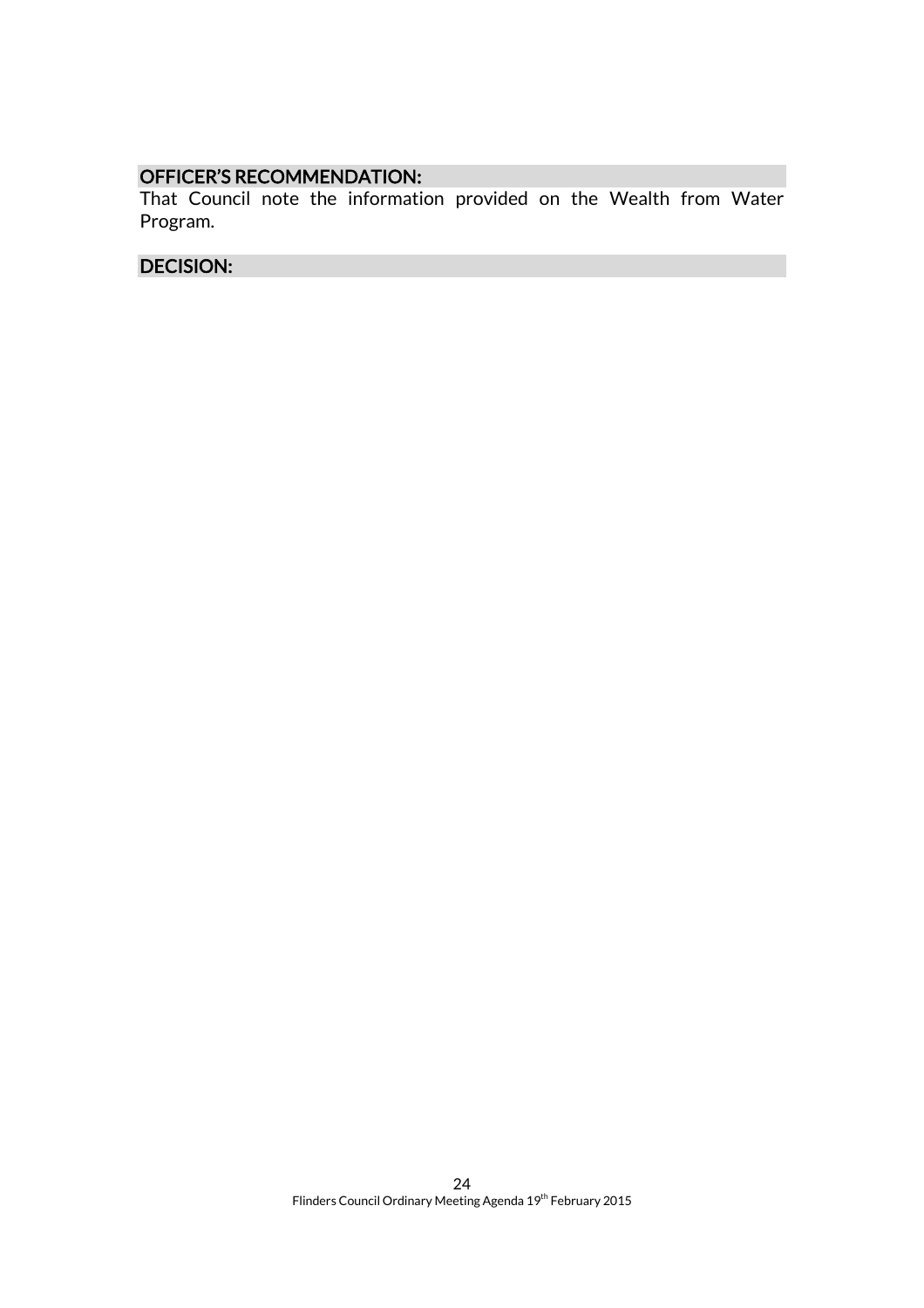## OFFICER'S RECOMMENDATION:

That Council note the information provided on the Wealth from Water Program.

## DECISION: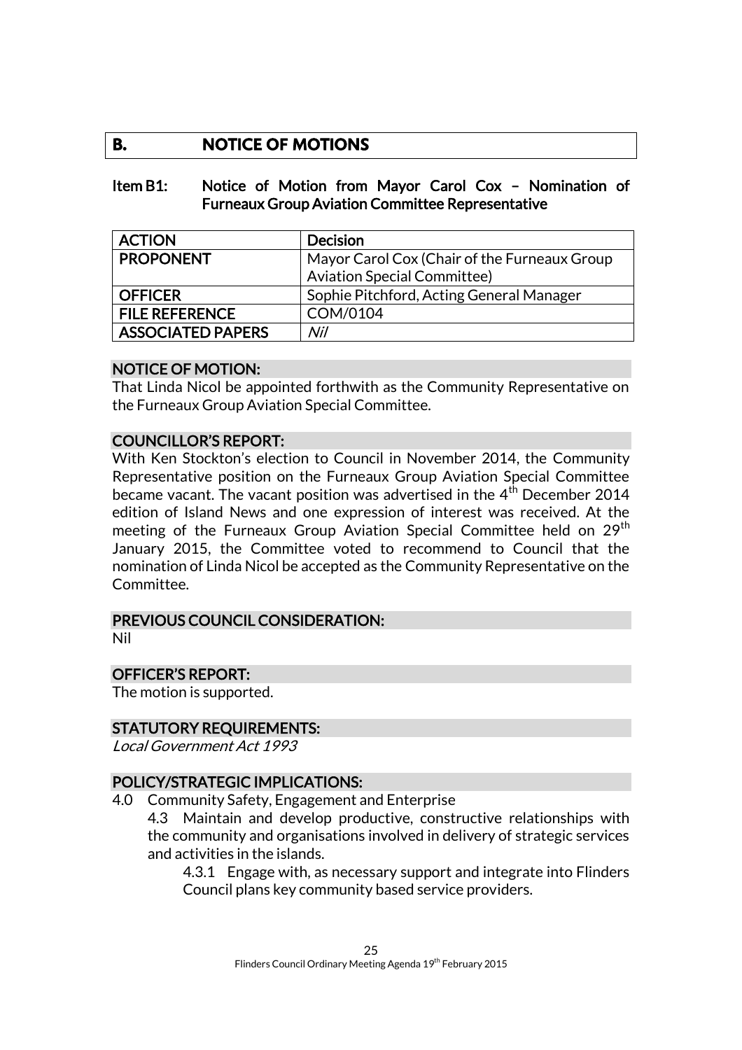## B. NOTICE OF MOTIONS

### Item B1: Notice of Motion from Mayor Carol Cox – Nomination of Furneaux Group Aviation Committee Representative

| ACTION | Decision |
| --- | --- |
| PROPONENT | Mayor Carol Cox (Chair of the Furneaux Group Aviation Special Committee) |
| OFFICER | Sophie Pitchford, Acting General Manager |
| FILE REFERENCE | COM/0104 |
| ASSOCIATED PAPERS | *Nil* |

#### NOTICE OF MOTION:

That Linda Nicol be appointed forthwith as the Community Representative on the Furneaux Group Aviation Special Committee.

#### COUNCILLOR'S REPORT:

With Ken Stockton's election to Council in November 2014, the Community Representative position on the Furneaux Group Aviation Special Committee became vacant. The vacant position was advertised in the 4th December 2014 edition of Island News and one expression of interest was received. At the meeting of the Furneaux Group Aviation Special Committee held on 29th January 2015, the Committee voted to recommend to Council that the nomination of Linda Nicol be accepted as the Community Representative on the Committee.

#### PREVIOUS COUNCIL CONSIDERATION:

Nil

#### OFFICER'S REPORT:

The motion is supported.

#### STATUTORY REQUIREMENTS:

*Local Government Act 1993*

#### POLICY/STRATEGIC IMPLICATIONS:

4.0 Community Safety, Engagement and Enterprise

4.3 Maintain and develop productive, constructive relationships with the community and organisations involved in delivery of strategic services and activities in the islands.

4.3.1 Engage with, as necessary support and integrate into Flinders Council plans key community based service providers.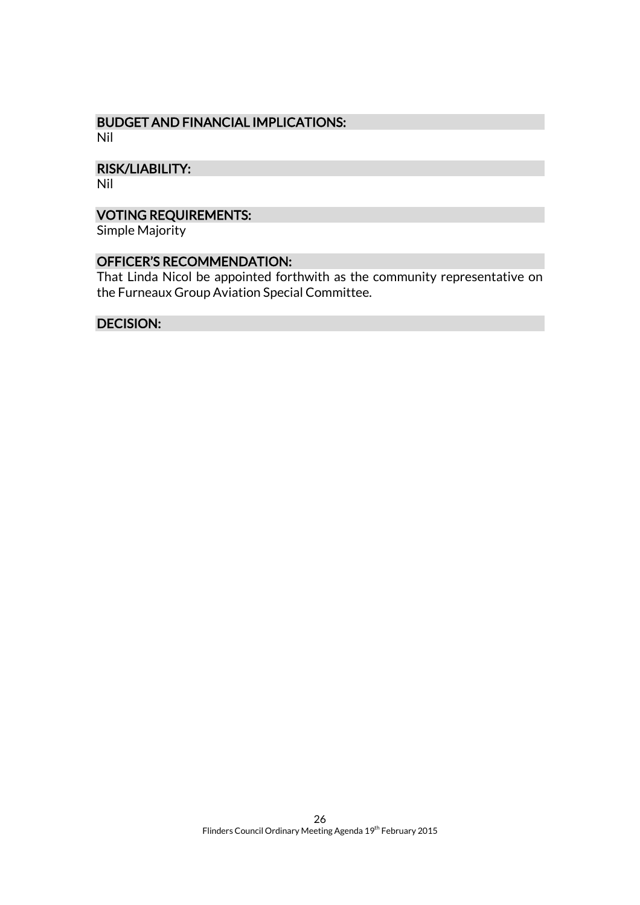## BUDGET AND FINANCIAL IMPLICATIONS:

Nil

## RISK/LIABILITY:

Nil

## VOTING REQUIREMENTS:

Simple Majority

## OFFICER'S RECOMMENDATION:

That Linda Nicol be appointed forthwith as the community representative on the Furneaux Group Aviation Special Committee.

## DECISION: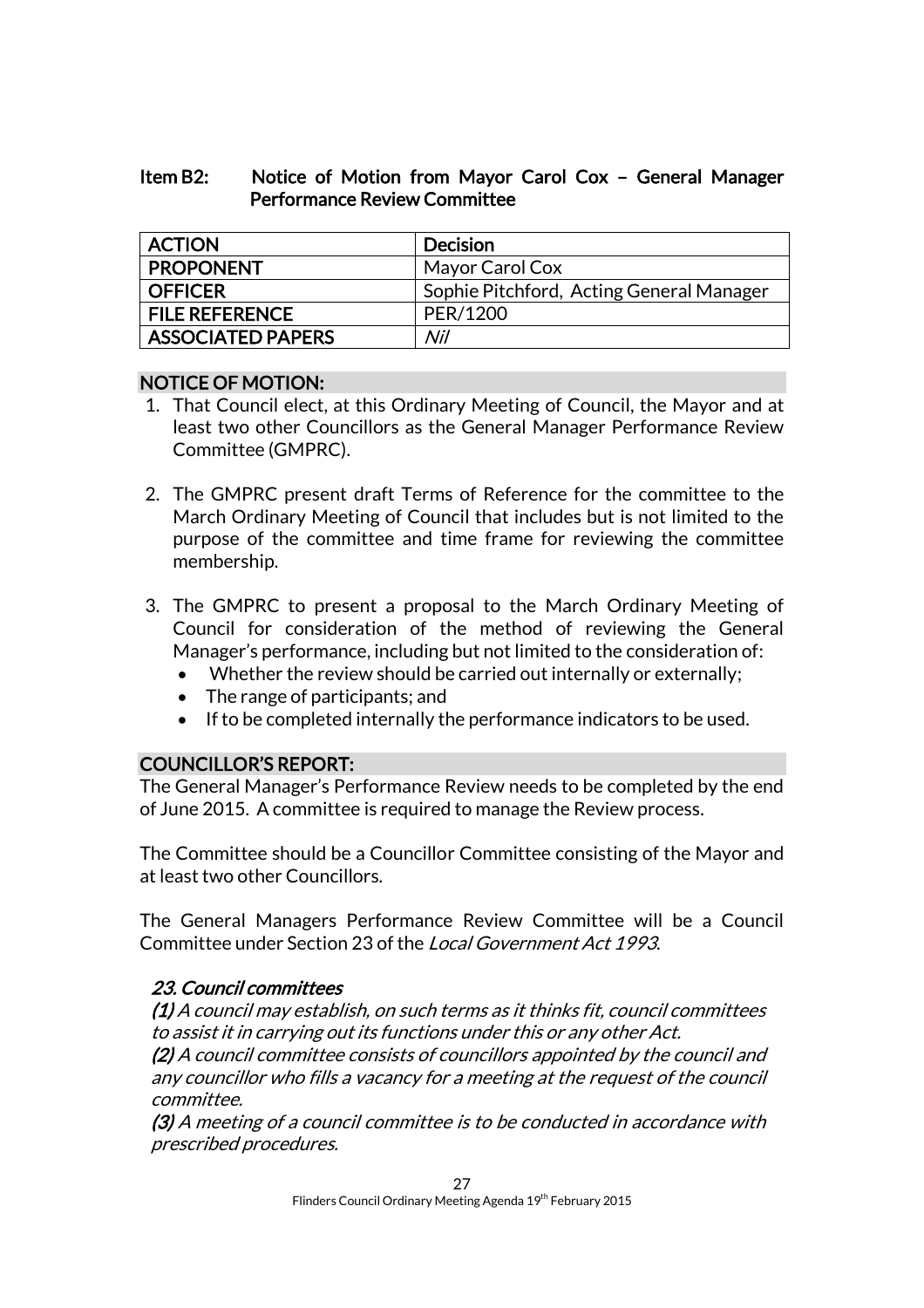## Item B2: Notice of Motion from Mayor Carol Cox – General Manager Performance Review Committee

| ACTION | Decision |
|---|---|
| PROPONENT | Mayor Carol Cox |
| OFFICER | Sophie Pitchford, Acting General Manager |
| FILE REFERENCE | PER/1200 |
| ASSOCIATED PAPERS | *Nil* |

### NOTICE OF MOTION:

1. That Council elect, at this Ordinary Meeting of Council, the Mayor and at least two other Councillors as the General Manager Performance Review Committee (GMPRC).

2. The GMPRC present draft Terms of Reference for the committee to the March Ordinary Meeting of Council that includes but is not limited to the purpose of the committee and time frame for reviewing the committee membership.

3. The GMPRC to present a proposal to the March Ordinary Meeting of Council for consideration of the method of reviewing the General Manager's performance, including but not limited to the consideration of:
   - Whether the review should be carried out internally or externally;
   - The range of participants; and
   - If to be completed internally the performance indicators to be used.

### COUNCILLOR'S REPORT:

The General Manager's Performance Review needs to be completed by the end of June 2015. A committee is required to manage the Review process.

The Committee should be a Councillor Committee consisting of the Mayor and at least two other Councillors.

The General Managers Performance Review Committee will be a Council Committee under Section 23 of the *Local Government Act 1993*.

***23. Council committees***

***(1)*** *A council may establish, on such terms as it thinks fit, council committees to assist it in carrying out its functions under this or any other Act.*

***(2)*** *A council committee consists of councillors appointed by the council and any councillor who fills a vacancy for a meeting at the request of the council committee.*

***(3)*** *A meeting of a council committee is to be conducted in accordance with prescribed procedures.*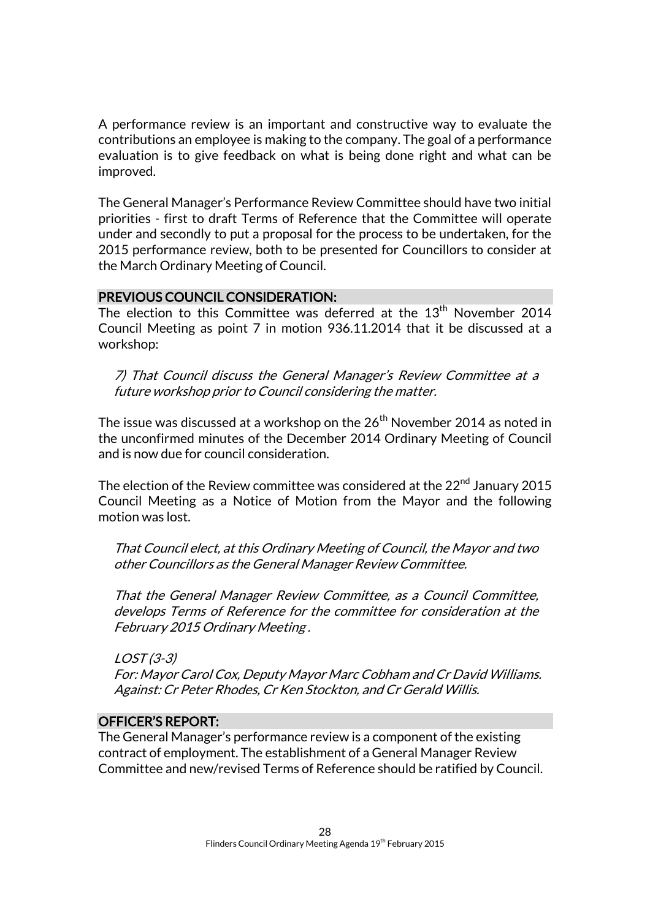A performance review is an important and constructive way to evaluate the contributions an employee is making to the company. The goal of a performance evaluation is to give feedback on what is being done right and what can be improved.

The General Manager's Performance Review Committee should have two initial priorities - first to draft Terms of Reference that the Committee will operate under and secondly to put a proposal for the process to be undertaken, for the 2015 performance review, both to be presented for Councillors to consider at the March Ordinary Meeting of Council.

## PREVIOUS COUNCIL CONSIDERATION:

The election to this Committee was deferred at the 13th November 2014 Council Meeting as point 7 in motion 936.11.2014 that it be discussed at a workshop:

> *7) That Council discuss the General Manager's Review Committee at a future workshop prior to Council considering the matter.*

The issue was discussed at a workshop on the 26th November 2014 as noted in the unconfirmed minutes of the December 2014 Ordinary Meeting of Council and is now due for council consideration.

The election of the Review committee was considered at the 22nd January 2015 Council Meeting as a Notice of Motion from the Mayor and the following motion was lost.

> *That Council elect, at this Ordinary Meeting of Council, the Mayor and two other Councillors as the General Manager Review Committee.*
>
> *That the General Manager Review Committee, as a Council Committee, develops Terms of Reference for the committee for consideration at the February 2015 Ordinary Meeting .*
>
> *LOST (3-3)*
> *For: Mayor Carol Cox, Deputy Mayor Marc Cobham and Cr David Williams.*
> *Against: Cr Peter Rhodes, Cr Ken Stockton, and Cr Gerald Willis.*

## OFFICER'S REPORT:

The General Manager's performance review is a component of the existing contract of employment. The establishment of a General Manager Review Committee and new/revised Terms of Reference should be ratified by Council.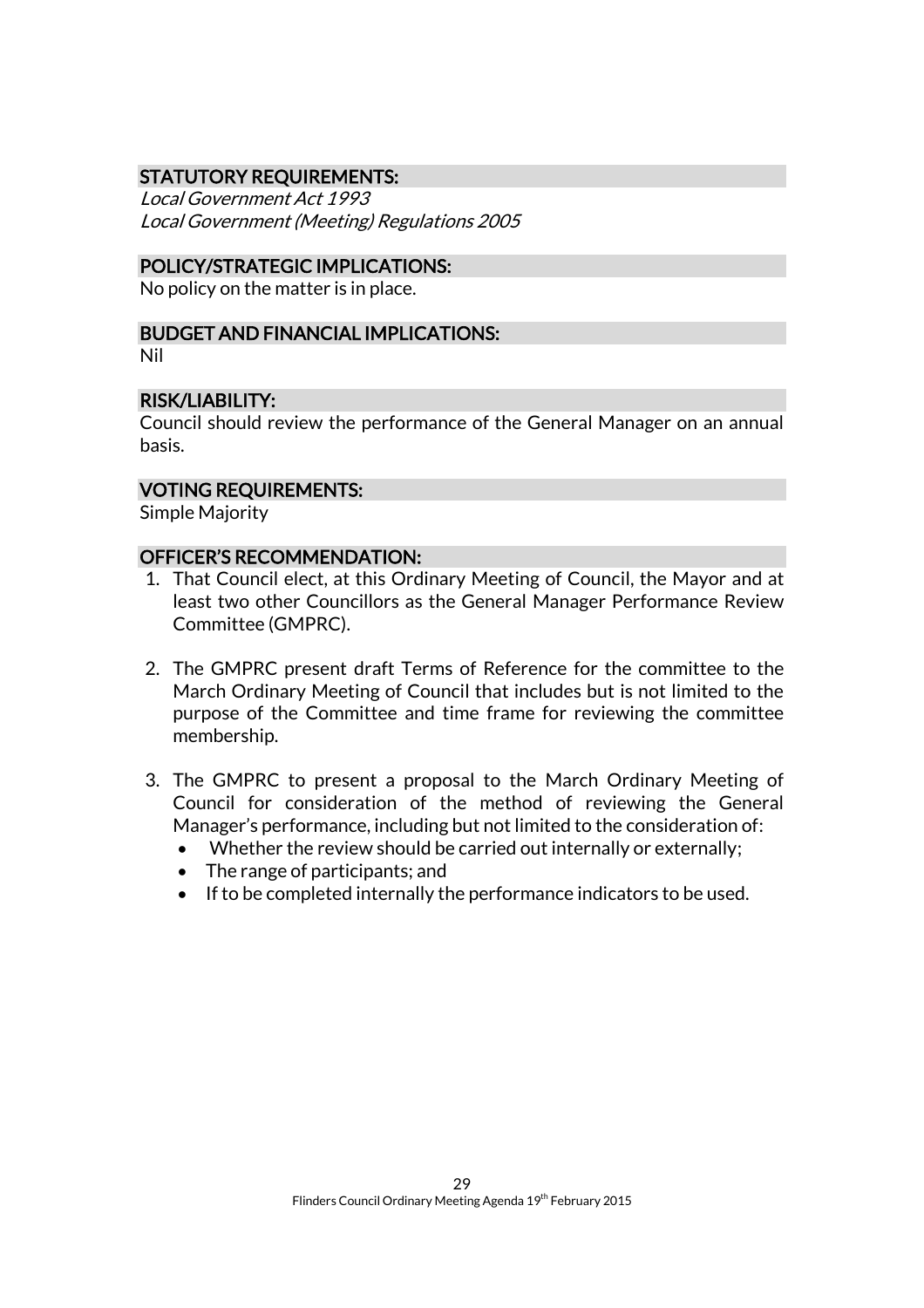## STATUTORY REQUIREMENTS:

*Local Government Act 1993*
*Local Government (Meeting) Regulations 2005*

## POLICY/STRATEGIC IMPLICATIONS:

No policy on the matter is in place.

## BUDGET AND FINANCIAL IMPLICATIONS:

Nil

## RISK/LIABILITY:

Council should review the performance of the General Manager on an annual basis.

## VOTING REQUIREMENTS:

Simple Majority

## OFFICER'S RECOMMENDATION:

1. That Council elect, at this Ordinary Meeting of Council, the Mayor and at least two other Councillors as the General Manager Performance Review Committee (GMPRC).

2. The GMPRC present draft Terms of Reference for the committee to the March Ordinary Meeting of Council that includes but is not limited to the purpose of the Committee and time frame for reviewing the committee membership.

3. The GMPRC to present a proposal to the March Ordinary Meeting of Council for consideration of the method of reviewing the General Manager's performance, including but not limited to the consideration of:
   - Whether the review should be carried out internally or externally;
   - The range of participants; and
   - If to be completed internally the performance indicators to be used.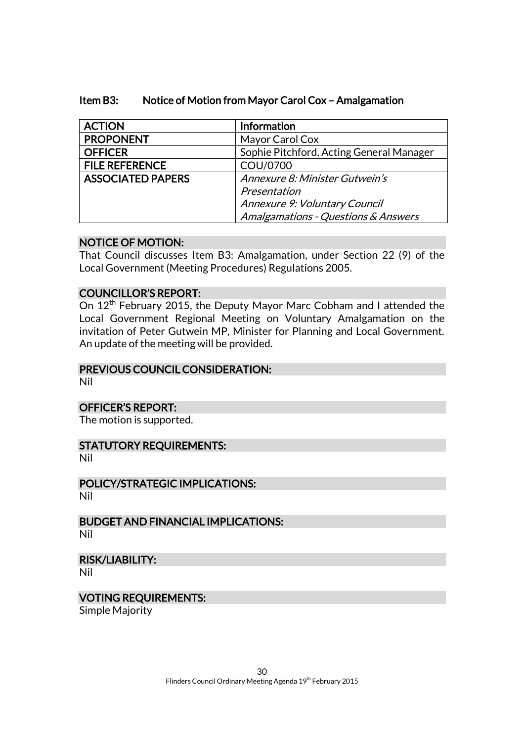### Item B3: Notice of Motion from Mayor Carol Cox – Amalgamation

| ACTION | Information |
|---|---|
| PROPONENT | Mayor Carol Cox |
| OFFICER | Sophie Pitchford, Acting General Manager |
| FILE REFERENCE | COU/0700 |
| ASSOCIATED PAPERS | *Annexure 8: Minister Gutwein's Presentation* *Annexure 9: Voluntary Council Amalgamations - Questions & Answers* |

#### NOTICE OF MOTION:

That Council discusses Item B3: Amalgamation, under Section 22 (9) of the Local Government (Meeting Procedures) Regulations 2005.

#### COUNCILLOR'S REPORT:

On 12th February 2015, the Deputy Mayor Marc Cobham and I attended the Local Government Regional Meeting on Voluntary Amalgamation on the invitation of Peter Gutwein MP, Minister for Planning and Local Government. An update of the meeting will be provided.

#### PREVIOUS COUNCIL CONSIDERATION:

Nil

#### OFFICER'S REPORT:

The motion is supported.

#### STATUTORY REQUIREMENTS:

Nil

#### POLICY/STRATEGIC IMPLICATIONS:

Nil

#### BUDGET AND FINANCIAL IMPLICATIONS:

Nil

#### RISK/LIABILITY:

Nil

#### VOTING REQUIREMENTS:

Simple Majority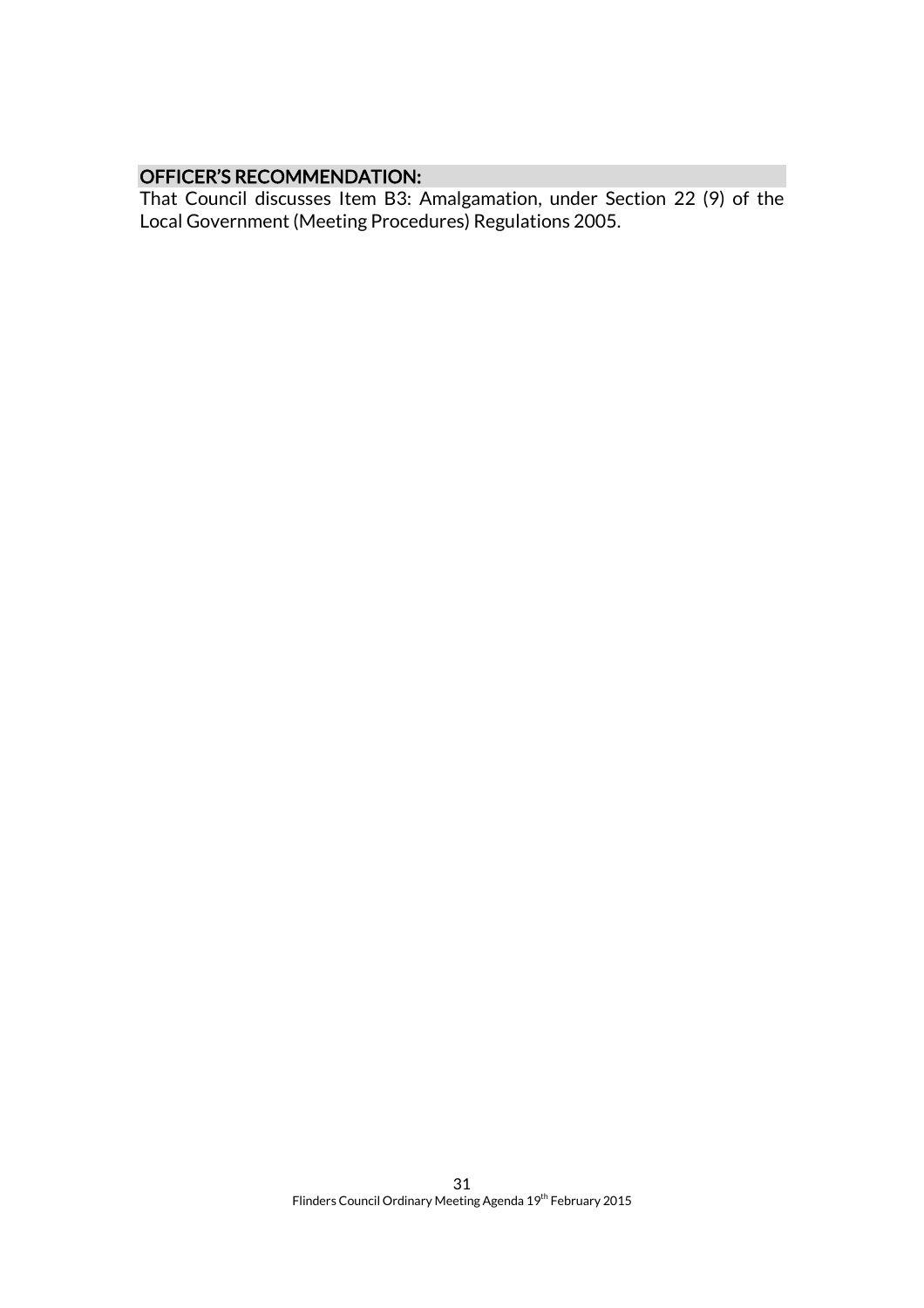**OFFICER'S RECOMMENDATION:**

That Council discusses Item B3: Amalgamation, under Section 22 (9) of the Local Government (Meeting Procedures) Regulations 2005.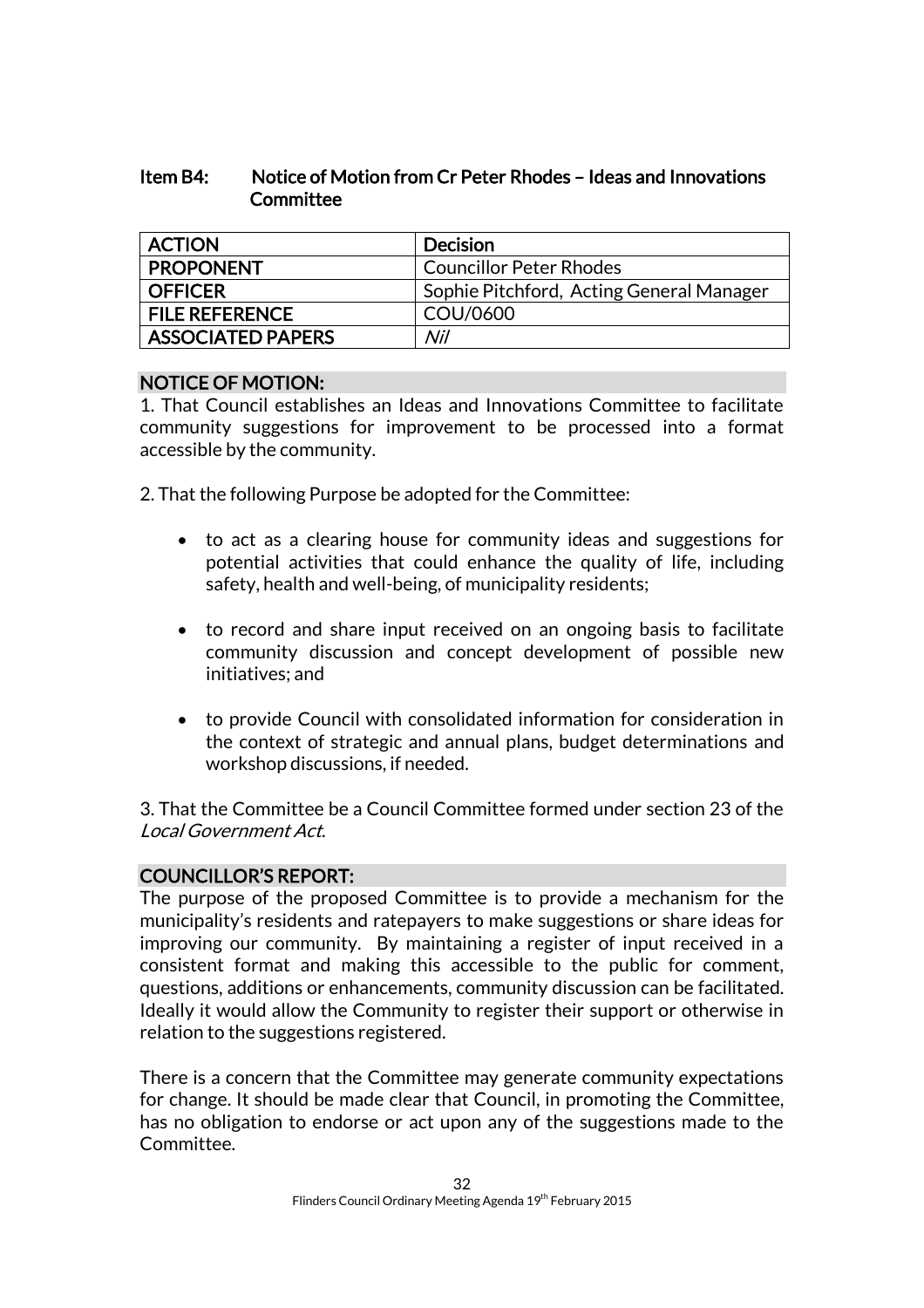## Item B4: Notice of Motion from Cr Peter Rhodes – Ideas and Innovations Committee

| ACTION | Decision |
| --- | --- |
| PROPONENT | Councillor Peter Rhodes |
| OFFICER | Sophie Pitchford, Acting General Manager |
| FILE REFERENCE | COU/0600 |
| ASSOCIATED PAPERS | *Nil* |

### NOTICE OF MOTION:

1. That Council establishes an Ideas and Innovations Committee to facilitate community suggestions for improvement to be processed into a format accessible by the community.

2. That the following Purpose be adopted for the Committee:

- to act as a clearing house for community ideas and suggestions for potential activities that could enhance the quality of life, including safety, health and well-being, of municipality residents;
- to record and share input received on an ongoing basis to facilitate community discussion and concept development of possible new initiatives; and
- to provide Council with consolidated information for consideration in the context of strategic and annual plans, budget determinations and workshop discussions, if needed.

3. That the Committee be a Council Committee formed under section 23 of the *Local Government Act*.

### COUNCILLOR'S REPORT:

The purpose of the proposed Committee is to provide a mechanism for the municipality's residents and ratepayers to make suggestions or share ideas for improving our community. By maintaining a register of input received in a consistent format and making this accessible to the public for comment, questions, additions or enhancements, community discussion can be facilitated. Ideally it would allow the Community to register their support or otherwise in relation to the suggestions registered.

There is a concern that the Committee may generate community expectations for change. It should be made clear that Council, in promoting the Committee, has no obligation to endorse or act upon any of the suggestions made to the Committee.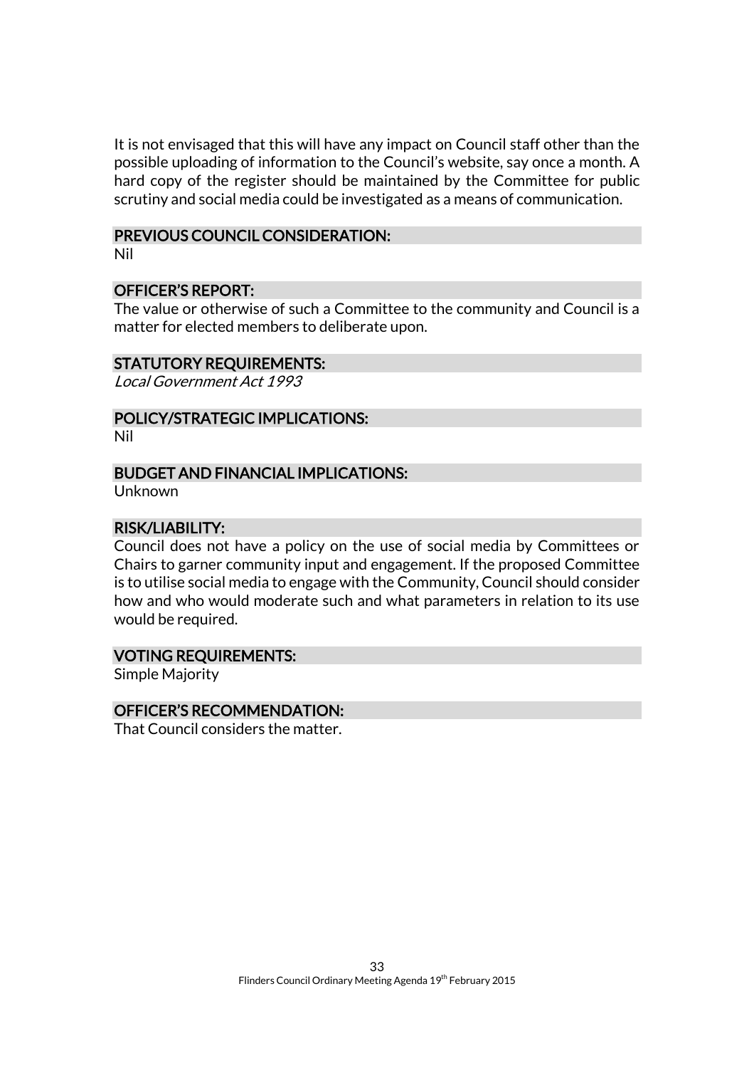It is not envisaged that this will have any impact on Council staff other than the possible uploading of information to the Council's website, say once a month. A hard copy of the register should be maintained by the Committee for public scrutiny and social media could be investigated as a means of communication.

## PREVIOUS COUNCIL CONSIDERATION:

Nil

## OFFICER'S REPORT:

The value or otherwise of such a Committee to the community and Council is a matter for elected members to deliberate upon.

## STATUTORY REQUIREMENTS:

*Local Government Act 1993*

## POLICY/STRATEGIC IMPLICATIONS:

Nil

## BUDGET AND FINANCIAL IMPLICATIONS:

Unknown

## RISK/LIABILITY:

Council does not have a policy on the use of social media by Committees or Chairs to garner community input and engagement. If the proposed Committee is to utilise social media to engage with the Community, Council should consider how and who would moderate such and what parameters in relation to its use would be required.

## VOTING REQUIREMENTS:

Simple Majority

## OFFICER'S RECOMMENDATION:

That Council considers the matter.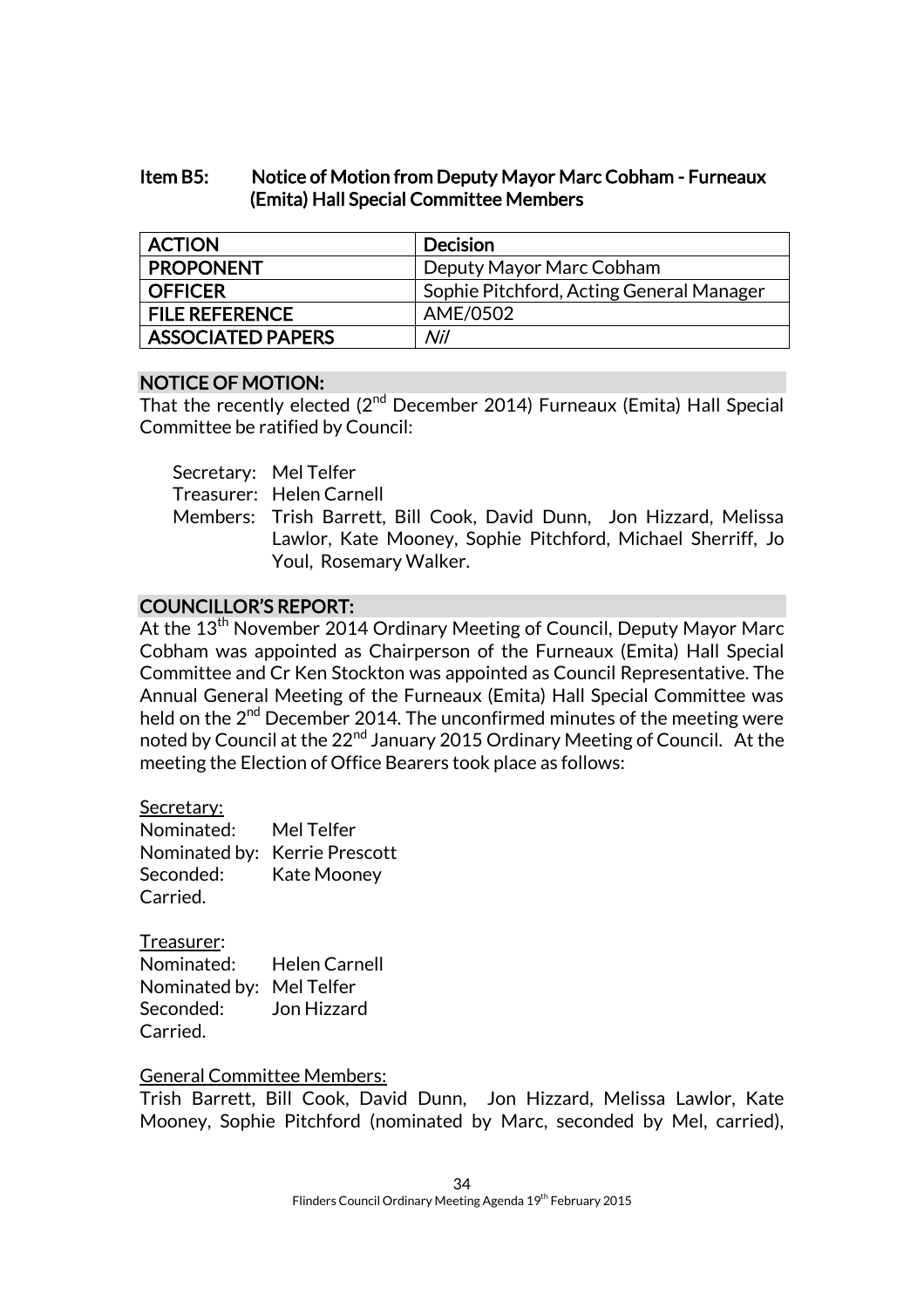## Item B5: Notice of Motion from Deputy Mayor Marc Cobham - Furneaux (Emita) Hall Special Committee Members

| ACTION | Decision |
|---|---|
| PROPONENT | Deputy Mayor Marc Cobham |
| OFFICER | Sophie Pitchford, Acting General Manager |
| FILE REFERENCE | AME/0502 |
| ASSOCIATED PAPERS | *Nil* |

### NOTICE OF MOTION:

That the recently elected (2nd December 2014) Furneaux (Emita) Hall Special Committee be ratified by Council:

Secretary: Mel Telfer
Treasurer: Helen Carnell
Members: Trish Barrett, Bill Cook, David Dunn, Jon Hizzard, Melissa Lawlor, Kate Mooney, Sophie Pitchford, Michael Sherriff, Jo Youl, Rosemary Walker.

### COUNCILLOR'S REPORT:

At the 13th November 2014 Ordinary Meeting of Council, Deputy Mayor Marc Cobham was appointed as Chairperson of the Furneaux (Emita) Hall Special Committee and Cr Ken Stockton was appointed as Council Representative. The Annual General Meeting of the Furneaux (Emita) Hall Special Committee was held on the 2nd December 2014. The unconfirmed minutes of the meeting were noted by Council at the 22nd January 2015 Ordinary Meeting of Council. At the meeting the Election of Office Bearers took place as follows:

Secretary:
Nominated: Mel Telfer
Nominated by: Kerrie Prescott
Seconded: Kate Mooney
Carried.

Treasurer:
Nominated: Helen Carnell
Nominated by: Mel Telfer
Seconded: Jon Hizzard
Carried.

General Committee Members:
Trish Barrett, Bill Cook, David Dunn, Jon Hizzard, Melissa Lawlor, Kate Mooney, Sophie Pitchford (nominated by Marc, seconded by Mel, carried),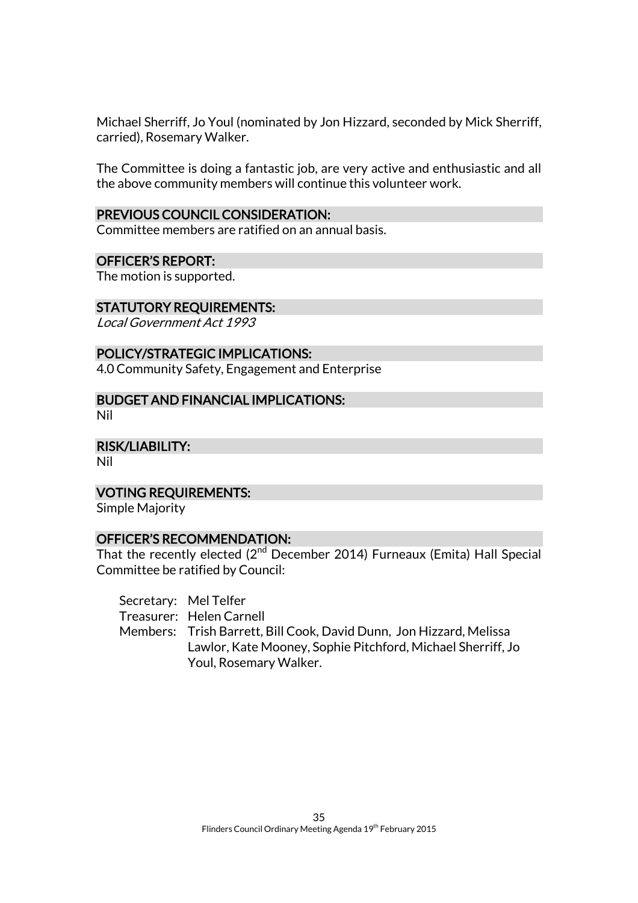Michael Sherriff, Jo Youl (nominated by Jon Hizzard, seconded by Mick Sherriff, carried), Rosemary Walker.

The Committee is doing a fantastic job, are very active and enthusiastic and all the above community members will continue this volunteer work.

## PREVIOUS COUNCIL CONSIDERATION:

Committee members are ratified on an annual basis.

## OFFICER'S REPORT:

The motion is supported.

## STATUTORY REQUIREMENTS:

*Local Government Act 1993*

## POLICY/STRATEGIC IMPLICATIONS:

4.0 Community Safety, Engagement and Enterprise

## BUDGET AND FINANCIAL IMPLICATIONS:

Nil

## RISK/LIABILITY:

Nil

## VOTING REQUIREMENTS:

Simple Majority

## OFFICER'S RECOMMENDATION:

That the recently elected (2nd December 2014) Furneaux (Emita) Hall Special Committee be ratified by Council:

Secretary: Mel Telfer
Treasurer: Helen Carnell
Members: Trish Barrett, Bill Cook, David Dunn, Jon Hizzard, Melissa Lawlor, Kate Mooney, Sophie Pitchford, Michael Sherriff, Jo Youl, Rosemary Walker.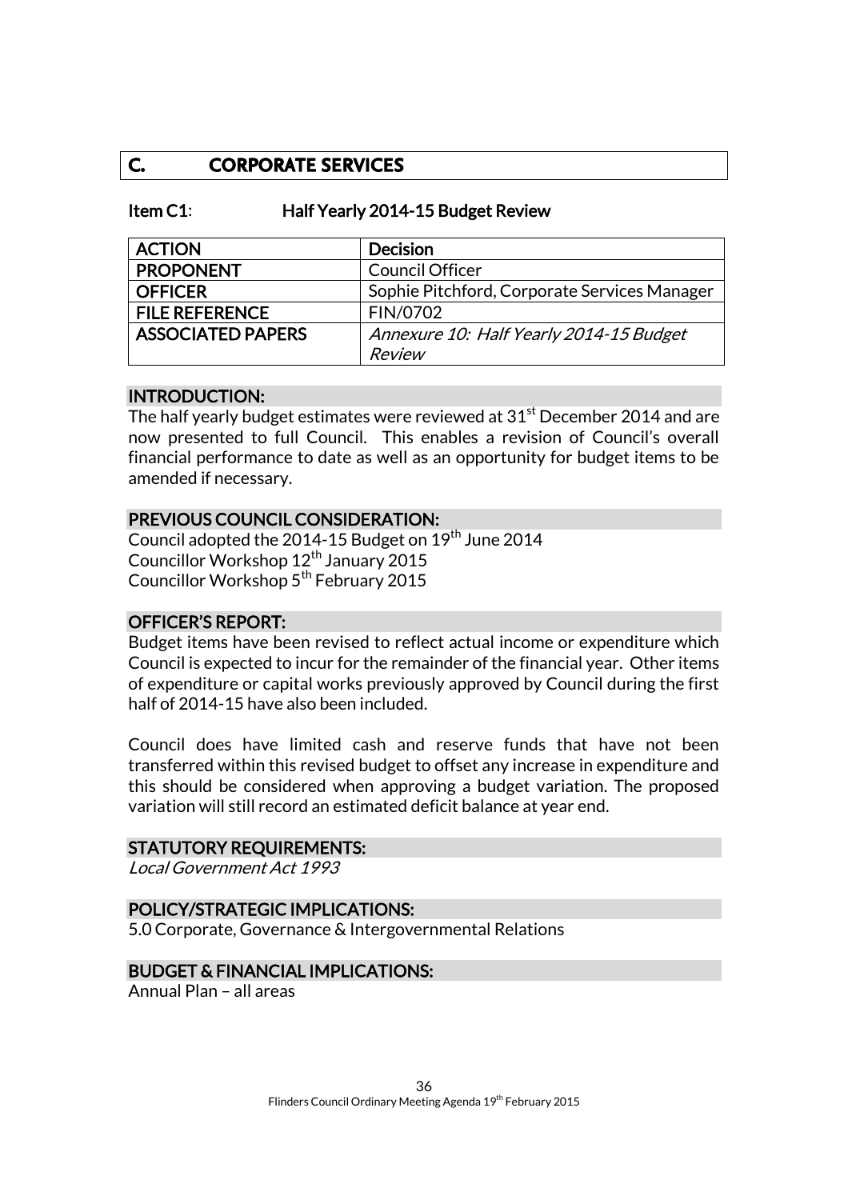## C. CORPORATE SERVICES

**Item C1: Half Yearly 2014-15 Budget Review**

| ACTION | Decision |
|---|---|
| PROPONENT | Council Officer |
| OFFICER | Sophie Pitchford, Corporate Services Manager |
| FILE REFERENCE | FIN/0702 |
| ASSOCIATED PAPERS | *Annexure 10: Half Yearly 2014-15 Budget Review* |

### INTRODUCTION:

The half yearly budget estimates were reviewed at 31st December 2014 and are now presented to full Council. This enables a revision of Council's overall financial performance to date as well as an opportunity for budget items to be amended if necessary.

### PREVIOUS COUNCIL CONSIDERATION:

Council adopted the 2014-15 Budget on 19th June 2014
Councillor Workshop 12th January 2015
Councillor Workshop 5th February 2015

### OFFICER'S REPORT:

Budget items have been revised to reflect actual income or expenditure which Council is expected to incur for the remainder of the financial year. Other items of expenditure or capital works previously approved by Council during the first half of 2014-15 have also been included.

Council does have limited cash and reserve funds that have not been transferred within this revised budget to offset any increase in expenditure and this should be considered when approving a budget variation. The proposed variation will still record an estimated deficit balance at year end.

### STATUTORY REQUIREMENTS:

*Local Government Act 1993*

### POLICY/STRATEGIC IMPLICATIONS:

5.0 Corporate, Governance & Intergovernmental Relations

### BUDGET & FINANCIAL IMPLICATIONS:

Annual Plan – all areas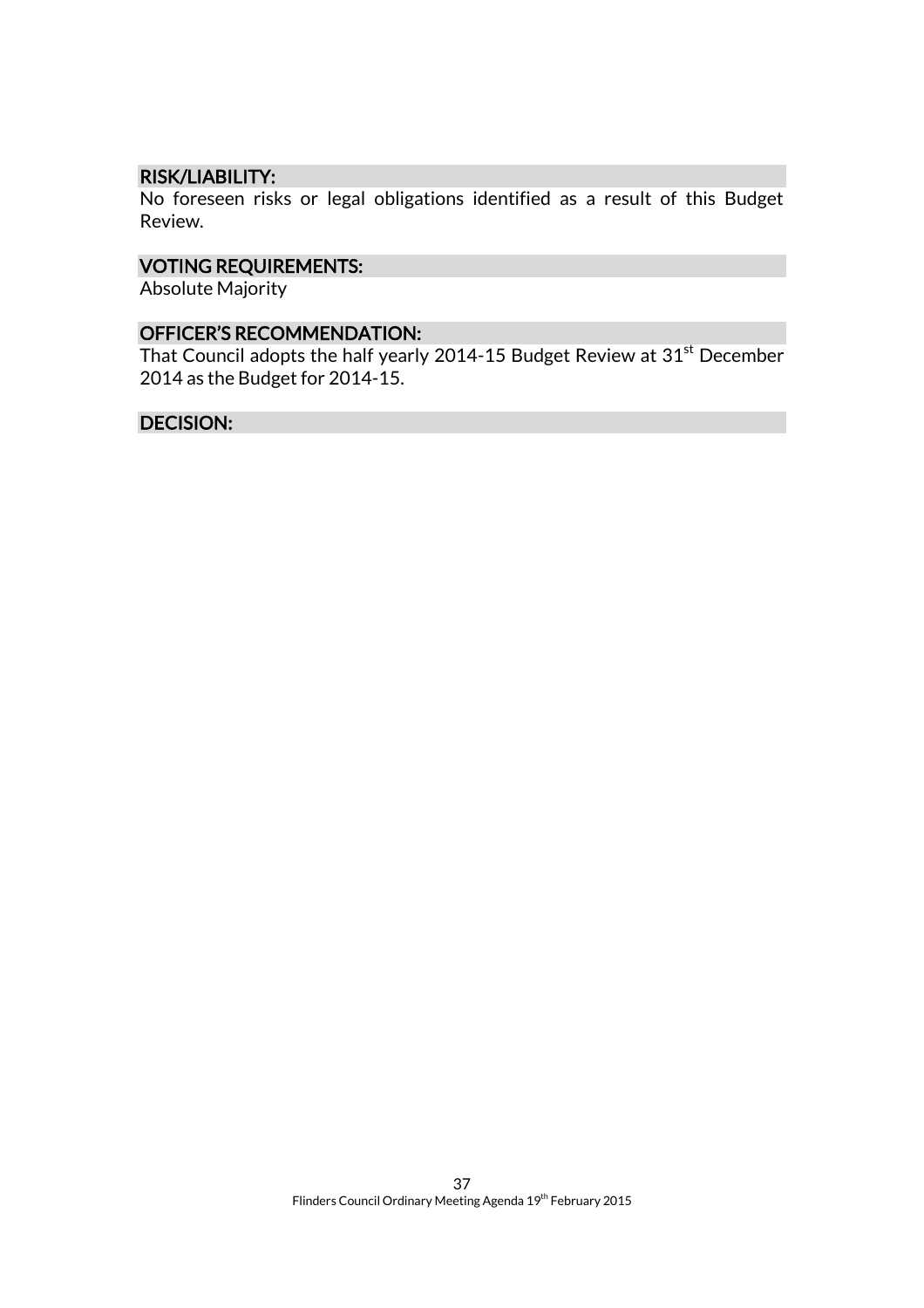## RISK/LIABILITY:

No foreseen risks or legal obligations identified as a result of this Budget Review.

## VOTING REQUIREMENTS:

Absolute Majority

## OFFICER'S RECOMMENDATION:

That Council adopts the half yearly 2014-15 Budget Review at 31st December 2014 as the Budget for 2014-15.

## DECISION: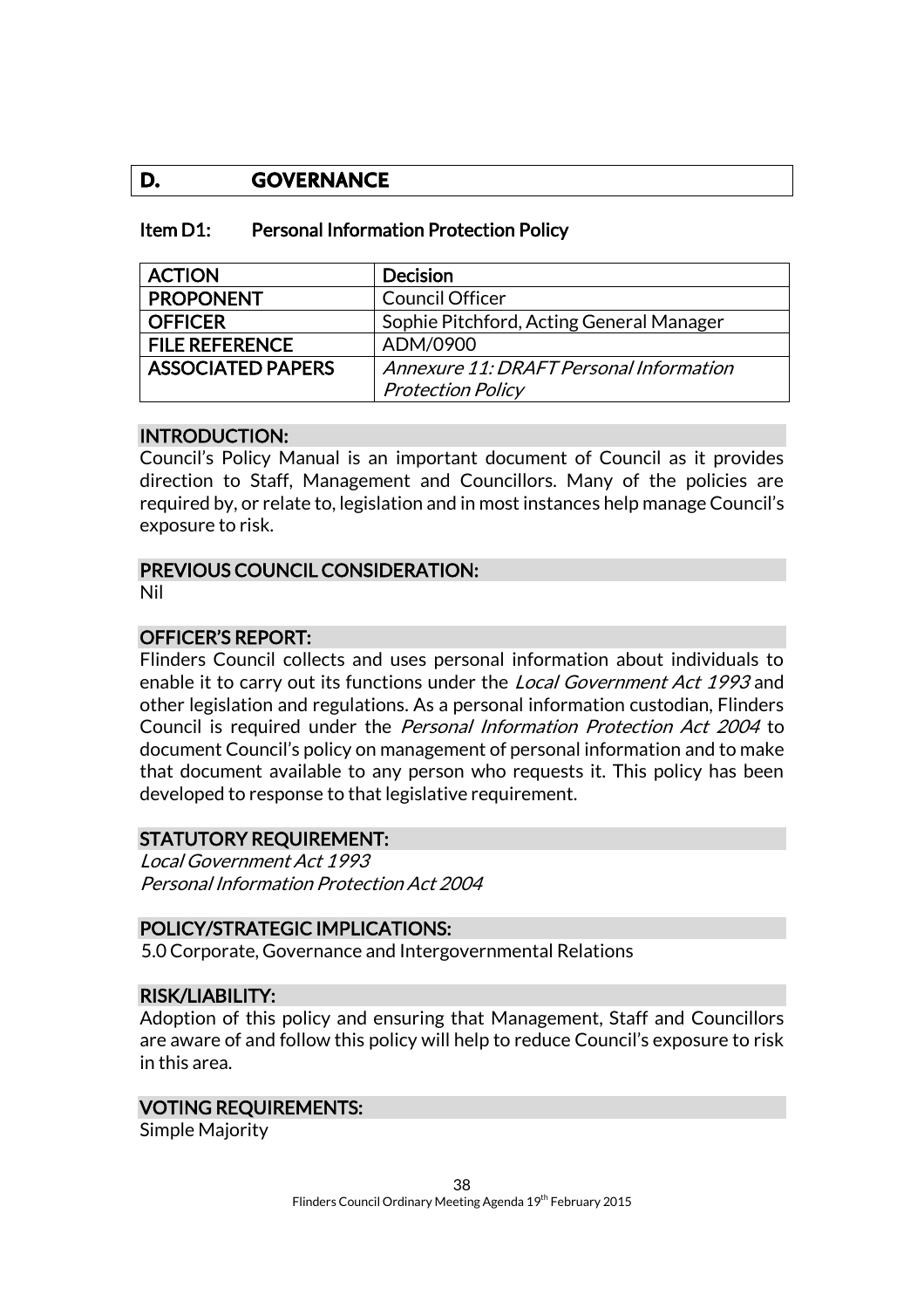## D. GOVERNANCE

### Item D1: Personal Information Protection Policy

| ACTION | Decision |
|---|---|
| PROPONENT | Council Officer |
| OFFICER | Sophie Pitchford, Acting General Manager |
| FILE REFERENCE | ADM/0900 |
| ASSOCIATED PAPERS | *Annexure 11: DRAFT Personal Information Protection Policy* |

#### INTRODUCTION:

Council's Policy Manual is an important document of Council as it provides direction to Staff, Management and Councillors. Many of the policies are required by, or relate to, legislation and in most instances help manage Council's exposure to risk.

#### PREVIOUS COUNCIL CONSIDERATION:

Nil

#### OFFICER'S REPORT:

Flinders Council collects and uses personal information about individuals to enable it to carry out its functions under the *Local Government Act 1993* and other legislation and regulations. As a personal information custodian, Flinders Council is required under the *Personal Information Protection Act 2004* to document Council's policy on management of personal information and to make that document available to any person who requests it. This policy has been developed to response to that legislative requirement.

#### STATUTORY REQUIREMENT:

*Local Government Act 1993*
*Personal Information Protection Act 2004*

#### POLICY/STRATEGIC IMPLICATIONS:

5.0 Corporate, Governance and Intergovernmental Relations

#### RISK/LIABILITY:

Adoption of this policy and ensuring that Management, Staff and Councillors are aware of and follow this policy will help to reduce Council's exposure to risk in this area.

#### VOTING REQUIREMENTS:

Simple Majority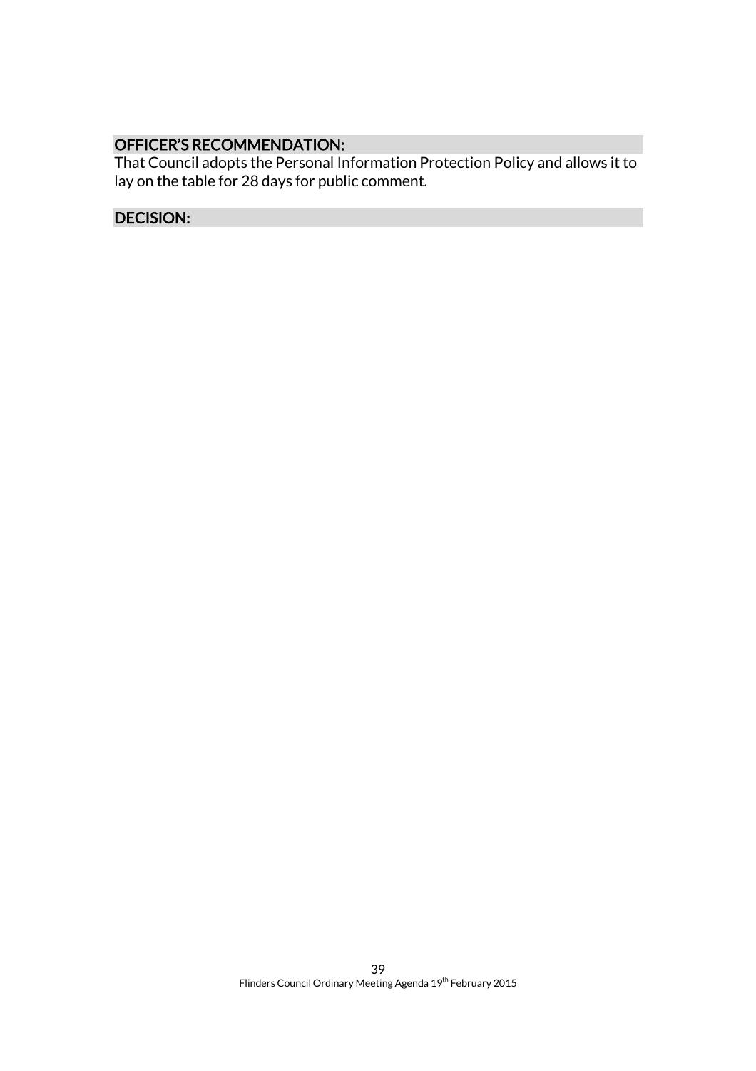**OFFICER'S RECOMMENDATION:**

That Council adopts the Personal Information Protection Policy and allows it to lay on the table for 28 days for public comment.

**DECISION:**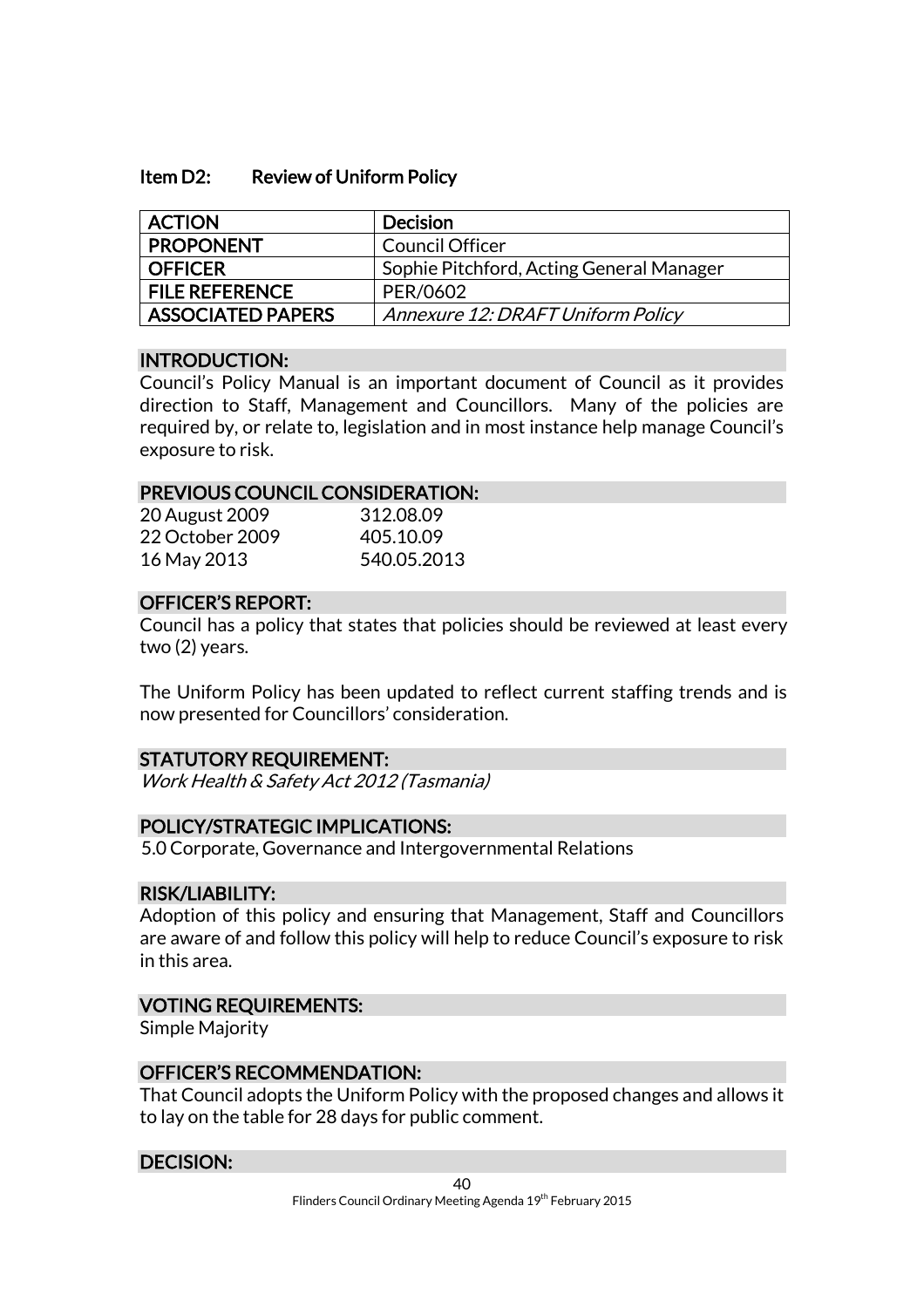## Item D2: Review of Uniform Policy

| ACTION | Decision |
| --- | --- |
| PROPONENT | Council Officer |
| OFFICER | Sophie Pitchford, Acting General Manager |
| FILE REFERENCE | PER/0602 |
| ASSOCIATED PAPERS | *Annexure 12: DRAFT Uniform Policy* |

### INTRODUCTION:

Council's Policy Manual is an important document of Council as it provides direction to Staff, Management and Councillors. Many of the policies are required by, or relate to, legislation and in most instance help manage Council's exposure to risk.

### PREVIOUS COUNCIL CONSIDERATION:

| | |
| --- | --- |
| 20 August 2009 | 312.08.09 |
| 22 October 2009 | 405.10.09 |
| 16 May 2013 | 540.05.2013 |

### OFFICER'S REPORT:

Council has a policy that states that policies should be reviewed at least every two (2) years.

The Uniform Policy has been updated to reflect current staffing trends and is now presented for Councillors' consideration.

### STATUTORY REQUIREMENT:

*Work Health & Safety Act 2012 (Tasmania)*

### POLICY/STRATEGIC IMPLICATIONS:

5.0 Corporate, Governance and Intergovernmental Relations

### RISK/LIABILITY:

Adoption of this policy and ensuring that Management, Staff and Councillors are aware of and follow this policy will help to reduce Council's exposure to risk in this area.

### VOTING REQUIREMENTS:

Simple Majority

### OFFICER'S RECOMMENDATION:

That Council adopts the Uniform Policy with the proposed changes and allows it to lay on the table for 28 days for public comment.

### DECISION: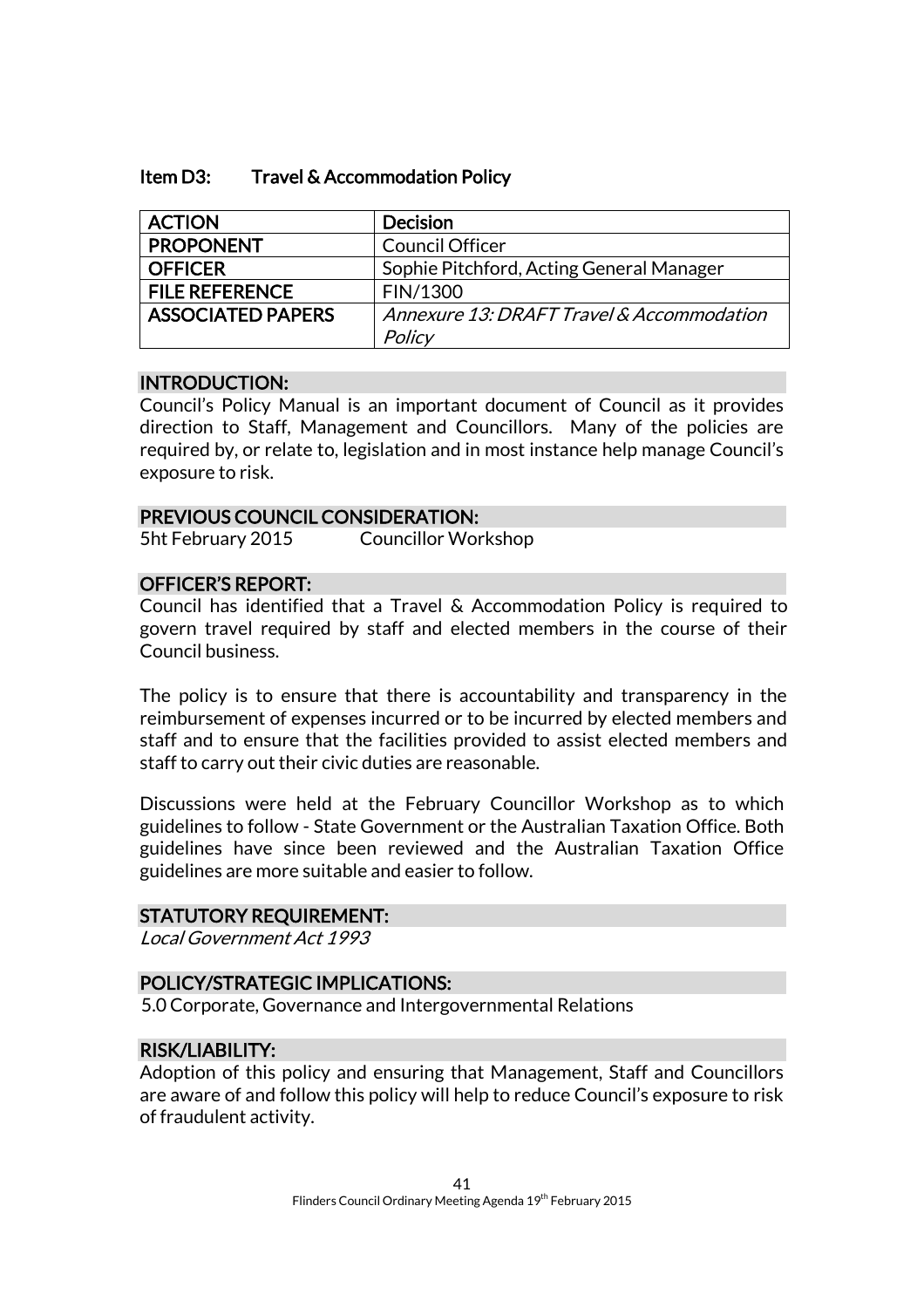## Item D3: Travel & Accommodation Policy

| ACTION | Decision |
|---|---|
| PROPONENT | Council Officer |
| OFFICER | Sophie Pitchford, Acting General Manager |
| FILE REFERENCE | FIN/1300 |
| ASSOCIATED PAPERS | *Annexure 13: DRAFT Travel & Accommodation Policy* |

### INTRODUCTION:

Council's Policy Manual is an important document of Council as it provides direction to Staff, Management and Councillors. Many of the policies are required by, or relate to, legislation and in most instance help manage Council's exposure to risk.

### PREVIOUS COUNCIL CONSIDERATION:

5ht February 2015 Councillor Workshop

### OFFICER'S REPORT:

Council has identified that a Travel & Accommodation Policy is required to govern travel required by staff and elected members in the course of their Council business.

The policy is to ensure that there is accountability and transparency in the reimbursement of expenses incurred or to be incurred by elected members and staff and to ensure that the facilities provided to assist elected members and staff to carry out their civic duties are reasonable.

Discussions were held at the February Councillor Workshop as to which guidelines to follow - State Government or the Australian Taxation Office. Both guidelines have since been reviewed and the Australian Taxation Office guidelines are more suitable and easier to follow.

### STATUTORY REQUIREMENT:

*Local Government Act 1993*

### POLICY/STRATEGIC IMPLICATIONS:

5.0 Corporate, Governance and Intergovernmental Relations

### RISK/LIABILITY:

Adoption of this policy and ensuring that Management, Staff and Councillors are aware of and follow this policy will help to reduce Council's exposure to risk of fraudulent activity.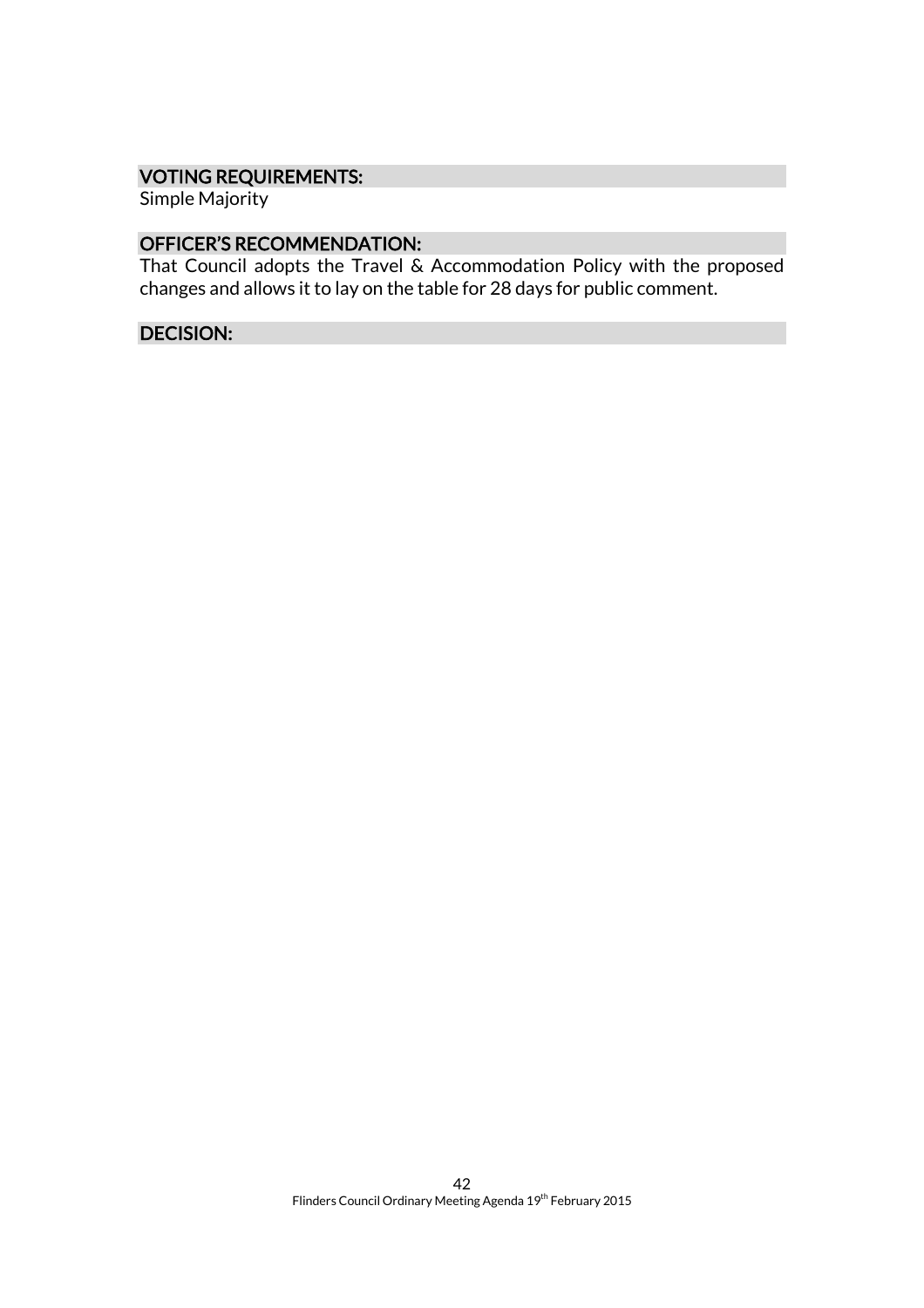### VOTING REQUIREMENTS:

Simple Majority

### OFFICER'S RECOMMENDATION:

That Council adopts the Travel & Accommodation Policy with the proposed changes and allows it to lay on the table for 28 days for public comment.

### DECISION: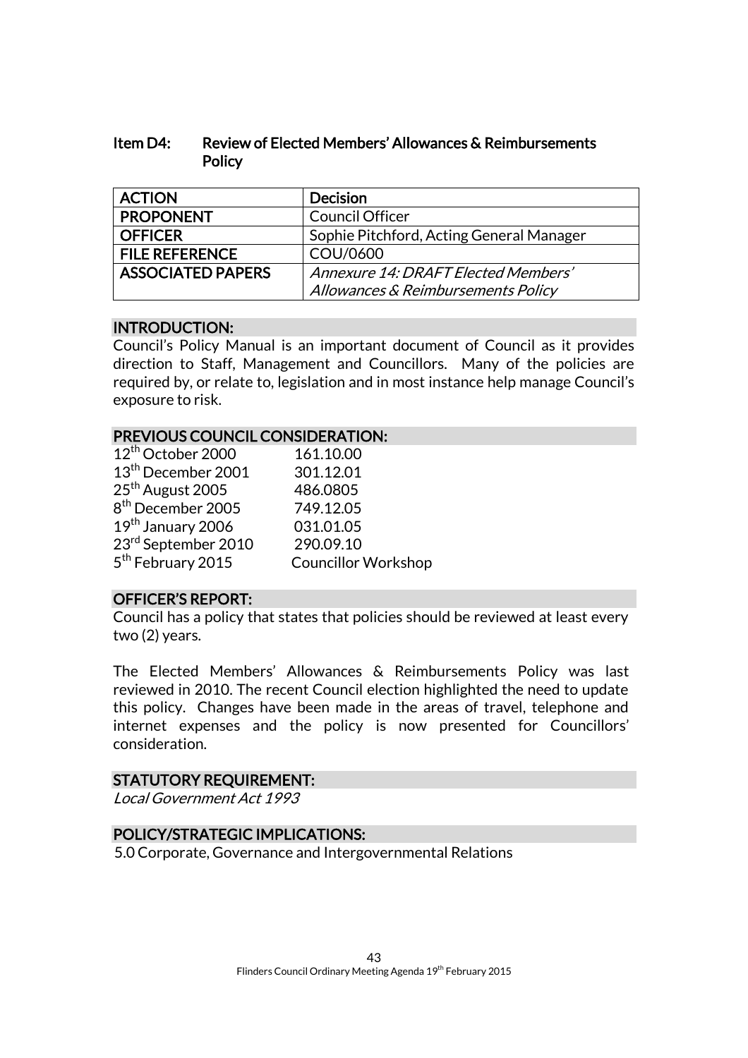## Item D4: Review of Elected Members' Allowances & Reimbursements Policy

| ACTION | Decision |
|---|---|
| PROPONENT | Council Officer |
| OFFICER | Sophie Pitchford, Acting General Manager |
| FILE REFERENCE | COU/0600 |
| ASSOCIATED PAPERS | *Annexure 14: DRAFT Elected Members' Allowances & Reimbursements Policy* |

### INTRODUCTION:

Council's Policy Manual is an important document of Council as it provides direction to Staff, Management and Councillors. Many of the policies are required by, or relate to, legislation and in most instance help manage Council's exposure to risk.

### PREVIOUS COUNCIL CONSIDERATION:

| | |
|---|---|
| 12th October 2000 | 161.10.00 |
| 13th December 2001 | 301.12.01 |
| 25th August 2005 | 486.0805 |
| 8th December 2005 | 749.12.05 |
| 19th January 2006 | 031.01.05 |
| 23rd September 2010 | 290.09.10 |
| 5th February 2015 | Councillor Workshop |

### OFFICER'S REPORT:

Council has a policy that states that policies should be reviewed at least every two (2) years.

The Elected Members' Allowances & Reimbursements Policy was last reviewed in 2010. The recent Council election highlighted the need to update this policy. Changes have been made in the areas of travel, telephone and internet expenses and the policy is now presented for Councillors' consideration.

### STATUTORY REQUIREMENT:

*Local Government Act 1993*

### POLICY/STRATEGIC IMPLICATIONS:

5.0 Corporate, Governance and Intergovernmental Relations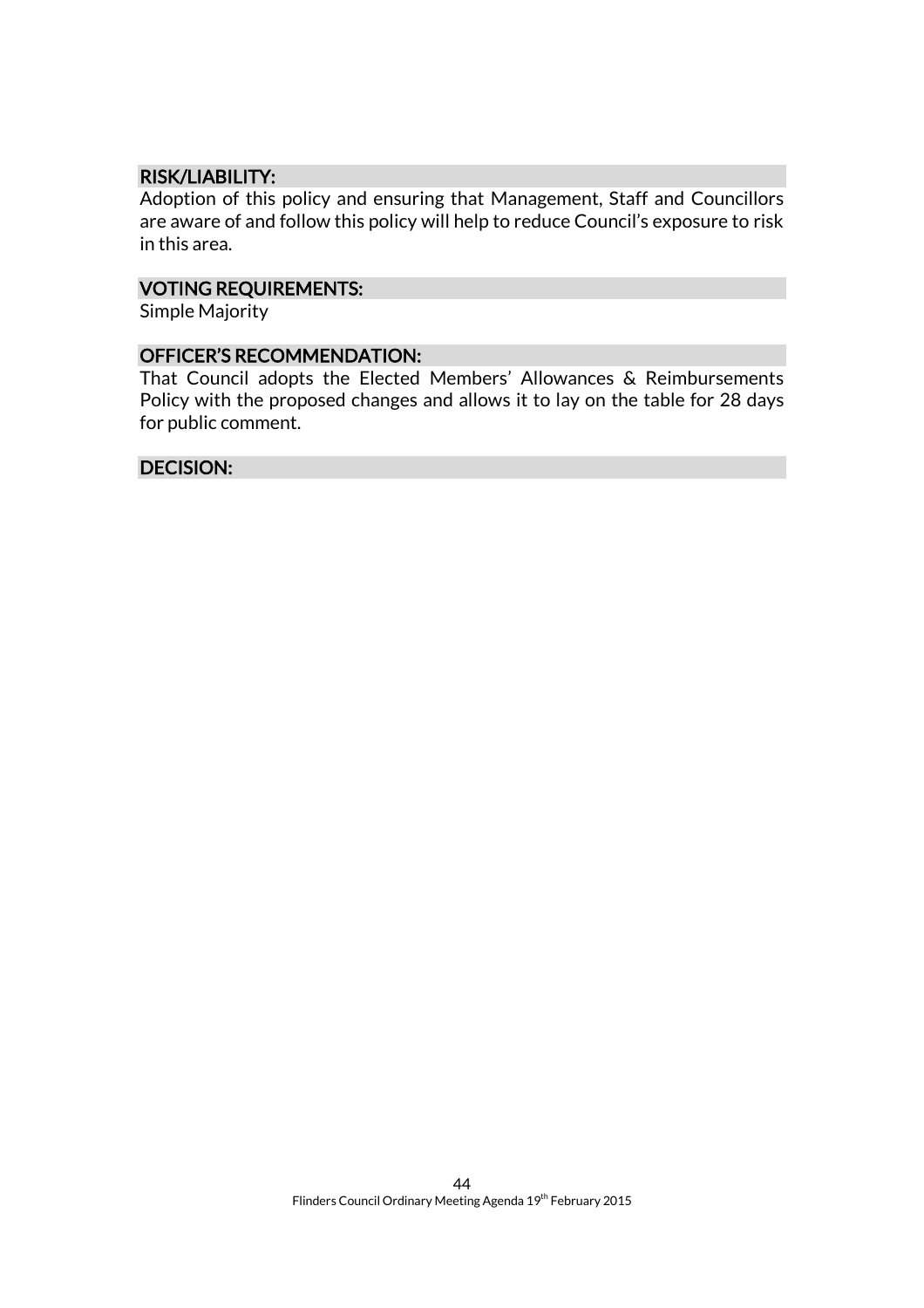## RISK/LIABILITY:

Adoption of this policy and ensuring that Management, Staff and Councillors are aware of and follow this policy will help to reduce Council's exposure to risk in this area.

## VOTING REQUIREMENTS:

Simple Majority

## OFFICER'S RECOMMENDATION:

That Council adopts the Elected Members' Allowances & Reimbursements Policy with the proposed changes and allows it to lay on the table for 28 days for public comment.

## DECISION: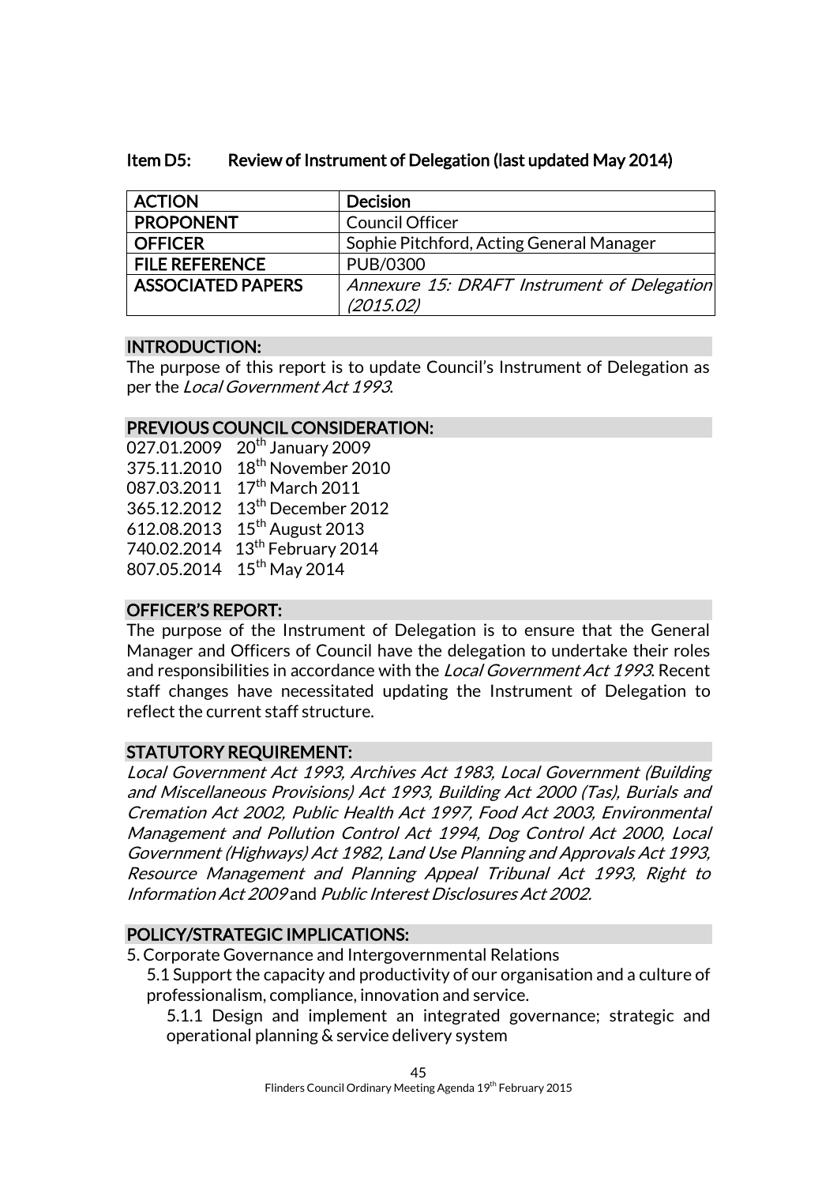### Item D5: Review of Instrument of Delegation (last updated May 2014)

| ACTION | Decision |
|---|---|
| PROPONENT | Council Officer |
| OFFICER | Sophie Pitchford, Acting General Manager |
| FILE REFERENCE | PUB/0300 |
| ASSOCIATED PAPERS | *Annexure 15: DRAFT Instrument of Delegation (2015.02)* |

#### INTRODUCTION:

The purpose of this report is to update Council's Instrument of Delegation as per the *Local Government Act 1993*.

#### PREVIOUS COUNCIL CONSIDERATION:

027.01.2009 20th January 2009
375.11.2010 18th November 2010
087.03.2011 17th March 2011
365.12.2012 13th December 2012
612.08.2013 15th August 2013
740.02.2014 13th February 2014
807.05.2014 15th May 2014

#### OFFICER'S REPORT:

The purpose of the Instrument of Delegation is to ensure that the General Manager and Officers of Council have the delegation to undertake their roles and responsibilities in accordance with the *Local Government Act 1993*. Recent staff changes have necessitated updating the Instrument of Delegation to reflect the current staff structure.

#### STATUTORY REQUIREMENT:

*Local Government Act 1993, Archives Act 1983, Local Government (Building and Miscellaneous Provisions) Act 1993, Building Act 2000 (Tas), Burials and Cremation Act 2002, Public Health Act 1997, Food Act 2003, Environmental Management and Pollution Control Act 1994, Dog Control Act 2000, Local Government (Highways) Act 1982, Land Use Planning and Approvals Act 1993, Resource Management and Planning Appeal Tribunal Act 1993, Right to Information Act 2009* and *Public Interest Disclosures Act 2002.*

#### POLICY/STRATEGIC IMPLICATIONS:

5. Corporate Governance and Intergovernmental Relations
   - 5.1 Support the capacity and productivity of our organisation and a culture of professionalism, compliance, innovation and service.
     - 5.1.1 Design and implement an integrated governance; strategic and operational planning & service delivery system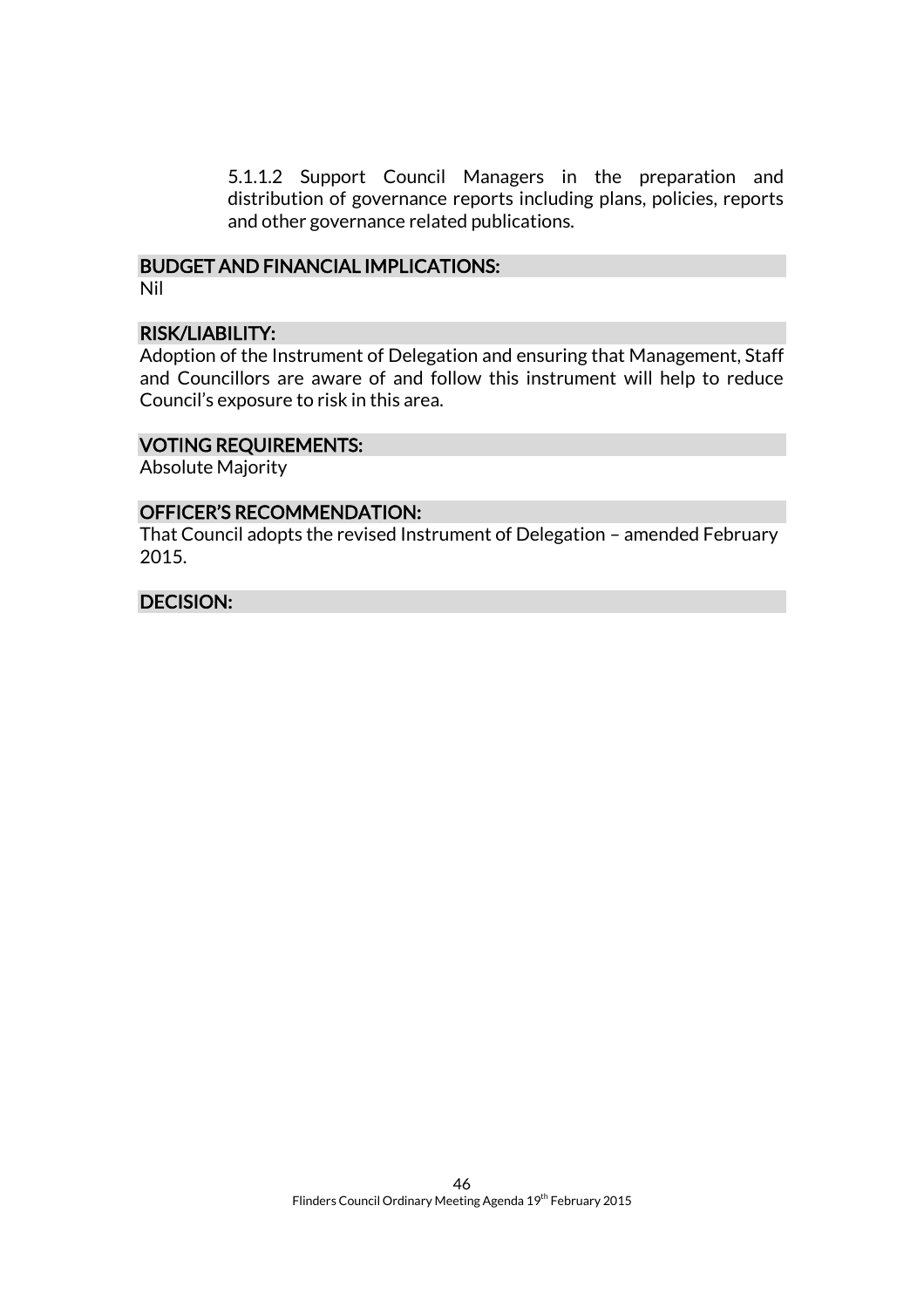5.1.1.2 Support Council Managers in the preparation and distribution of governance reports including plans, policies, reports and other governance related publications.

## BUDGET AND FINANCIAL IMPLICATIONS:

Nil

## RISK/LIABILITY:

Adoption of the Instrument of Delegation and ensuring that Management, Staff and Councillors are aware of and follow this instrument will help to reduce Council's exposure to risk in this area.

## VOTING REQUIREMENTS:

Absolute Majority

## OFFICER'S RECOMMENDATION:

That Council adopts the revised Instrument of Delegation – amended February 2015.

## DECISION: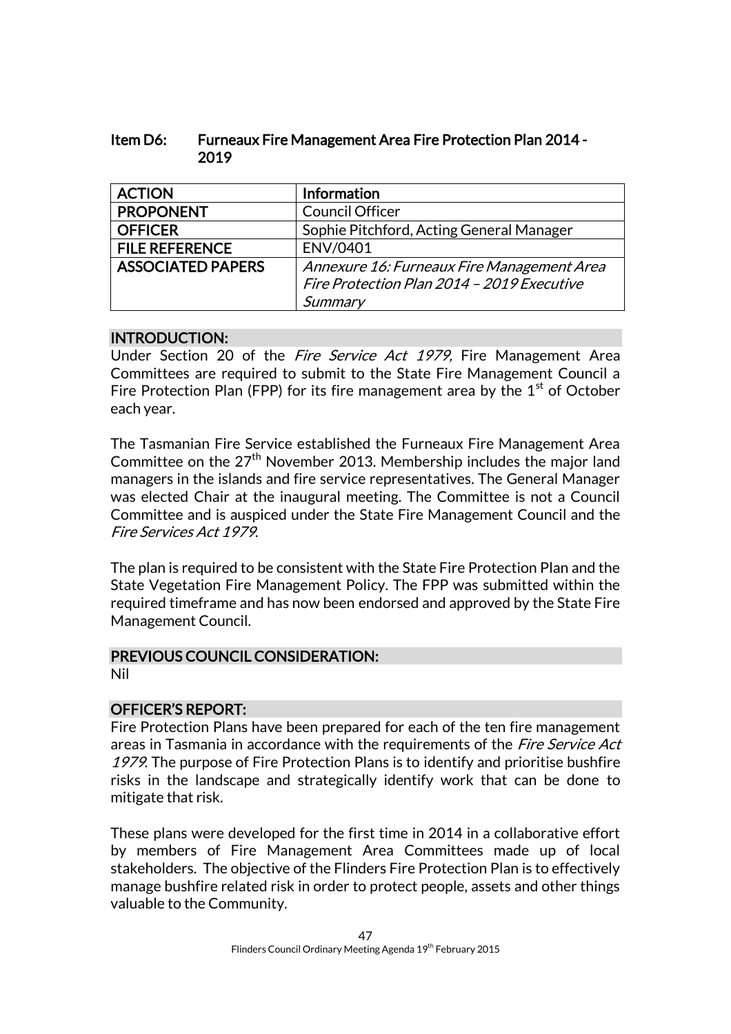## Item D6: Furneaux Fire Management Area Fire Protection Plan 2014 - 2019

| ACTION | Information |
|---|---|
| PROPONENT | Council Officer |
| OFFICER | Sophie Pitchford, Acting General Manager |
| FILE REFERENCE | ENV/0401 |
| ASSOCIATED PAPERS | *Annexure 16: Furneaux Fire Management Area Fire Protection Plan 2014 – 2019 Executive Summary* |

### INTRODUCTION:

Under Section 20 of the *Fire Service Act 1979,* Fire Management Area Committees are required to submit to the State Fire Management Council a Fire Protection Plan (FPP) for its fire management area by the 1st of October each year.

The Tasmanian Fire Service established the Furneaux Fire Management Area Committee on the 27th November 2013. Membership includes the major land managers in the islands and fire service representatives. The General Manager was elected Chair at the inaugural meeting. The Committee is not a Council Committee and is auspiced under the State Fire Management Council and the *Fire Services Act 1979*.

The plan is required to be consistent with the State Fire Protection Plan and the State Vegetation Fire Management Policy. The FPP was submitted within the required timeframe and has now been endorsed and approved by the State Fire Management Council.

### PREVIOUS COUNCIL CONSIDERATION:

Nil

### OFFICER'S REPORT:

Fire Protection Plans have been prepared for each of the ten fire management areas in Tasmania in accordance with the requirements of the *Fire Service Act 1979*. The purpose of Fire Protection Plans is to identify and prioritise bushfire risks in the landscape and strategically identify work that can be done to mitigate that risk.

These plans were developed for the first time in 2014 in a collaborative effort by members of Fire Management Area Committees made up of local stakeholders. The objective of the Flinders Fire Protection Plan is to effectively manage bushfire related risk in order to protect people, assets and other things valuable to the Community.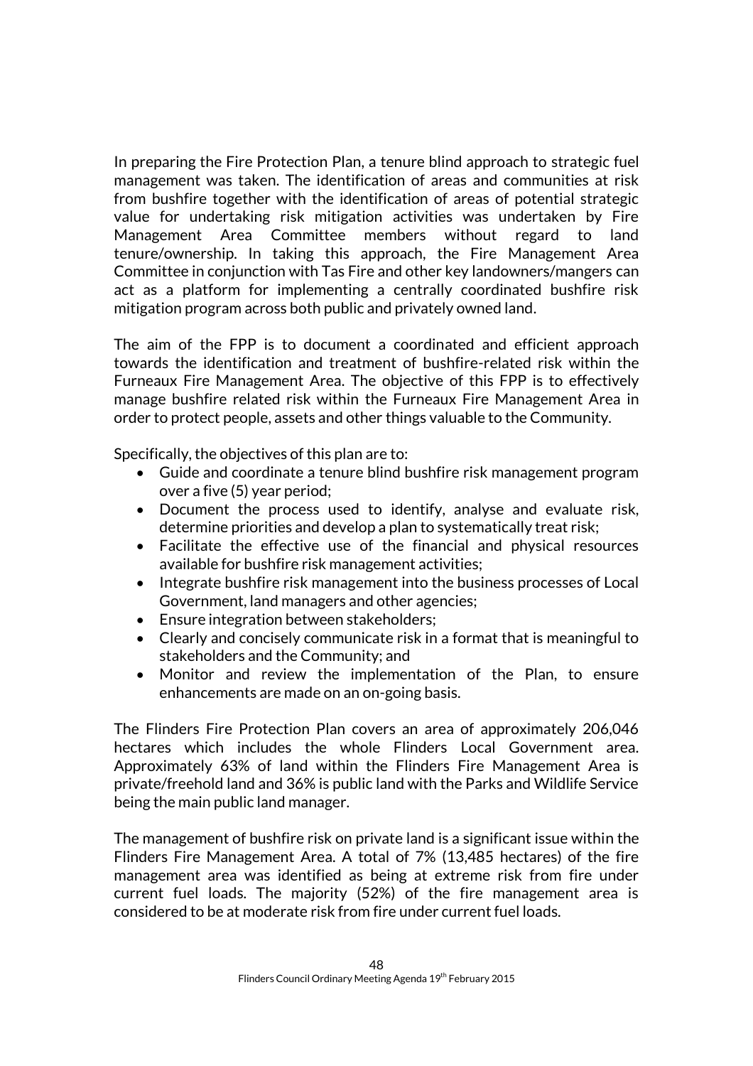In preparing the Fire Protection Plan, a tenure blind approach to strategic fuel management was taken. The identification of areas and communities at risk from bushfire together with the identification of areas of potential strategic value for undertaking risk mitigation activities was undertaken by Fire Management Area Committee members without regard to land tenure/ownership. In taking this approach, the Fire Management Area Committee in conjunction with Tas Fire and other key landowners/mangers can act as a platform for implementing a centrally coordinated bushfire risk mitigation program across both public and privately owned land.

The aim of the FPP is to document a coordinated and efficient approach towards the identification and treatment of bushfire-related risk within the Furneaux Fire Management Area. The objective of this FPP is to effectively manage bushfire related risk within the Furneaux Fire Management Area in order to protect people, assets and other things valuable to the Community.

Specifically, the objectives of this plan are to:

- Guide and coordinate a tenure blind bushfire risk management program over a five (5) year period;
- Document the process used to identify, analyse and evaluate risk, determine priorities and develop a plan to systematically treat risk;
- Facilitate the effective use of the financial and physical resources available for bushfire risk management activities;
- Integrate bushfire risk management into the business processes of Local Government, land managers and other agencies;
- Ensure integration between stakeholders;
- Clearly and concisely communicate risk in a format that is meaningful to stakeholders and the Community; and
- Monitor and review the implementation of the Plan, to ensure enhancements are made on an on-going basis.

The Flinders Fire Protection Plan covers an area of approximately 206,046 hectares which includes the whole Flinders Local Government area. Approximately 63% of land within the Flinders Fire Management Area is private/freehold land and 36% is public land with the Parks and Wildlife Service being the main public land manager.

The management of bushfire risk on private land is a significant issue within the Flinders Fire Management Area. A total of 7% (13,485 hectares) of the fire management area was identified as being at extreme risk from fire under current fuel loads. The majority (52%) of the fire management area is considered to be at moderate risk from fire under current fuel loads.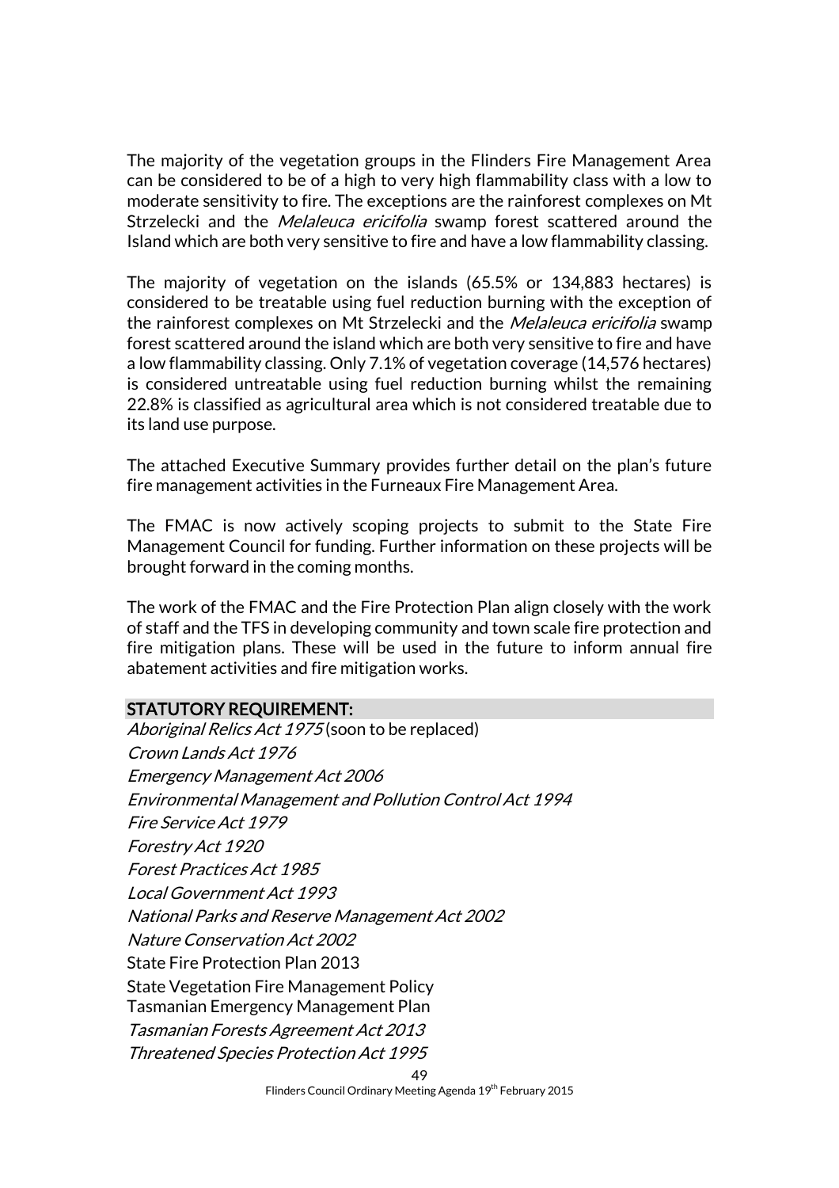The majority of the vegetation groups in the Flinders Fire Management Area can be considered to be of a high to very high flammability class with a low to moderate sensitivity to fire. The exceptions are the rainforest complexes on Mt Strzelecki and the *Melaleuca ericifolia* swamp forest scattered around the Island which are both very sensitive to fire and have a low flammability classing.

The majority of vegetation on the islands (65.5% or 134,883 hectares) is considered to be treatable using fuel reduction burning with the exception of the rainforest complexes on Mt Strzelecki and the *Melaleuca ericifolia* swamp forest scattered around the island which are both very sensitive to fire and have a low flammability classing. Only 7.1% of vegetation coverage (14,576 hectares) is considered untreatable using fuel reduction burning whilst the remaining 22.8% is classified as agricultural area which is not considered treatable due to its land use purpose.

The attached Executive Summary provides further detail on the plan's future fire management activities in the Furneaux Fire Management Area.

The FMAC is now actively scoping projects to submit to the State Fire Management Council for funding. Further information on these projects will be brought forward in the coming months.

The work of the FMAC and the Fire Protection Plan align closely with the work of staff and the TFS in developing community and town scale fire protection and fire mitigation plans. These will be used in the future to inform annual fire abatement activities and fire mitigation works.

## STATUTORY REQUIREMENT:

*Aboriginal Relics Act 1975* (soon to be replaced)
*Crown Lands Act 1976*
*Emergency Management Act 2006*
*Environmental Management and Pollution Control Act 1994*
*Fire Service Act 1979*
*Forestry Act 1920*
*Forest Practices Act 1985*
*Local Government Act 1993*
*National Parks and Reserve Management Act 2002*
*Nature Conservation Act 2002*
State Fire Protection Plan 2013
State Vegetation Fire Management Policy
Tasmanian Emergency Management Plan
*Tasmanian Forests Agreement Act 2013*
*Threatened Species Protection Act 1995*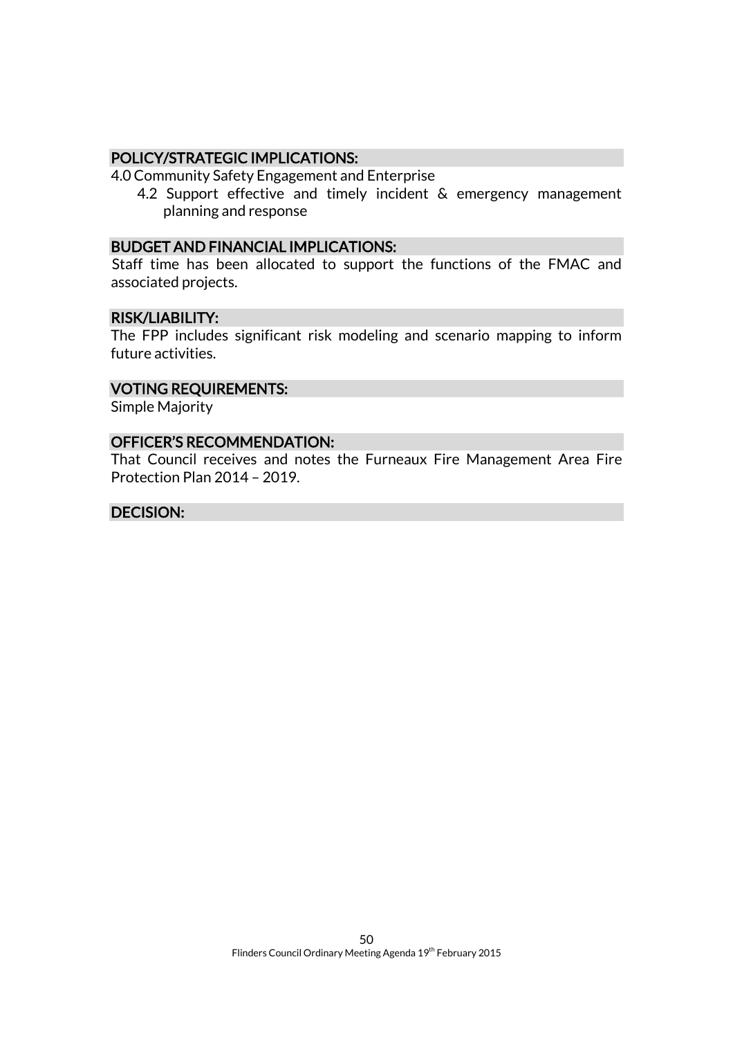## POLICY/STRATEGIC IMPLICATIONS:

4.0 Community Safety Engagement and Enterprise

- 4.2 Support effective and timely incident & emergency management planning and response

## BUDGET AND FINANCIAL IMPLICATIONS:

Staff time has been allocated to support the functions of the FMAC and associated projects.

## RISK/LIABILITY:

The FPP includes significant risk modeling and scenario mapping to inform future activities.

## VOTING REQUIREMENTS:

Simple Majority

## OFFICER'S RECOMMENDATION:

That Council receives and notes the Furneaux Fire Management Area Fire Protection Plan 2014 – 2019.

## DECISION: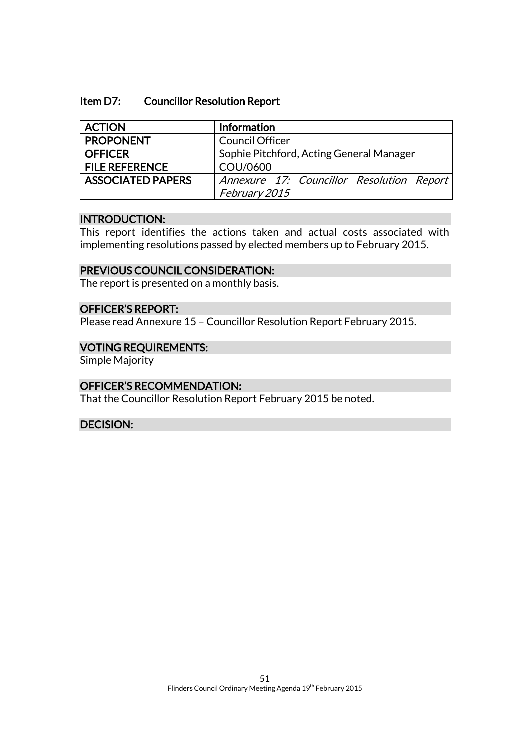### Item D7: Councillor Resolution Report

| ACTION | Information |
|---|---|
| PROPONENT | Council Officer |
| OFFICER | Sophie Pitchford, Acting General Manager |
| FILE REFERENCE | COU/0600 |
| ASSOCIATED PAPERS | *Annexure 17: Councillor Resolution Report February 2015* |

**INTRODUCTION:**

This report identifies the actions taken and actual costs associated with implementing resolutions passed by elected members up to February 2015.

**PREVIOUS COUNCIL CONSIDERATION:**

The report is presented on a monthly basis.

**OFFICER'S REPORT:**

Please read Annexure 15 – Councillor Resolution Report February 2015.

**VOTING REQUIREMENTS:**

Simple Majority

**OFFICER'S RECOMMENDATION:**

That the Councillor Resolution Report February 2015 be noted.

**DECISION:**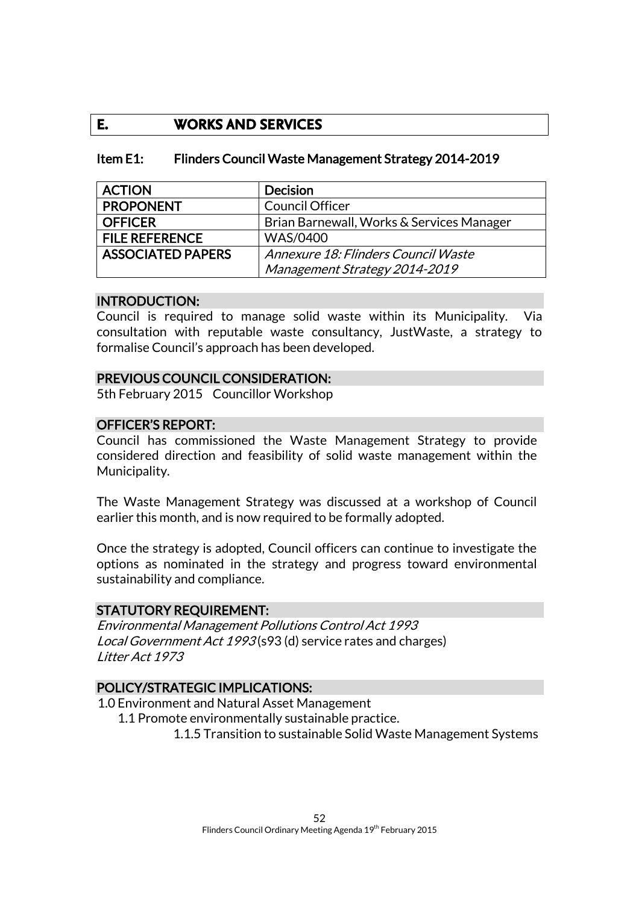# E. WORKS AND SERVICES

## Item E1: Flinders Council Waste Management Strategy 2014-2019

| ACTION | Decision |
|---|---|
| PROPONENT | Council Officer |
| OFFICER | Brian Barnewall, Works & Services Manager |
| FILE REFERENCE | WAS/0400 |
| ASSOCIATED PAPERS | *Annexure 18: Flinders Council Waste Management Strategy 2014-2019* |

### INTRODUCTION:

Council is required to manage solid waste within its Municipality. Via consultation with reputable waste consultancy, JustWaste, a strategy to formalise Council's approach has been developed.

### PREVIOUS COUNCIL CONSIDERATION:

5th February 2015 Councillor Workshop

### OFFICER'S REPORT:

Council has commissioned the Waste Management Strategy to provide considered direction and feasibility of solid waste management within the Municipality.

The Waste Management Strategy was discussed at a workshop of Council earlier this month, and is now required to be formally adopted.

Once the strategy is adopted, Council officers can continue to investigate the options as nominated in the strategy and progress toward environmental sustainability and compliance.

### STATUTORY REQUIREMENT:

*Environmental Management Pollutions Control Act 1993*
*Local Government Act 1993* (s93 (d) service rates and charges)
*Litter Act 1973*

### POLICY/STRATEGIC IMPLICATIONS:

1.0 Environment and Natural Asset Management
- 1.1 Promote environmentally sustainable practice.
  - 1.1.5 Transition to sustainable Solid Waste Management Systems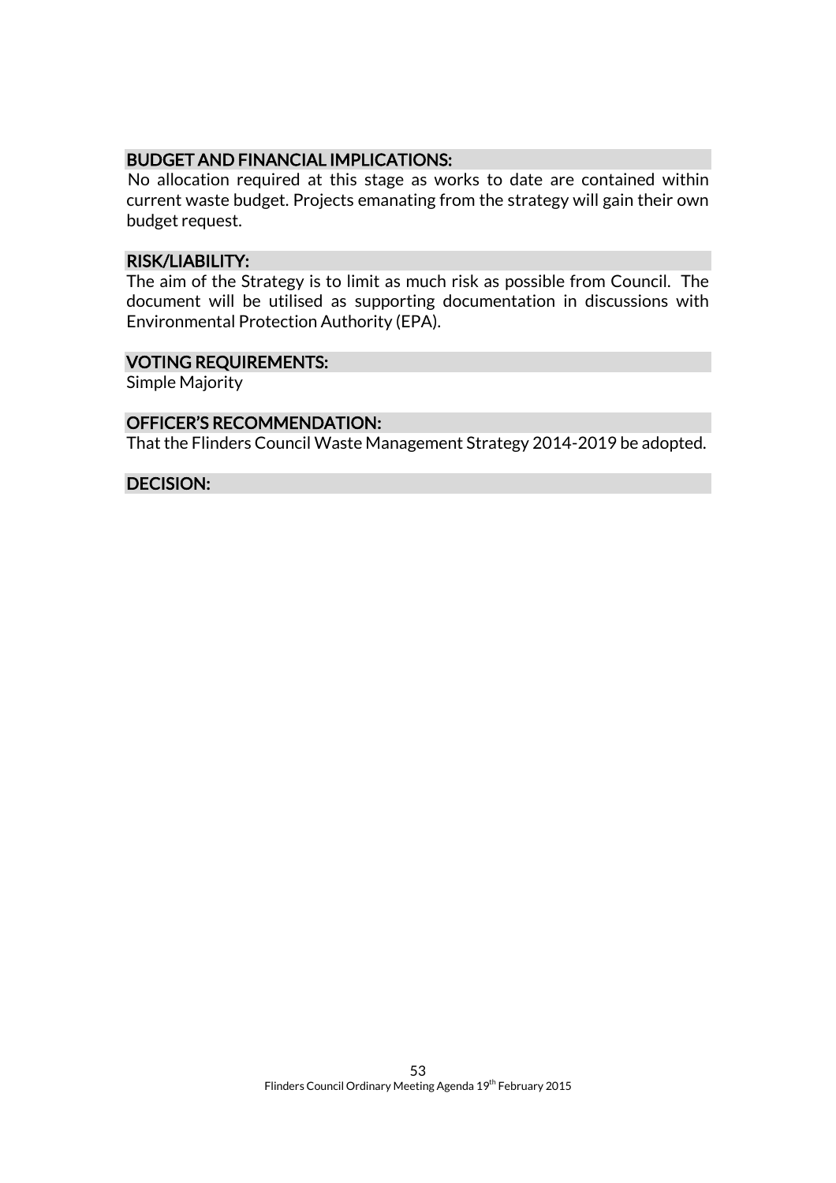### BUDGET AND FINANCIAL IMPLICATIONS:

No allocation required at this stage as works to date are contained within current waste budget. Projects emanating from the strategy will gain their own budget request.

### RISK/LIABILITY:

The aim of the Strategy is to limit as much risk as possible from Council. The document will be utilised as supporting documentation in discussions with Environmental Protection Authority (EPA).

### VOTING REQUIREMENTS:

Simple Majority

### OFFICER'S RECOMMENDATION:

That the Flinders Council Waste Management Strategy 2014-2019 be adopted.

### DECISION: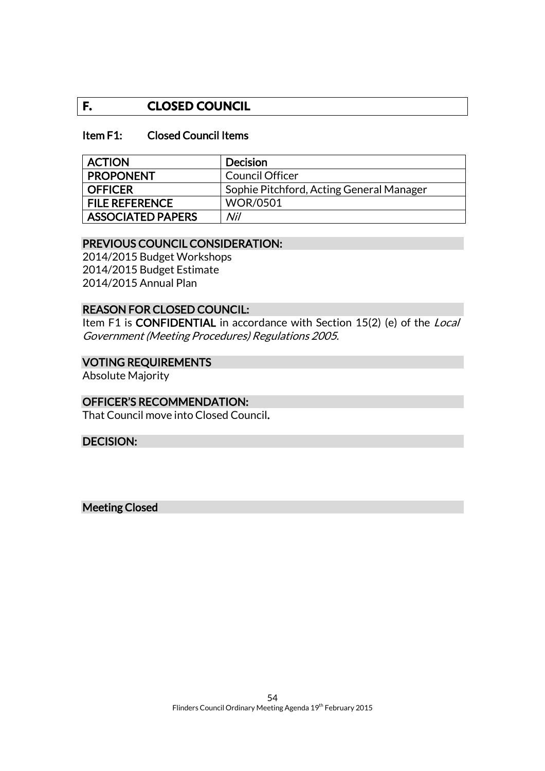# F. CLOSED COUNCIL

## Item F1: Closed Council Items

| | |
|---|---|
| **ACTION** | **Decision** |
| **PROPONENT** | Council Officer |
| **OFFICER** | Sophie Pitchford, Acting General Manager |
| **FILE REFERENCE** | WOR/0501 |
| **ASSOCIATED PAPERS** | *Nil* |

### PREVIOUS COUNCIL CONSIDERATION:

2014/2015 Budget Workshops
2014/2015 Budget Estimate
2014/2015 Annual Plan

### REASON FOR CLOSED COUNCIL:

Item F1 is **CONFIDENTIAL** in accordance with Section 15(2) (e) of the *Local Government (Meeting Procedures) Regulations 2005.*

### VOTING REQUIREMENTS

Absolute Majority

### OFFICER'S RECOMMENDATION:

That Council move into Closed Council.

### DECISION:

### Meeting Closed